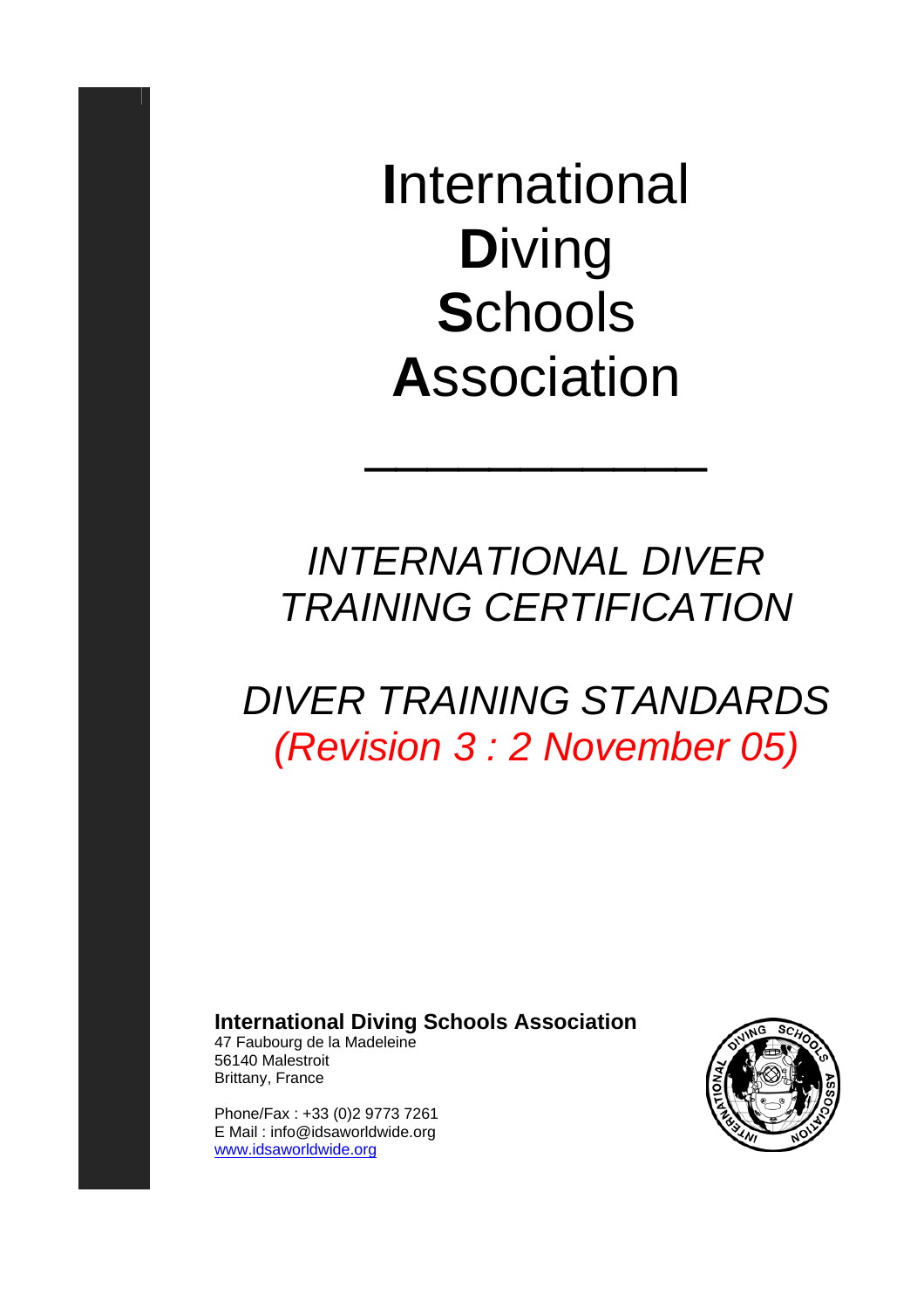# **I**nternational **D**iving **S**chools **A**ssociation

---

## *INTERNATIONAL DIVER TRAINING CERTIFICATION*

## *DIVER TRAINING STANDARDS*
## *(Revision 3 : 2 November 05)*

**International Diving Schools Association**
47 Faubourg de la Madeleine
56140 Malestroit
Brittany, France

Phone/Fax : +33 (0)2 9773 7261
E Mail : info@idsaworldwide.org
www.idsaworldwide.org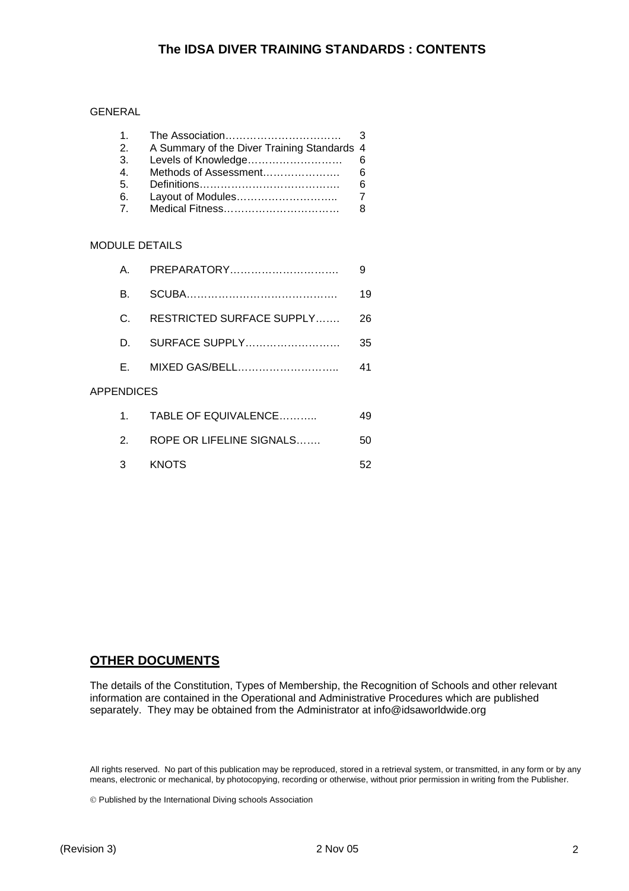# The IDSA DIVER TRAINING STANDARDS : CONTENTS

GENERAL

| | | |
|---|---|---|
| 1. | The Association…………………………… | 3 |
| 2. | A Summary of the Diver Training Standards | 4 |
| 3. | Levels of Knowledge……………………… | 6 |
| 4. | Methods of Assessment………………… | 6 |
| 5. | Definitions………………………………… | 6 |
| 6. | Layout of Modules……………………….. | 7 |
| 7. | Medical Fitness…………………………… | 8 |

MODULE DETAILS

| | | |
|---|---|---|
| A. | PREPARATORY…………………………. | 9 |
| B. | SCUBA……………………………………. | 19 |
| C. | RESTRICTED SURFACE SUPPLY……. | 26 |
| D. | SURFACE SUPPLY……………………… | 35 |
| E. | MIXED GAS/BELL……………………….. | 41 |

APPENDICES

| | | |
|---|---|---|
| 1. | TABLE OF EQUIVALENCE……….. | 49 |
| 2. | ROPE OR LIFELINE SIGNALS……. | 50 |
| 3 | KNOTS | 52 |

## OTHER DOCUMENTS

The details of the Constitution, Types of Membership, the Recognition of Schools and other relevant information are contained in the Operational and Administrative Procedures which are published separately. They may be obtained from the Administrator at info@idsaworldwide.org

All rights reserved. No part of this publication may be reproduced, stored in a retrieval system, or transmitted, in any form or by any means, electronic or mechanical, by photocopying, recording or otherwise, without prior permission in writing from the Publisher.

© Published by the International Diving schools Association

(Revision 3) 2 Nov 05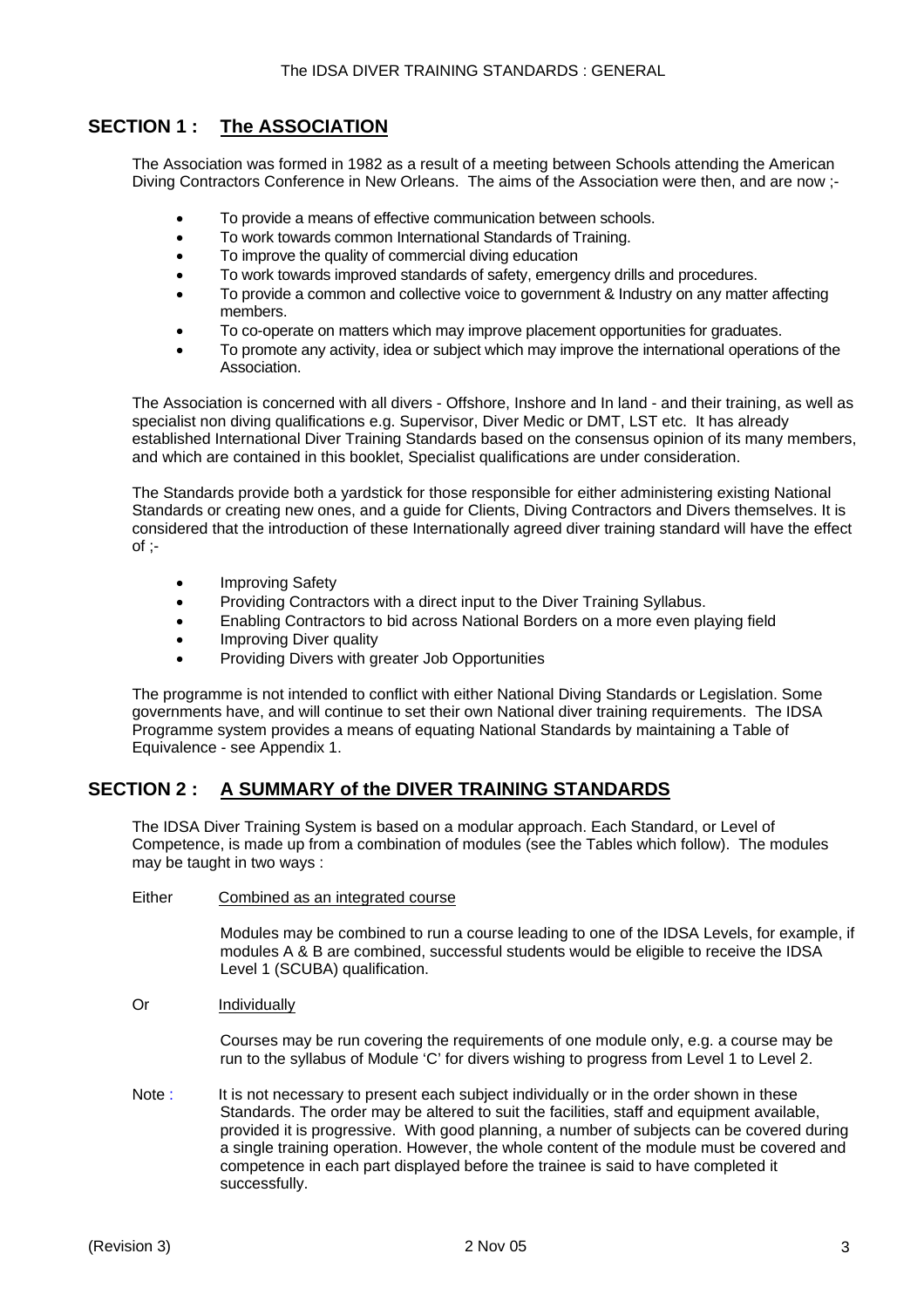## SECTION 1 : The ASSOCIATION

The Association was formed in 1982 as a result of a meeting between Schools attending the American Diving Contractors Conference in New Orleans. The aims of the Association were then, and are now ;-

- To provide a means of effective communication between schools.
- To work towards common International Standards of Training.
- To improve the quality of commercial diving education
- To work towards improved standards of safety, emergency drills and procedures.
- To provide a common and collective voice to government & Industry on any matter affecting members.
- To co-operate on matters which may improve placement opportunities for graduates.
- To promote any activity, idea or subject which may improve the international operations of the Association.

The Association is concerned with all divers - Offshore, Inshore and In land - and their training, as well as specialist non diving qualifications e.g. Supervisor, Diver Medic or DMT, LST etc. It has already established International Diver Training Standards based on the consensus opinion of its many members, and which are contained in this booklet, Specialist qualifications are under consideration.

The Standards provide both a yardstick for those responsible for either administering existing National Standards or creating new ones, and a guide for Clients, Diving Contractors and Divers themselves. It is considered that the introduction of these Internationally agreed diver training standard will have the effect of ;-

- Improving Safety
- Providing Contractors with a direct input to the Diver Training Syllabus.
- Enabling Contractors to bid across National Borders on a more even playing field
- Improving Diver quality
- Providing Divers with greater Job Opportunities

The programme is not intended to conflict with either National Diving Standards or Legislation. Some governments have, and will continue to set their own National diver training requirements. The IDSA Programme system provides a means of equating National Standards by maintaining a Table of Equivalence - see Appendix 1.

## SECTION 2 : A SUMMARY of the DIVER TRAINING STANDARDS

The IDSA Diver Training System is based on a modular approach. Each Standard, or Level of Competence, is made up from a combination of modules (see the Tables which follow). The modules may be taught in two ways :

Either Combined as an integrated course

Modules may be combined to run a course leading to one of the IDSA Levels, for example, if modules A & B are combined, successful students would be eligible to receive the IDSA Level 1 (SCUBA) qualification.

Or Individually

Courses may be run covering the requirements of one module only, e.g. a course may be run to the syllabus of Module 'C' for divers wishing to progress from Level 1 to Level 2.

Note : It is not necessary to present each subject individually or in the order shown in these Standards. The order may be altered to suit the facilities, staff and equipment available, provided it is progressive. With good planning, a number of subjects can be covered during a single training operation. However, the whole content of the module must be covered and competence in each part displayed before the trainee is said to have completed it successfully.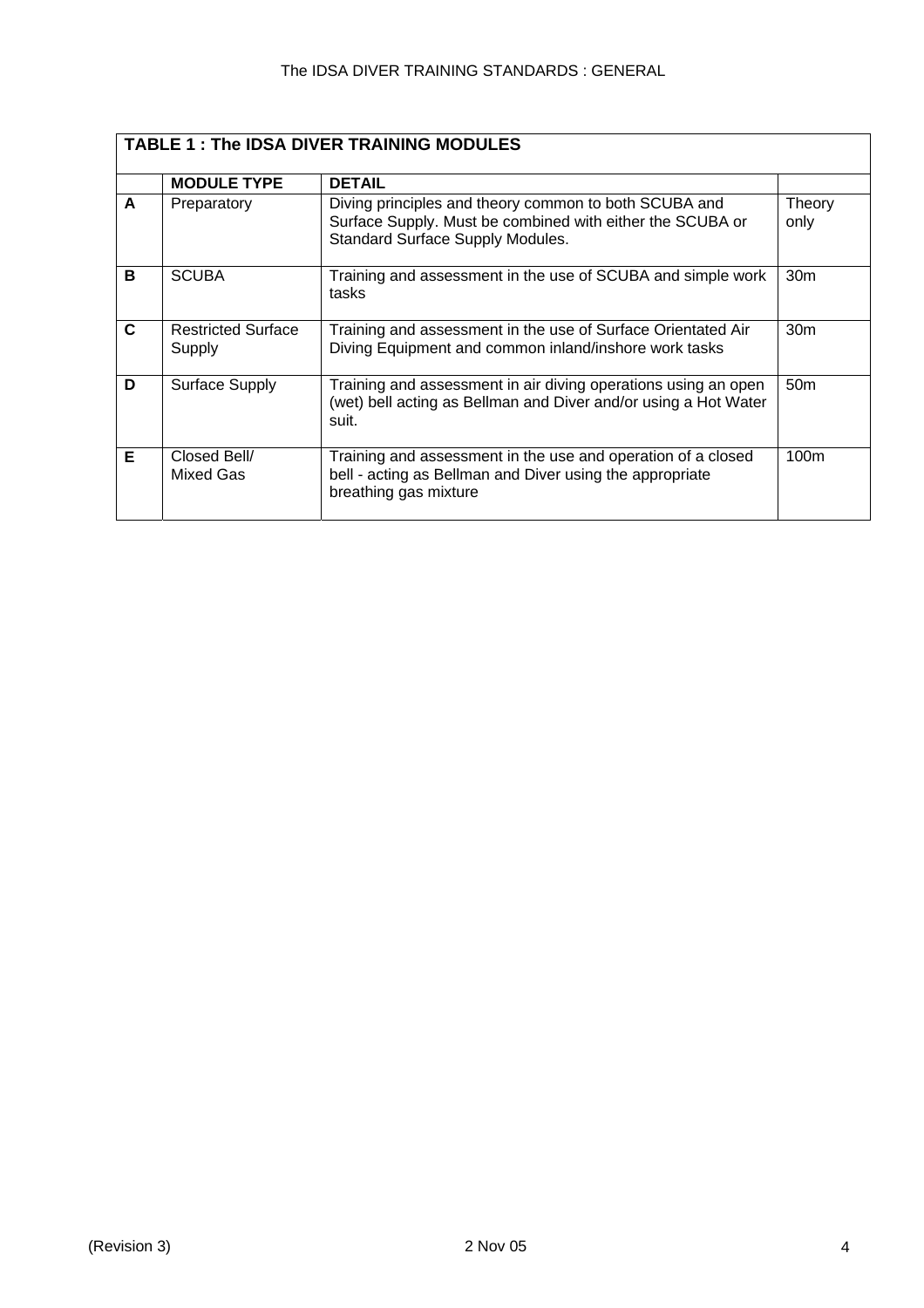**TABLE 1 : The IDSA DIVER TRAINING MODULES**

| | **MODULE TYPE** | **DETAIL** | |
|---|---|---|---|
| **A** | Preparatory | Diving principles and theory common to both SCUBA and Surface Supply. Must be combined with either the SCUBA or Standard Surface Supply Modules. | Theory only |
| **B** | SCUBA | Training and assessment in the use of SCUBA and simple work tasks | 30m |
| **C** | Restricted Surface Supply | Training and assessment in the use of Surface Orientated Air Diving Equipment and common inland/inshore work tasks | 30m |
| **D** | Surface Supply | Training and assessment in air diving operations using an open (wet) bell acting as Bellman and Diver and/or using a Hot Water suit. | 50m |
| **E** | Closed Bell/ Mixed Gas | Training and assessment in the use and operation of a closed bell - acting as Bellman and Diver using the appropriate breathing gas mixture | 100m |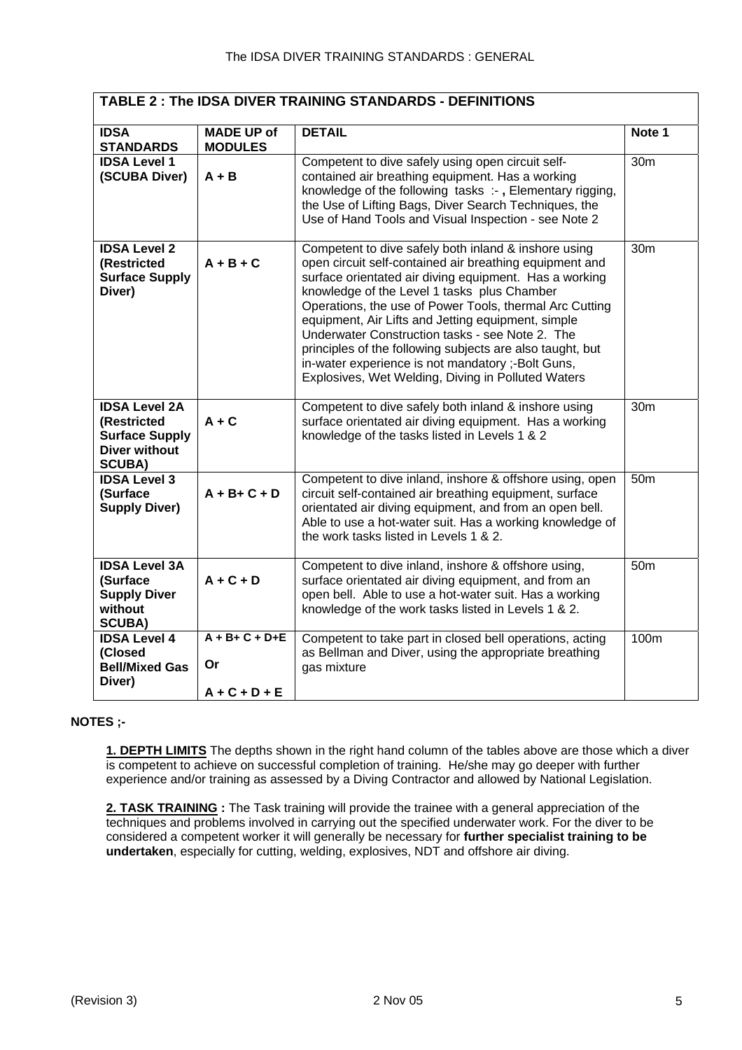| TABLE 2 : The IDSA DIVER TRAINING STANDARDS - DEFINITIONS | | | |
|---|---|---|---|
| **IDSA STANDARDS** | **MADE UP of MODULES** | **DETAIL** | **Note 1** |
| **IDSA Level 1 (SCUBA Diver)** | **A + B** | Competent to dive safely using open circuit self-contained air breathing equipment. Has a working knowledge of the following tasks :- **,** Elementary rigging, the Use of Lifting Bags, Diver Search Techniques, the Use of Hand Tools and Visual Inspection - see Note 2 | 30m |
| **IDSA Level 2 (Restricted Surface Supply Diver)** | **A + B + C** | Competent to dive safely both inland & inshore using open circuit self-contained air breathing equipment and surface orientated air diving equipment. Has a working knowledge of the Level 1 tasks plus Chamber Operations, the use of Power Tools, thermal Arc Cutting equipment, Air Lifts and Jetting equipment, simple Underwater Construction tasks - see Note 2. The principles of the following subjects are also taught, but in-water experience is not mandatory ;-Bolt Guns, Explosives, Wet Welding, Diving in Polluted Waters | 30m |
| **IDSA Level 2A (Restricted Surface Supply Diver without SCUBA)** | **A + C** | Competent to dive safely both inland & inshore using surface orientated air diving equipment. Has a working knowledge of the tasks listed in Levels 1 & 2 | 30m |
| **IDSA Level 3 (Surface Supply Diver)** | **A + B+ C + D** | Competent to dive inland, inshore & offshore using, open circuit self-contained air breathing equipment, surface orientated air diving equipment, and from an open bell. Able to use a hot-water suit. Has a working knowledge of the work tasks listed in Levels 1 & 2. | 50m |
| **IDSA Level 3A (Surface Supply Diver without SCUBA)** | **A + C + D** | Competent to dive inland, inshore & offshore using, surface orientated air diving equipment, and from an open bell. Able to use a hot-water suit. Has a working knowledge of the work tasks listed in Levels 1 & 2. | 50m |
| **IDSA Level 4 (Closed Bell/Mixed Gas Diver)** | **A + B+ C + D+E** **Or** **A + C + D + E** | Competent to take part in closed bell operations, acting as Bellman and Diver, using the appropriate breathing gas mixture | 100m |

**NOTES ;-**

**1. DEPTH LIMITS** The depths shown in the right hand column of the tables above are those which a diver is competent to achieve on successful completion of training. He/she may go deeper with further experience and/or training as assessed by a Diving Contractor and allowed by National Legislation.

**2. TASK TRAINING :** The Task training will provide the trainee with a general appreciation of the techniques and problems involved in carrying out the specified underwater work. For the diver to be considered a competent worker it will generally be necessary for **further specialist training to be undertaken**, especially for cutting, welding, explosives, NDT and offshore air diving.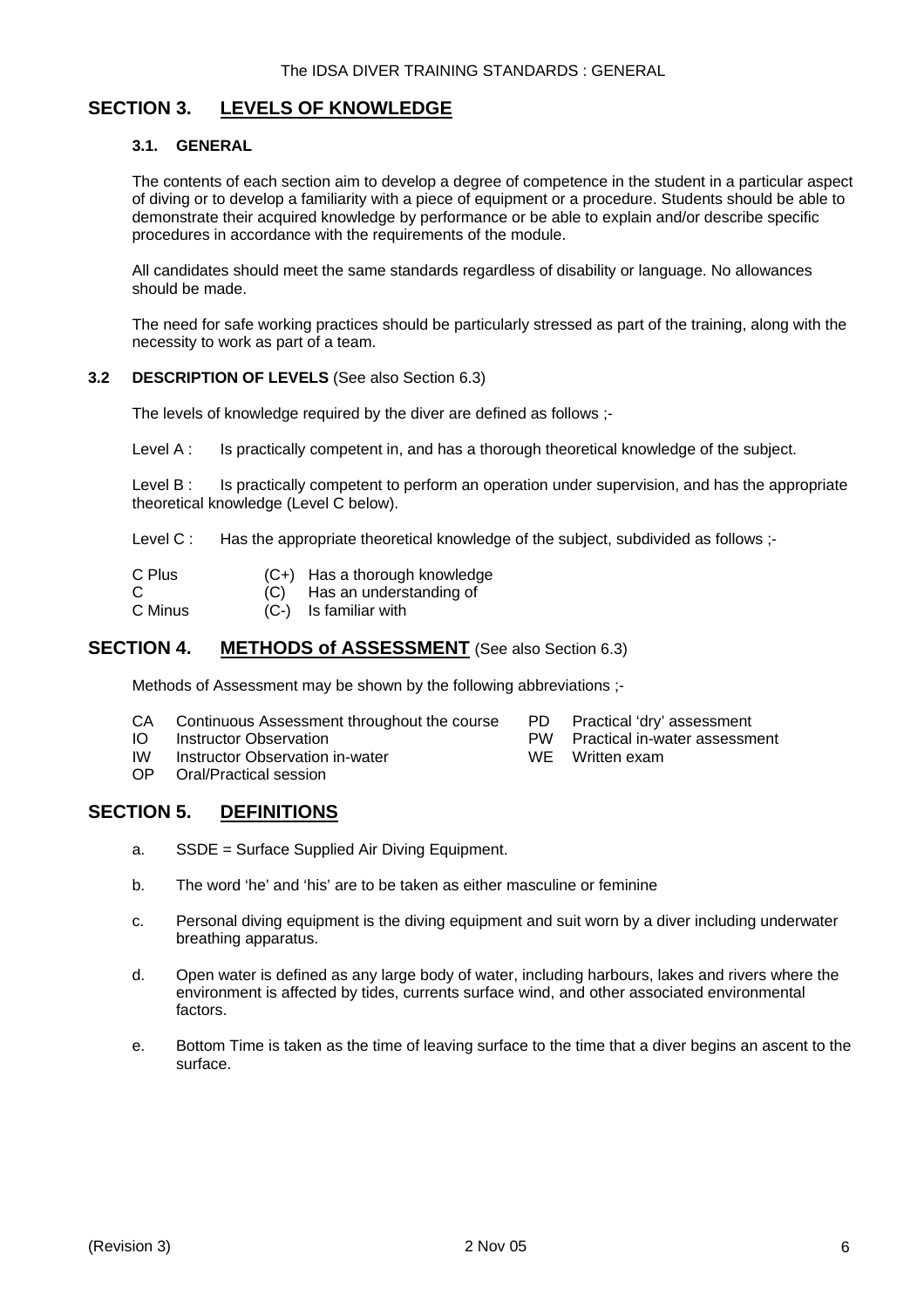## SECTION 3. LEVELS OF KNOWLEDGE

### 3.1. GENERAL

The contents of each section aim to develop a degree of competence in the student in a particular aspect of diving or to develop a familiarity with a piece of equipment or a procedure. Students should be able to demonstrate their acquired knowledge by performance or be able to explain and/or describe specific procedures in accordance with the requirements of the module.

All candidates should meet the same standards regardless of disability or language. No allowances should be made.

The need for safe working practices should be particularly stressed as part of the training, along with the necessity to work as part of a team.

### 3.2 DESCRIPTION OF LEVELS (See also Section 6.3)

The levels of knowledge required by the diver are defined as follows ;-

Level A : Is practically competent in, and has a thorough theoretical knowledge of the subject.

Level B : Is practically competent to perform an operation under supervision, and has the appropriate theoretical knowledge (Level C below).

Level C : Has the appropriate theoretical knowledge of the subject, subdivided as follows ;-

| | | |
|---|---|---|
| C Plus | (C+) | Has a thorough knowledge |
| C | (C) | Has an understanding of |
| C Minus | (C-) | Is familiar with |

## SECTION 4. METHODS of ASSESSMENT (See also Section 6.3)

Methods of Assessment may be shown by the following abbreviations ;-

- CA Continuous Assessment throughout the course
- IO Instructor Observation
- IW Instructor Observation in-water
- OP Oral/Practical session
- PD Practical 'dry' assessment
- PW Practical in-water assessment
- WE Written exam

## SECTION 5. DEFINITIONS

a. SSDE = Surface Supplied Air Diving Equipment.

b. The word 'he' and 'his' are to be taken as either masculine or feminine

c. Personal diving equipment is the diving equipment and suit worn by a diver including underwater breathing apparatus.

d. Open water is defined as any large body of water, including harbours, lakes and rivers where the environment is affected by tides, currents surface wind, and other associated environmental factors.

e. Bottom Time is taken as the time of leaving surface to the time that a diver begins an ascent to the surface.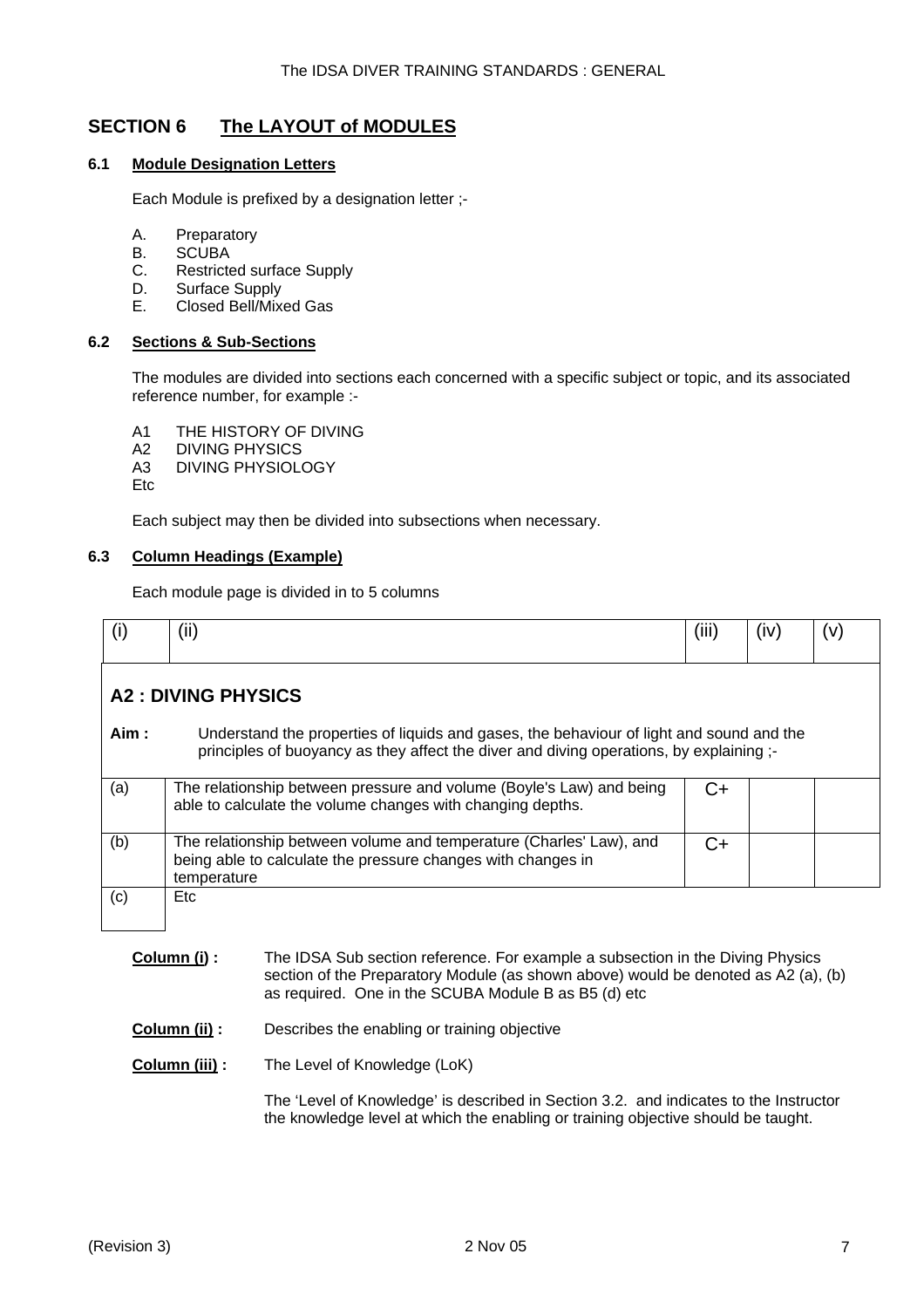## SECTION 6 The LAYOUT of MODULES

### 6.1 Module Designation Letters

Each Module is prefixed by a designation letter ;-

A. Preparatory
B. SCUBA
C. Restricted surface Supply
D. Surface Supply
E. Closed Bell/Mixed Gas

### 6.2 Sections & Sub-Sections

The modules are divided into sections each concerned with a specific subject or topic, and its associated reference number, for example :-

A1 THE HISTORY OF DIVING
A2 DIVING PHYSICS
A3 DIVING PHYSIOLOGY
Etc

Each subject may then be divided into subsections when necessary.

### 6.3 Column Headings (Example)

Each module page is divided in to 5 columns

| (i) | (ii) | (iii) | (iv) | (v) |
|---|---|---|---|---|
| **A2 : DIVING PHYSICS** | | | | |
| **Aim :** | Understand the properties of liquids and gases, the behaviour of light and sound and the principles of buoyancy as they affect the diver and diving operations, by explaining ;- | | | |
| (a) | The relationship between pressure and volume (Boyle's Law) and being able to calculate the volume changes with changing depths. | C+ | | |
| (b) | The relationship between volume and temperature (Charles' Law), and being able to calculate the pressure changes with changes in temperature | C+ | | |
| (c) | Etc | | | |

**Column (i) :** The IDSA Sub section reference. For example a subsection in the Diving Physics section of the Preparatory Module (as shown above) would be denoted as A2 (a), (b) as required. One in the SCUBA Module B as B5 (d) etc

**Column (ii) :** Describes the enabling or training objective

**Column (iii) :** The Level of Knowledge (LoK)

The 'Level of Knowledge' is described in Section 3.2. and indicates to the Instructor the knowledge level at which the enabling or training objective should be taught.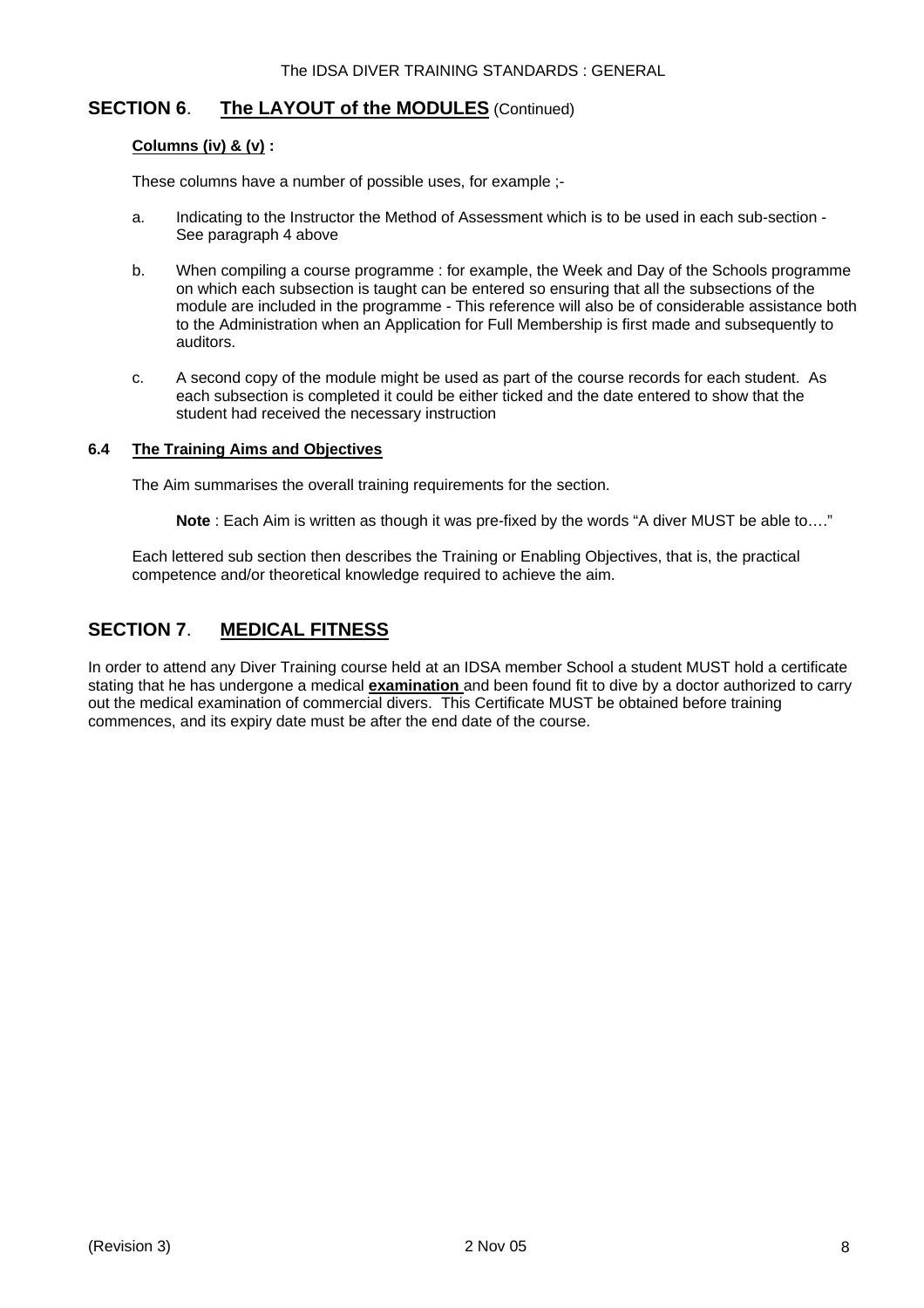## SECTION 6. The LAYOUT of the MODULES (Continued)

**Columns (iv) & (v) :**

These columns have a number of possible uses, for example ;-

a. Indicating to the Instructor the Method of Assessment which is to be used in each sub-section - See paragraph 4 above

b. When compiling a course programme : for example, the Week and Day of the Schools programme on which each subsection is taught can be entered so ensuring that all the subsections of the module are included in the programme - This reference will also be of considerable assistance both to the Administration when an Application for Full Membership is first made and subsequently to auditors.

c. A second copy of the module might be used as part of the course records for each student. As each subsection is completed it could be either ticked and the date entered to show that the student had received the necessary instruction

### 6.4 The Training Aims and Objectives

The Aim summarises the overall training requirements for the section.

**Note** : Each Aim is written as though it was pre-fixed by the words "A diver MUST be able to…."

Each lettered sub section then describes the Training or Enabling Objectives, that is, the practical competence and/or theoretical knowledge required to achieve the aim.

## SECTION 7. MEDICAL FITNESS

In order to attend any Diver Training course held at an IDSA member School a student MUST hold a certificate stating that he has undergone a medical **examination** and been found fit to dive by a doctor authorized to carry out the medical examination of commercial divers. This Certificate MUST be obtained before training commences, and its expiry date must be after the end date of the course.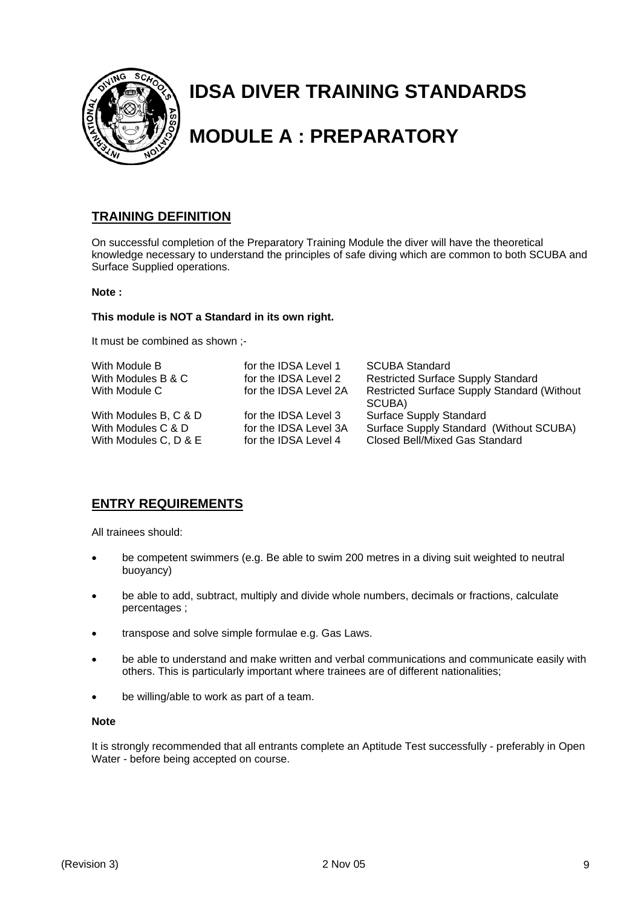# IDSA DIVER TRAINING STANDARDS

# MODULE A : PREPARATORY

## TRAINING DEFINITION

On successful completion of the Preparatory Training Module the diver will have the theoretical knowledge necessary to understand the principles of safe diving which are common to both SCUBA and Surface Supplied operations.

**Note :**

**This module is NOT a Standard in its own right.**

It must be combined as shown ;-

| | | |
|---|---|---|
| With Module B | for the IDSA Level 1 | SCUBA Standard |
| With Modules B & C | for the IDSA Level 2 | Restricted Surface Supply Standard |
| With Module C | for the IDSA Level 2A | Restricted Surface Supply Standard (Without SCUBA) |
| With Modules B, C & D | for the IDSA Level 3 | Surface Supply Standard |
| With Modules C & D | for the IDSA Level 3A | Surface Supply Standard (Without SCUBA) |
| With Modules C, D & E | for the IDSA Level 4 | Closed Bell/Mixed Gas Standard |

## ENTRY REQUIREMENTS

All trainees should:

- be competent swimmers (e.g. Be able to swim 200 metres in a diving suit weighted to neutral buoyancy)
- be able to add, subtract, multiply and divide whole numbers, decimals or fractions, calculate percentages ;
- transpose and solve simple formulae e.g. Gas Laws.
- be able to understand and make written and verbal communications and communicate easily with others. This is particularly important where trainees are of different nationalities;
- be willing/able to work as part of a team.

**Note**

It is strongly recommended that all entrants complete an Aptitude Test successfully - preferably in Open Water - before being accepted on course.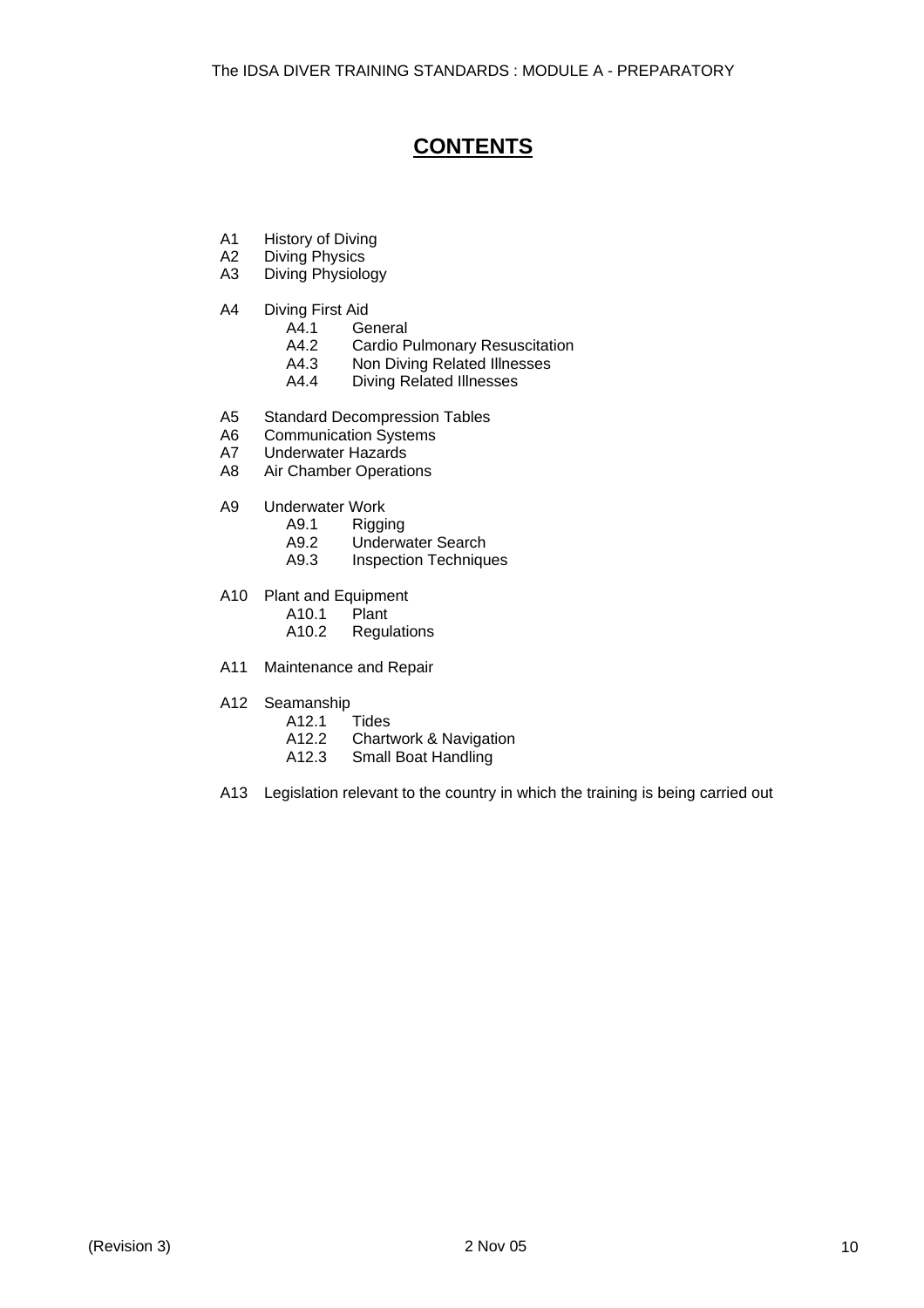# CONTENTS

- A1 History of Diving
- A2 Diving Physics
- A3 Diving Physiology

- A4 Diving First Aid
  - A4.1 General
  - A4.2 Cardio Pulmonary Resuscitation
  - A4.3 Non Diving Related Illnesses
  - A4.4 Diving Related Illnesses

- A5 Standard Decompression Tables
- A6 Communication Systems
- A7 Underwater Hazards
- A8 Air Chamber Operations

- A9 Underwater Work
  - A9.1 Rigging
  - A9.2 Underwater Search
  - A9.3 Inspection Techniques

- A10 Plant and Equipment
  - A10.1 Plant
  - A10.2 Regulations

- A11 Maintenance and Repair

- A12 Seamanship
  - A12.1 Tides
  - A12.2 Chartwork & Navigation
  - A12.3 Small Boat Handling

- A13 Legislation relevant to the country in which the training is being carried out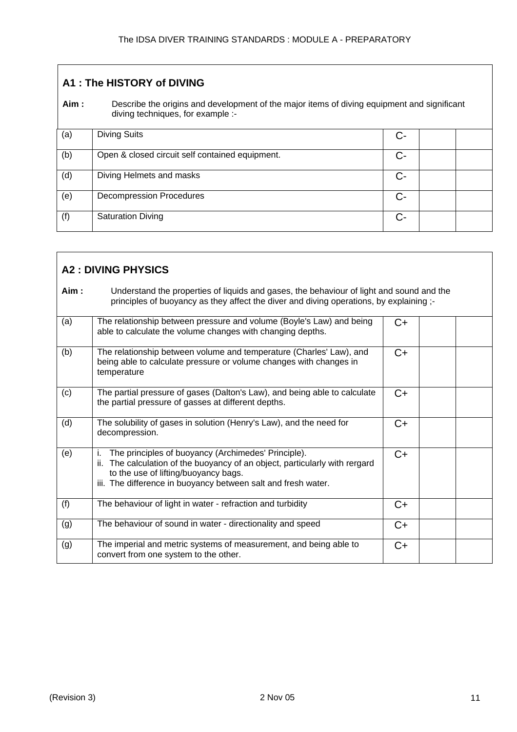## A1 : The HISTORY of DIVING

**Aim :** Describe the origins and development of the major items of diving equipment and significant diving techniques, for example :-

| | | | | |
|---|---|---|---|---|
| (a) | Diving Suits | C- | | |
| (b) | Open & closed circuit self contained equipment. | C- | | |
| (d) | Diving Helmets and masks | C- | | |
| (e) | Decompression Procedures | C- | | |
| (f) | Saturation Diving | C- | | |

## A2 : DIVING PHYSICS

**Aim :** Understand the properties of liquids and gases, the behaviour of light and sound and the principles of buoyancy as they affect the diver and diving operations, by explaining ;-

| | | | | |
|---|---|---|---|---|
| (a) | The relationship between pressure and volume (Boyle's Law) and being able to calculate the volume changes with changing depths. | C+ | | |
| (b) | The relationship between volume and temperature (Charles' Law), and being able to calculate pressure or volume changes with changes in temperature | C+ | | |
| (c) | The partial pressure of gases (Dalton's Law), and being able to calculate the partial pressure of gasses at different depths. | C+ | | |
| (d) | The solubility of gases in solution (Henry's Law), and the need for decompression. | C+ | | |
| (e) | i. The principles of buoyancy (Archimedes' Principle).<br>ii. The calculation of the buoyancy of an object, particularly with rergard to the use of lifting/buoyancy bags.<br>iii. The difference in buoyancy between salt and fresh water. | C+ | | |
| (f) | The behaviour of light in water - refraction and turbidity | C+ | | |
| (g) | The behaviour of sound in water - directionality and speed | C+ | | |
| (g) | The imperial and metric systems of measurement, and being able to convert from one system to the other. | C+ | | |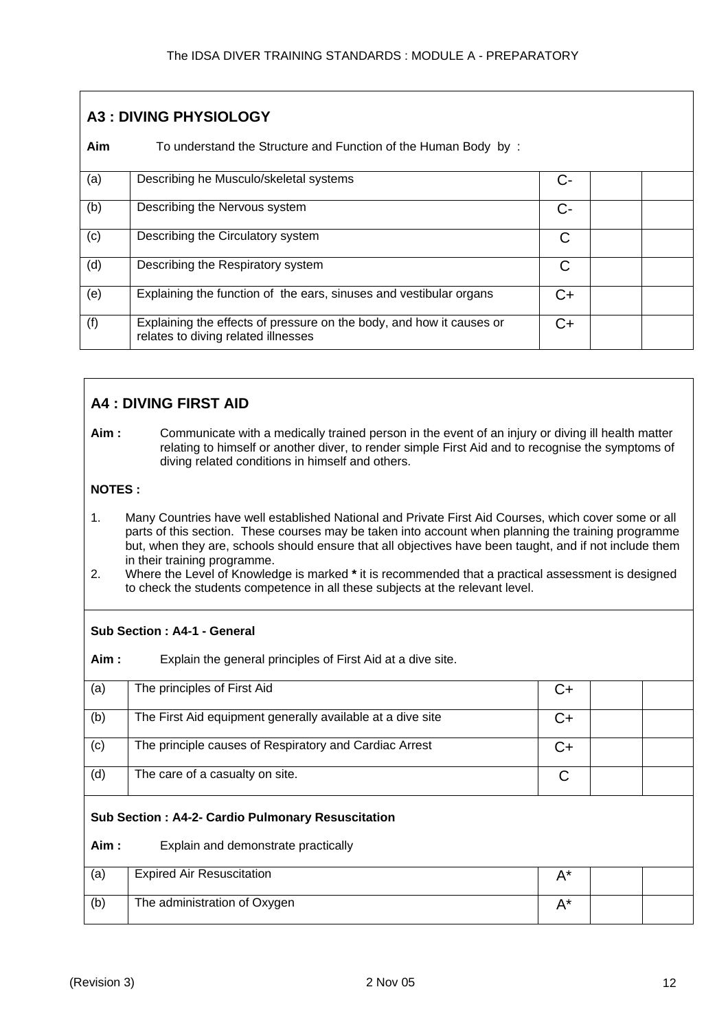## A3 : DIVING PHYSIOLOGY

**Aim** To understand the Structure and Function of the Human Body by :

| | | | | |
|---|---|---|---|---|
| (a) | Describing he Musculo/skeletal systems | C- | | |
| (b) | Describing the Nervous system | C- | | |
| (c) | Describing the Circulatory system | C | | |
| (d) | Describing the Respiratory system | C | | |
| (e) | Explaining the function of the ears, sinuses and vestibular organs | C+ | | |
| (f) | Explaining the effects of pressure on the body, and how it causes or relates to diving related illnesses | C+ | | |

## A4 : DIVING FIRST AID

**Aim :** Communicate with a medically trained person in the event of an injury or diving ill health matter relating to himself or another diver, to render simple First Aid and to recognise the symptoms of diving related conditions in himself and others.

**NOTES :**

1. Many Countries have well established National and Private First Aid Courses, which cover some or all parts of this section. These courses may be taken into account when planning the training programme but, when they are, schools should ensure that all objectives have been taught, and if not include them in their training programme.
2. Where the Level of Knowledge is marked **\*** it is recommended that a practical assessment is designed to check the students competence in all these subjects at the relevant level.

### Sub Section : A4-1 - General

**Aim :** Explain the general principles of First Aid at a dive site.

| | | | | |
|---|---|---|---|---|
| (a) | The principles of First Aid | C+ | | |
| (b) | The First Aid equipment generally available at a dive site | C+ | | |
| (c) | The principle causes of Respiratory and Cardiac Arrest | C+ | | |
| (d) | The care of a casualty on site. | C | | |

### Sub Section : A4-2- Cardio Pulmonary Resuscitation

**Aim :** Explain and demonstrate practically

| | | | | |
|---|---|---|---|---|
| (a) | Expired Air Resuscitation | A* | | |
| (b) | The administration of Oxygen | A* | | |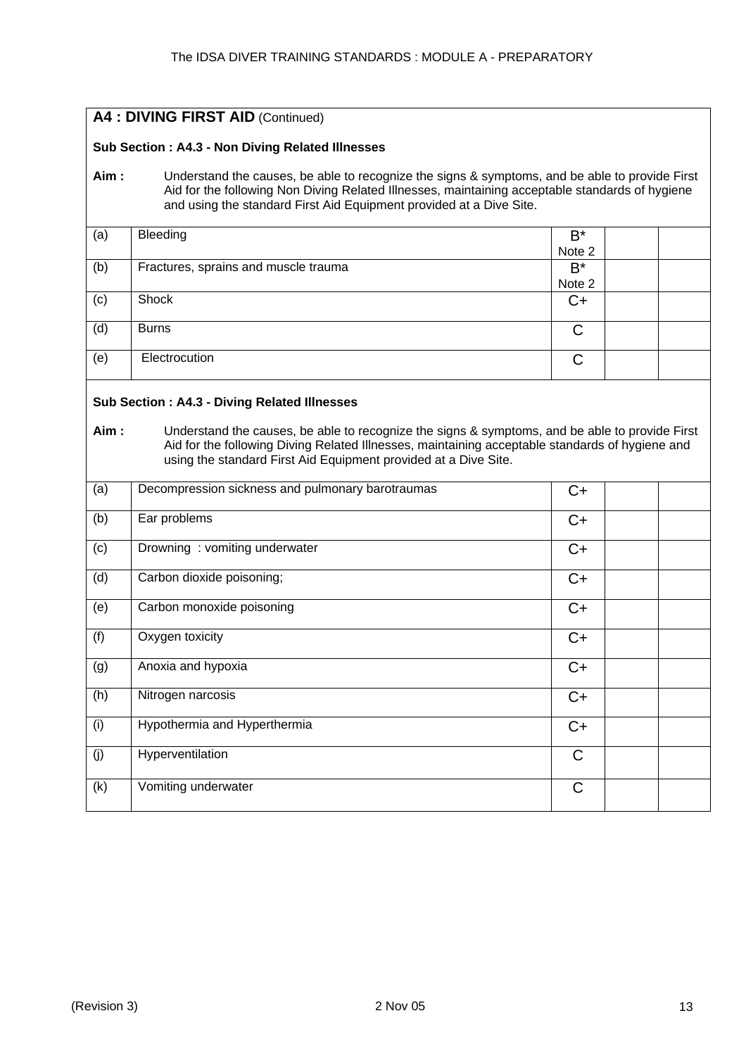## A4 : DIVING FIRST AID (Continued)

**Sub Section : A4.3 - Non Diving Related Illnesses**

**Aim :** Understand the causes, be able to recognize the signs & symptoms, and be able to provide First Aid for the following Non Diving Related Illnesses, maintaining acceptable standards of hygiene and using the standard First Aid Equipment provided at a Dive Site.

| | | | | |
|---|---|---|---|---|
| (a) | Bleeding | B* Note 2 | | |
| (b) | Fractures, sprains and muscle trauma | B* Note 2 | | |
| (c) | Shock | C+ | | |
| (d) | Burns | C | | |
| (e) | Electrocution | C | | |

**Sub Section : A4.3 - Diving Related Illnesses**

**Aim :** Understand the causes, be able to recognize the signs & symptoms, and be able to provide First Aid for the following Diving Related Illnesses, maintaining acceptable standards of hygiene and using the standard First Aid Equipment provided at a Dive Site.

| | | | | |
|---|---|---|---|---|
| (a) | Decompression sickness and pulmonary barotraumas | C+ | | |
| (b) | Ear problems | C+ | | |
| (c) | Drowning : vomiting underwater | C+ | | |
| (d) | Carbon dioxide poisoning; | C+ | | |
| (e) | Carbon monoxide poisoning | C+ | | |
| (f) | Oxygen toxicity | C+ | | |
| (g) | Anoxia and hypoxia | C+ | | |
| (h) | Nitrogen narcosis | C+ | | |
| (i) | Hypothermia and Hyperthermia | C+ | | |
| (j) | Hyperventilation | C | | |
| (k) | Vomiting underwater | C | | |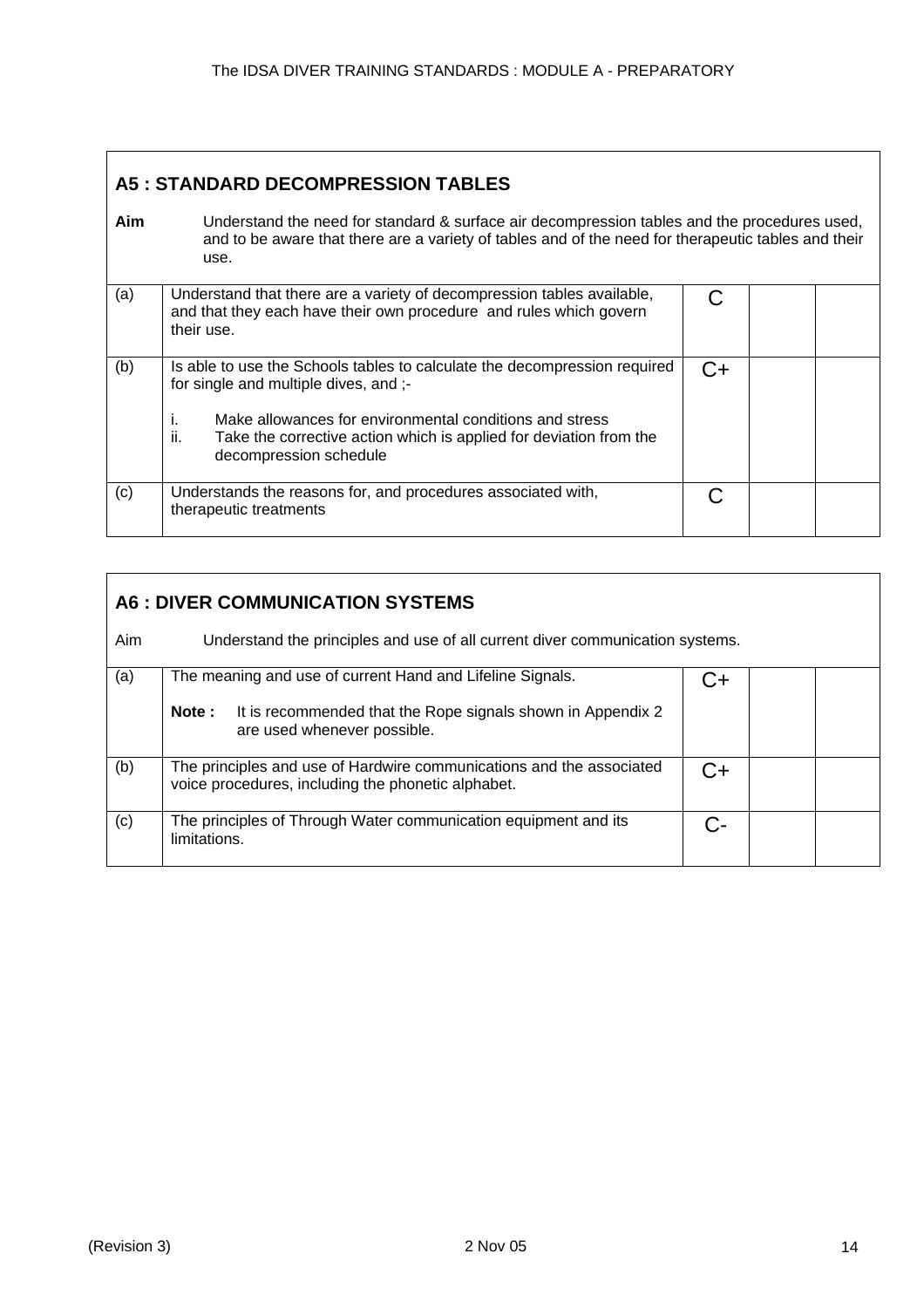## A5 : STANDARD DECOMPRESSION TABLES

**Aim** Understand the need for standard & surface air decompression tables and the procedures used, and to be aware that there are a variety of tables and of the need for therapeutic tables and their use.

| | | | | |
|---|---|---|---|---|
| (a) | Understand that there are a variety of decompression tables available, and that they each have their own procedure and rules which govern their use. | C | | |
| (b) | Is able to use the Schools tables to calculate the decompression required for single and multiple dives, and ;-<br><br>i. Make allowances for environmental conditions and stress<br>ii. Take the corrective action which is applied for deviation from the decompression schedule | C+ | | |
| (c) | Understands the reasons for, and procedures associated with, therapeutic treatments | C | | |

## A6 : DIVER COMMUNICATION SYSTEMS

Aim Understand the principles and use of all current diver communication systems.

| | | | | |
|---|---|---|---|---|
| (a) | The meaning and use of current Hand and Lifeline Signals.<br><br>**Note :** It is recommended that the Rope signals shown in Appendix 2 are used whenever possible. | C+ | | |
| (b) | The principles and use of Hardwire communications and the associated voice procedures, including the phonetic alphabet. | C+ | | |
| (c) | The principles of Through Water communication equipment and its limitations. | C- | | |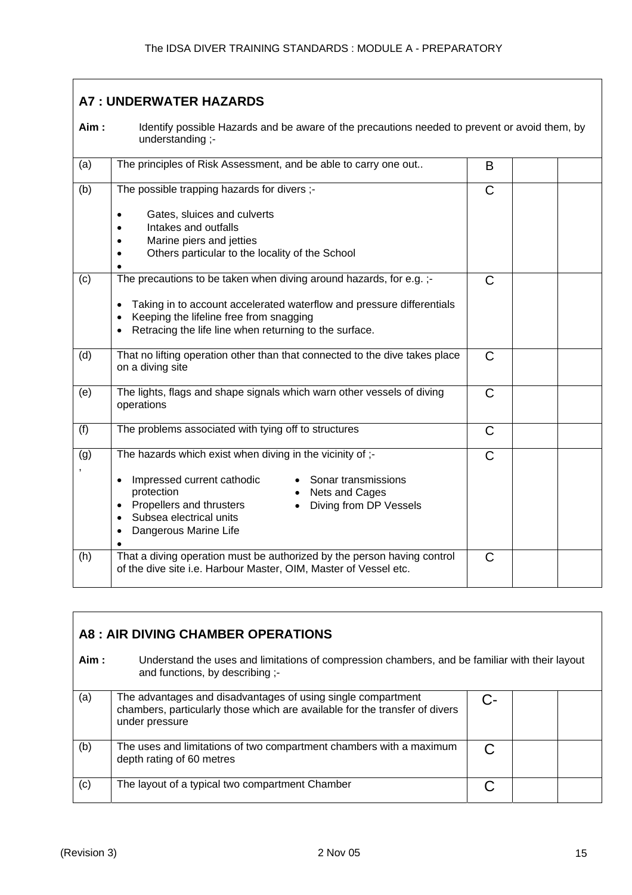## A7 : UNDERWATER HAZARDS

**Aim :** Identify possible Hazards and be aware of the precautions needed to prevent or avoid them, by understanding ;-

| | | | | |
|---|---|---|---|---|
| (a) | The principles of Risk Assessment, and be able to carry one out.. | B | | |
| (b) | The possible trapping hazards for divers ;-<br>• Gates, sluices and culverts<br>• Intakes and outfalls<br>• Marine piers and jetties<br>• Others particular to the locality of the School<br>• | C | | |
| (c) | The precautions to be taken when diving around hazards, for e.g. ;-<br>• Taking in to account accelerated waterflow and pressure differentials<br>• Keeping the lifeline free from snagging<br>• Retracing the life line when returning to the surface. | C | | |
| (d) | That no lifting operation other than that connected to the dive takes place on a diving site | C | | |
| (e) | The lights, flags and shape signals which warn other vessels of diving operations | C | | |
| (f) | The problems associated with tying off to structures | C | | |
| (g), | The hazards which exist when diving in the vicinity of ;-<br>• Impressed current cathodic protection<br>• Propellers and thrusters<br>• Subsea electrical units<br>• Dangerous Marine Life<br>• Sonar transmissions<br>• Nets and Cages<br>• Diving from DP Vessels<br>• | C | | |
| (h) | That a diving operation must be authorized by the person having control of the dive site i.e. Harbour Master, OIM, Master of Vessel etc. | C | | |

## A8 : AIR DIVING CHAMBER OPERATIONS

**Aim :** Understand the uses and limitations of compression chambers, and be familiar with their layout and functions, by describing ;-

| | | | | |
|---|---|---|---|---|
| (a) | The advantages and disadvantages of using single compartment chambers, particularly those which are available for the transfer of divers under pressure | C- | | |
| (b) | The uses and limitations of two compartment chambers with a maximum depth rating of 60 metres | C | | |
| (c) | The layout of a typical two compartment Chamber | C | | |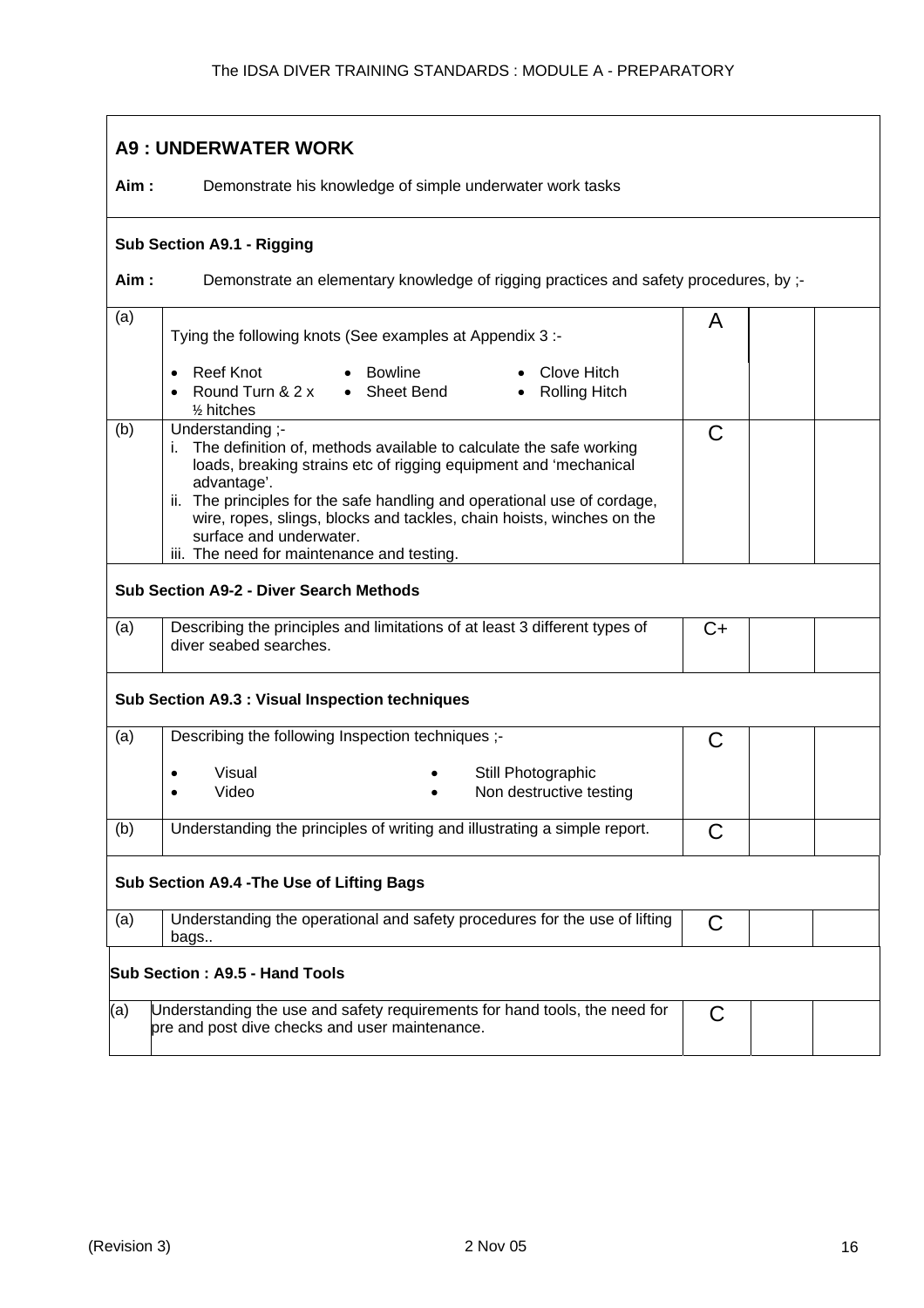## A9 : UNDERWATER WORK

**Aim :** Demonstrate his knowledge of simple underwater work tasks

### Sub Section A9.1 - Rigging

**Aim :** Demonstrate an elementary knowledge of rigging practices and safety procedures, by ;-

| | | | | |
|---|---|---|---|---|
| (a) | Tying the following knots (See examples at Appendix 3 :- <br>• Reef Knot • Bowline • Clove Hitch <br>• Round Turn & 2 x ½ hitches • Sheet Bend • Rolling Hitch | A | | |
| (b) | Understanding ;- <br>i. The definition of, methods available to calculate the safe working loads, breaking strains etc of rigging equipment and 'mechanical advantage'. <br>ii. The principles for the safe handling and operational use of cordage, wire, ropes, slings, blocks and tackles, chain hoists, winches on the surface and underwater. <br>iii. The need for maintenance and testing. | C | | |

### Sub Section A9-2 - Diver Search Methods

| | | | | |
|---|---|---|---|---|
| (a) | Describing the principles and limitations of at least 3 different types of diver seabed searches. | C+ | | |

### Sub Section A9.3 : Visual Inspection techniques

| | | | | |
|---|---|---|---|---|
| (a) | Describing the following Inspection techniques ;- <br>• Visual • Still Photographic <br>• Video • Non destructive testing | C | | |
| (b) | Understanding the principles of writing and illustrating a simple report. | C | | |

### Sub Section A9.4 -The Use of Lifting Bags

| | | | | |
|---|---|---|---|---|
| (a) | Understanding the operational and safety procedures for the use of lifting bags.. | C | | |

### Sub Section : A9.5 - Hand Tools

| | | | | |
|---|---|---|---|---|
| (a) | Understanding the use and safety requirements for hand tools, the need for pre and post dive checks and user maintenance. | C | | |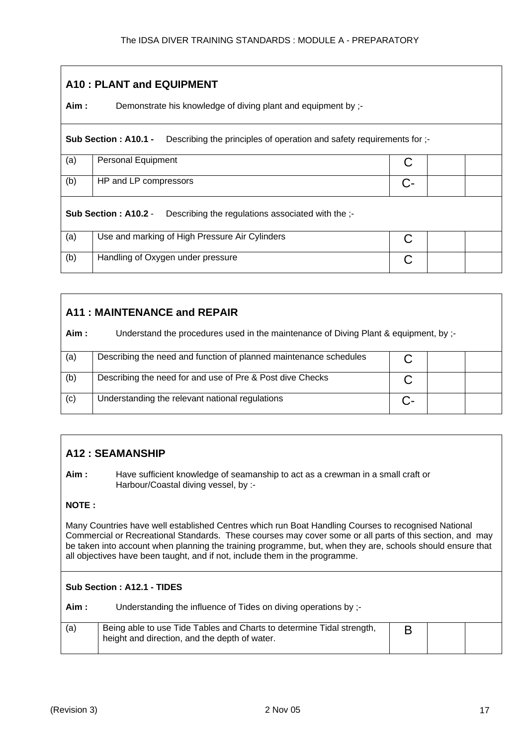## A10 : PLANT and EQUIPMENT

**Aim :** Demonstrate his knowledge of diving plant and equipment by ;-

**Sub Section : A10.1 -** Describing the principles of operation and safety requirements for ;-

| | | | | |
|---|---|---|---|---|
| (a) | Personal Equipment | C | | |
| (b) | HP and LP compressors | C- | | |

**Sub Section : A10.2** - Describing the regulations associated with the ;-

| | | | | |
|---|---|---|---|---|
| (a) | Use and marking of High Pressure Air Cylinders | C | | |
| (b) | Handling of Oxygen under pressure | C | | |

## A11 : MAINTENANCE and REPAIR

**Aim :** Understand the procedures used in the maintenance of Diving Plant & equipment, by ;-

| | | | | |
|---|---|---|---|---|
| (a) | Describing the need and function of planned maintenance schedules | C | | |
| (b) | Describing the need for and use of Pre & Post dive Checks | C | | |
| (c) | Understanding the relevant national regulations | C- | | |

## A12 : SEAMANSHIP

**Aim :** Have sufficient knowledge of seamanship to act as a crewman in a small craft or Harbour/Coastal diving vessel, by :-

**NOTE :**

Many Countries have well established Centres which run Boat Handling Courses to recognised National Commercial or Recreational Standards. These courses may cover some or all parts of this section, and may be taken into account when planning the training programme, but, when they are, schools should ensure that all objectives have been taught, and if not, include them in the programme.

**Sub Section : A12.1 - TIDES**

**Aim :** Understanding the influence of Tides on diving operations by ;-

| | | | | |
|---|---|---|---|---|
| (a) | Being able to use Tide Tables and Charts to determine Tidal strength, height and direction, and the depth of water. | B | | |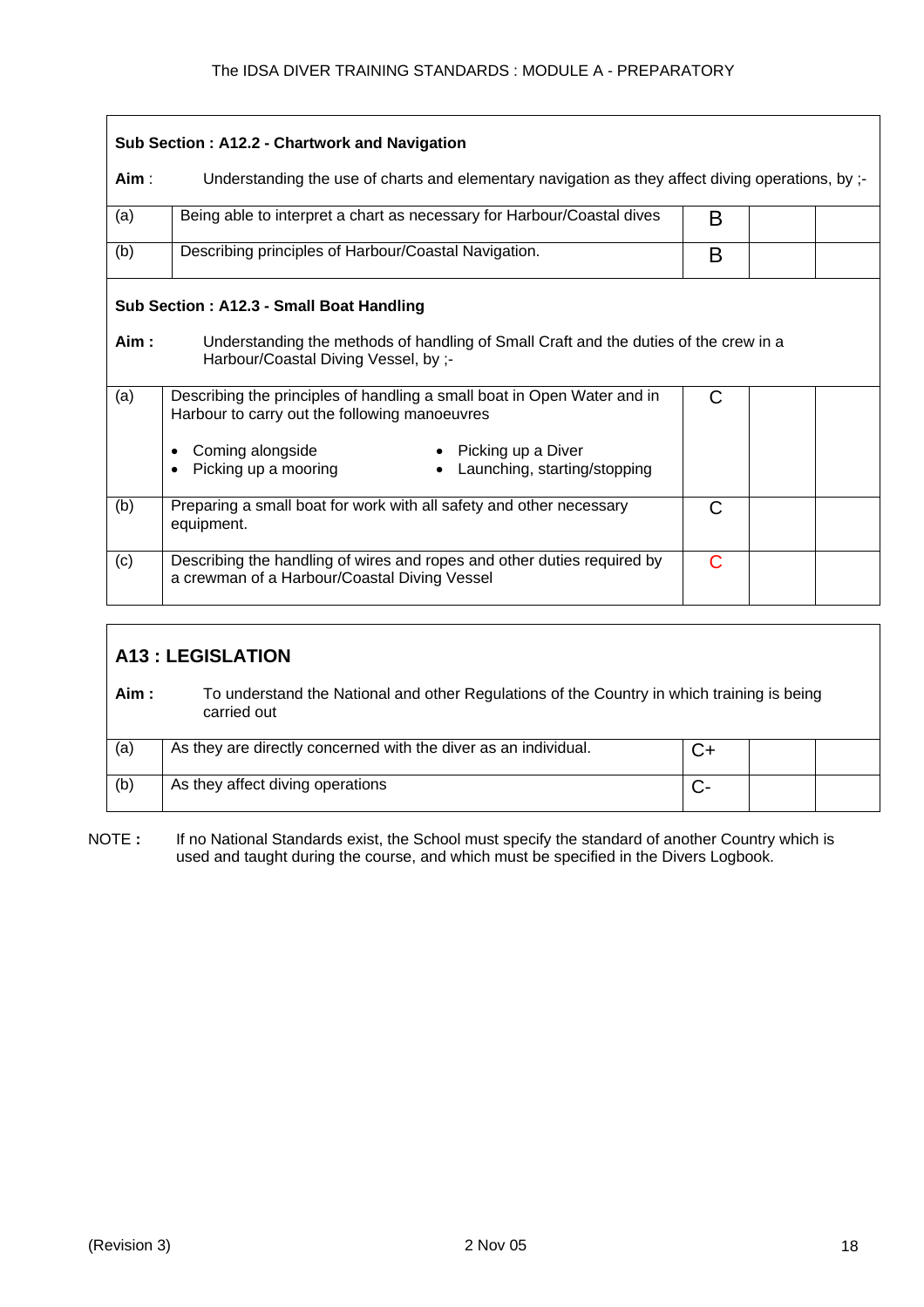### Sub Section : A12.2 - Chartwork and Navigation

**Aim** : Understanding the use of charts and elementary navigation as they affect diving operations, by ;-

| | | | | |
|---|---|---|---|---|
| (a) | Being able to interpret a chart as necessary for Harbour/Coastal dives | B | | |
| (b) | Describing principles of Harbour/Coastal Navigation. | B | | |

### Sub Section : A12.3 - Small Boat Handling

**Aim :** Understanding the methods of handling of Small Craft and the duties of the crew in a Harbour/Coastal Diving Vessel, by ;-

| | | | | |
|---|---|---|---|---|
| (a) | Describing the principles of handling a small boat in Open Water and in Harbour to carry out the following manoeuvres<br>• Coming alongside<br>• Picking up a mooring<br>• Picking up a Diver<br>• Launching, starting/stopping | C | | |
| (b) | Preparing a small boat for work with all safety and other necessary equipment. | C | | |
| (c) | Describing the handling of wires and ropes and other duties required by a crewman of a Harbour/Coastal Diving Vessel | C | | |

## A13 : LEGISLATION

**Aim :** To understand the National and other Regulations of the Country in which training is being carried out

| | | | | |
|---|---|---|---|---|
| (a) | As they are directly concerned with the diver as an individual. | C+ | | |
| (b) | As they affect diving operations | C- | | |

NOTE **:** If no National Standards exist, the School must specify the standard of another Country which is used and taught during the course, and which must be specified in the Divers Logbook.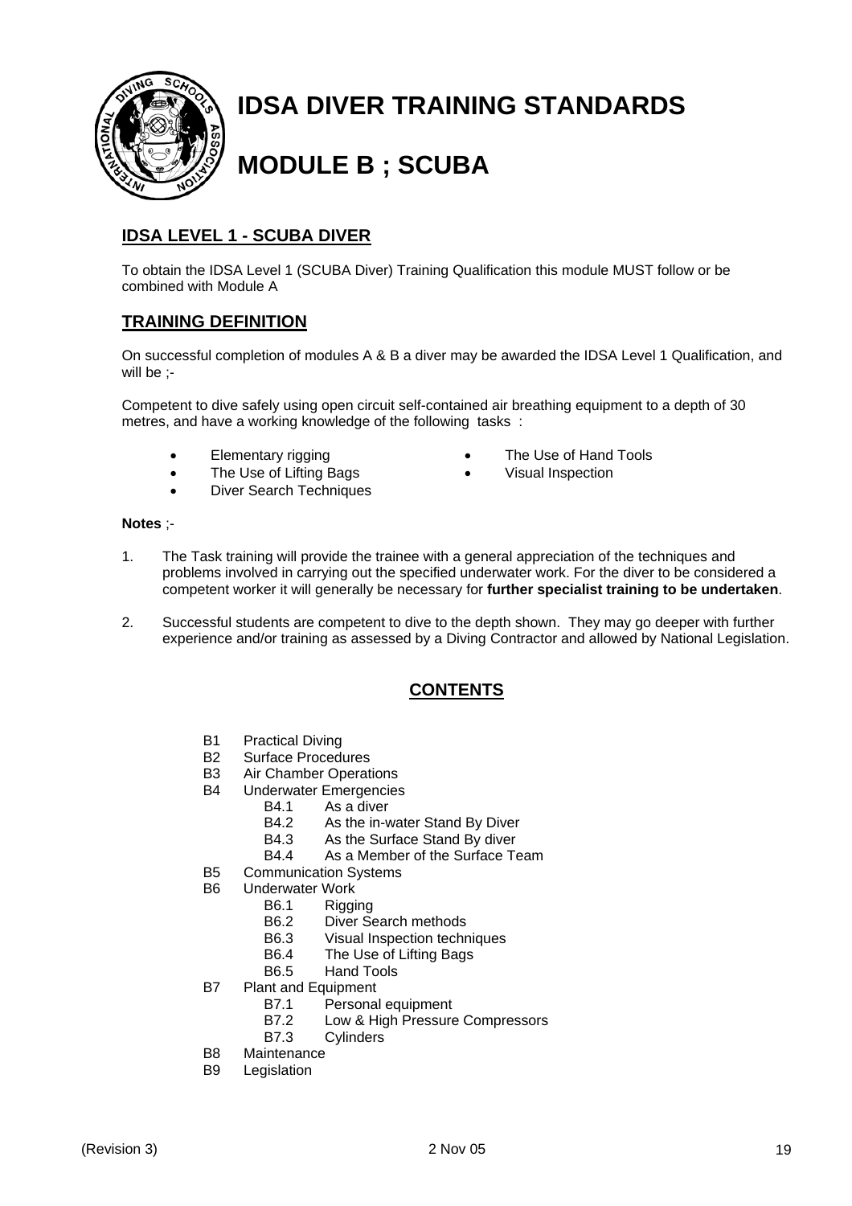# IDSA DIVER TRAINING STANDARDS

# MODULE B ; SCUBA

## IDSA LEVEL 1 - SCUBA DIVER

To obtain the IDSA Level 1 (SCUBA Diver) Training Qualification this module MUST follow or be combined with Module A

## TRAINING DEFINITION

On successful completion of modules A & B a diver may be awarded the IDSA Level 1 Qualification, and will be ;-

Competent to dive safely using open circuit self-contained air breathing equipment to a depth of 30 metres, and have a working knowledge of the following tasks :

- Elementary rigging
- The Use of Lifting Bags
- Diver Search Techniques
- The Use of Hand Tools
- Visual Inspection

**Notes** ;-

1. The Task training will provide the trainee with a general appreciation of the techniques and problems involved in carrying out the specified underwater work. For the diver to be considered a competent worker it will generally be necessary for **further specialist training to be undertaken**.
2. Successful students are competent to dive to the depth shown. They may go deeper with further experience and/or training as assessed by a Diving Contractor and allowed by National Legislation.

## CONTENTS

- B1 Practical Diving
- B2 Surface Procedures
- B3 Air Chamber Operations
- B4 Underwater Emergencies
  - B4.1 As a diver
  - B4.2 As the in-water Stand By Diver
  - B4.3 As the Surface Stand By diver
  - B4.4 As a Member of the Surface Team
- B5 Communication Systems
- B6 Underwater Work
  - B6.1 Rigging
  - B6.2 Diver Search methods
  - B6.3 Visual Inspection techniques
  - B6.4 The Use of Lifting Bags
  - B6.5 Hand Tools
- B7 Plant and Equipment
  - B7.1 Personal equipment
  - B7.2 Low & High Pressure Compressors
  - B7.3 Cylinders
- B8 Maintenance
- B9 Legislation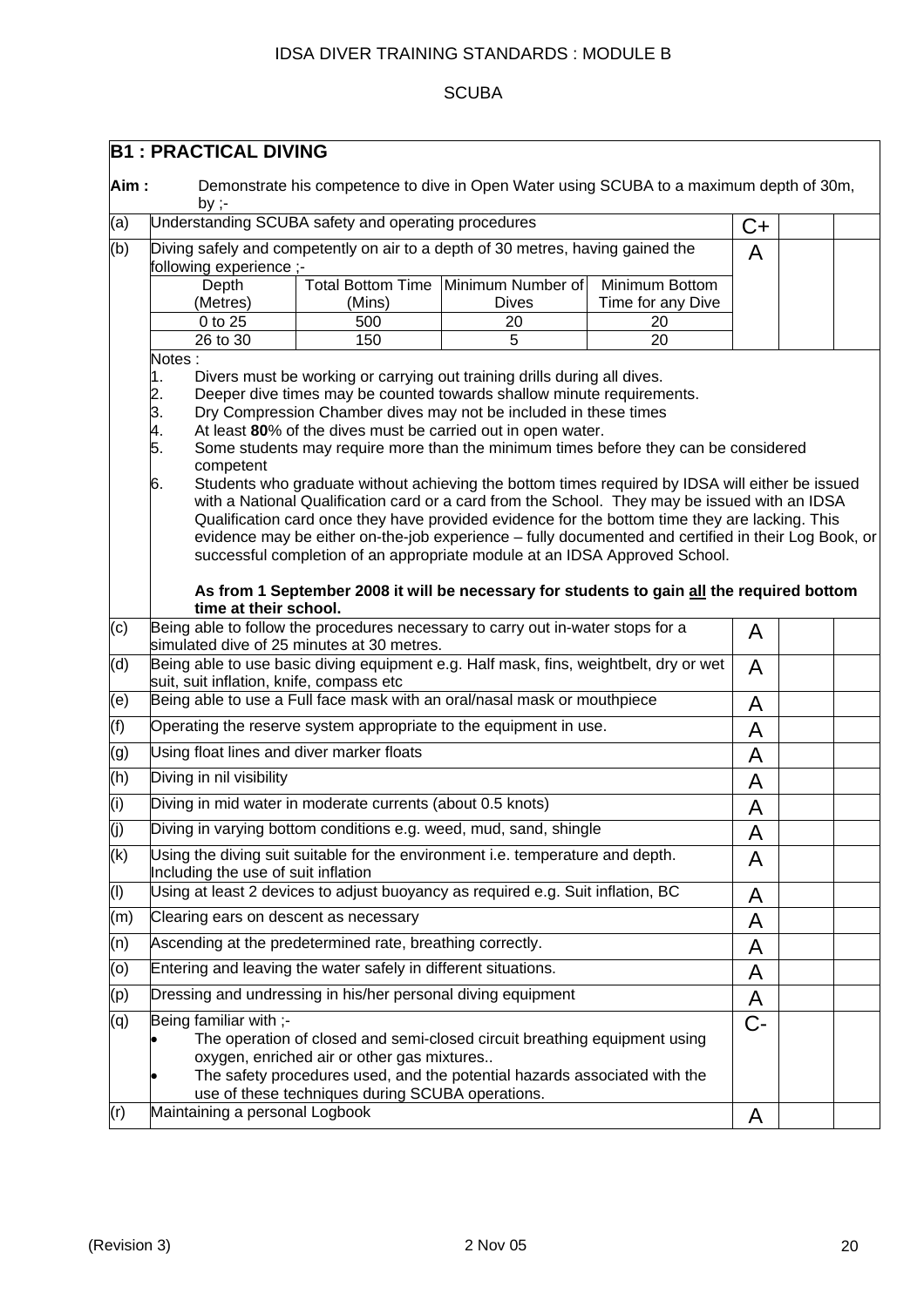IDSA DIVER TRAINING STANDARDS : MODULE B

SCUBA

## B1 : PRACTICAL DIVING

**Aim :** Demonstrate his competence to dive in Open Water using SCUBA to a maximum depth of 30m, by ;-

| | | | | |
|---|---|---|---|---|
| (a) | Understanding SCUBA safety and operating procedures | C+ | | |
| (b) | Diving safely and competently on air to a depth of 30 metres, having gained the following experience ;- | A | | |

| Depth (Metres) | Total Bottom Time (Mins) | Minimum Number of Dives | Minimum Bottom Time for any Dive |
|---|---|---|---|
| 0 to 25 | 500 | 20 | 20 |
| 26 to 30 | 150 | 5 | 20 |

Notes :

1. Divers must be working or carrying out training drills during all dives.
2. Deeper dive times may be counted towards shallow minute requirements.
3. Dry Compression Chamber dives may not be included in these times
4. At least **80**% of the dives must be carried out in open water.
5. Some students may require more than the minimum times before they can be considered competent
6. Students who graduate without achieving the bottom times required by IDSA will either be issued with a National Qualification card or a card from the School. They may be issued with an IDSA Qualification card once they have provided evidence for the bottom time they are lacking. This evidence may be either on-the-job experience – fully documented and certified in their Log Book, or successful completion of an appropriate module at an IDSA Approved School.

   **As from 1 September 2008 it will be necessary for students to gain all the required bottom time at their school.**

| | | | | |
|---|---|---|---|---|
| (c) | Being able to follow the procedures necessary to carry out in-water stops for a simulated dive of 25 minutes at 30 metres. | A | | |
| (d) | Being able to use basic diving equipment e.g. Half mask, fins, weightbelt, dry or wet suit, suit inflation, knife, compass etc | A | | |
| (e) | Being able to use a Full face mask with an oral/nasal mask or mouthpiece | A | | |
| (f) | Operating the reserve system appropriate to the equipment in use. | A | | |
| (g) | Using float lines and diver marker floats | A | | |
| (h) | Diving in nil visibility | A | | |
| (i) | Diving in mid water in moderate currents (about 0.5 knots) | A | | |
| (j) | Diving in varying bottom conditions e.g. weed, mud, sand, shingle | A | | |
| (k) | Using the diving suit suitable for the environment i.e. temperature and depth. Including the use of suit inflation | A | | |
| (l) | Using at least 2 devices to adjust buoyancy as required e.g. Suit inflation, BC | A | | |
| (m) | Clearing ears on descent as necessary | A | | |
| (n) | Ascending at the predetermined rate, breathing correctly. | A | | |
| (o) | Entering and leaving the water safely in different situations. | A | | |
| (p) | Dressing and undressing in his/her personal diving equipment | A | | |
| (q) | Being familiar with ;-<br>• The operation of closed and semi-closed circuit breathing equipment using oxygen, enriched air or other gas mixtures..<br>• The safety procedures used, and the potential hazards associated with the use of these techniques during SCUBA operations. | C- | | |
| (r) | Maintaining a personal Logbook | A | | |

(Revision 3) 2 Nov 05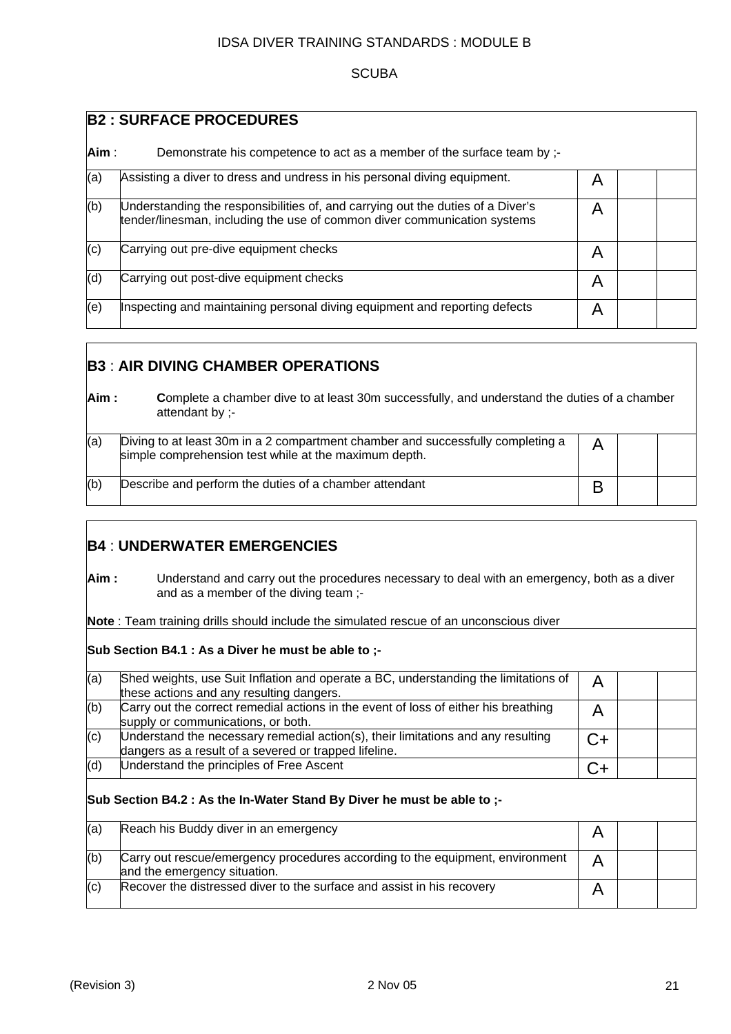## B2 : SURFACE PROCEDURES

**Aim** : Demonstrate his competence to act as a member of the surface team by ;-

| | | | | |
|---|---|---|---|---|
| (a) | Assisting a diver to dress and undress in his personal diving equipment. | A | | |
| (b) | Understanding the responsibilities of, and carrying out the duties of a Diver's tender/linesman, including the use of common diver communication systems | A | | |
| (c) | Carrying out pre-dive equipment checks | A | | |
| (d) | Carrying out post-dive equipment checks | A | | |
| (e) | Inspecting and maintaining personal diving equipment and reporting defects | A | | |

## B3 : AIR DIVING CHAMBER OPERATIONS

**Aim :** **C**omplete a chamber dive to at least 30m successfully, and understand the duties of a chamber attendant by ;-

| | | | | |
|---|---|---|---|---|
| (a) | Diving to at least 30m in a 2 compartment chamber and successfully completing a simple comprehension test while at the maximum depth. | A | | |
| (b) | Describe and perform the duties of a chamber attendant | B | | |

## B4 : UNDERWATER EMERGENCIES

**Aim :** Understand and carry out the procedures necessary to deal with an emergency, both as a diver and as a member of the diving team ;-

**Note** : Team training drills should include the simulated rescue of an unconscious diver

**Sub Section B4.1 : As a Diver he must be able to ;-**

| | | | | |
|---|---|---|---|---|
| (a) | Shed weights, use Suit Inflation and operate a BC, understanding the limitations of these actions and any resulting dangers. | A | | |
| (b) | Carry out the correct remedial actions in the event of loss of either his breathing supply or communications, or both. | A | | |
| (c) | Understand the necessary remedial action(s), their limitations and any resulting dangers as a result of a severed or trapped lifeline. | C+ | | |
| (d) | Understand the principles of Free Ascent | C+ | | |

**Sub Section B4.2 : As the In-Water Stand By Diver he must be able to ;-**

| | | | | |
|---|---|---|---|---|
| (a) | Reach his Buddy diver in an emergency | A | | |
| (b) | Carry out rescue/emergency procedures according to the equipment, environment and the emergency situation. | A | | |
| (c) | Recover the distressed diver to the surface and assist in his recovery | A | | |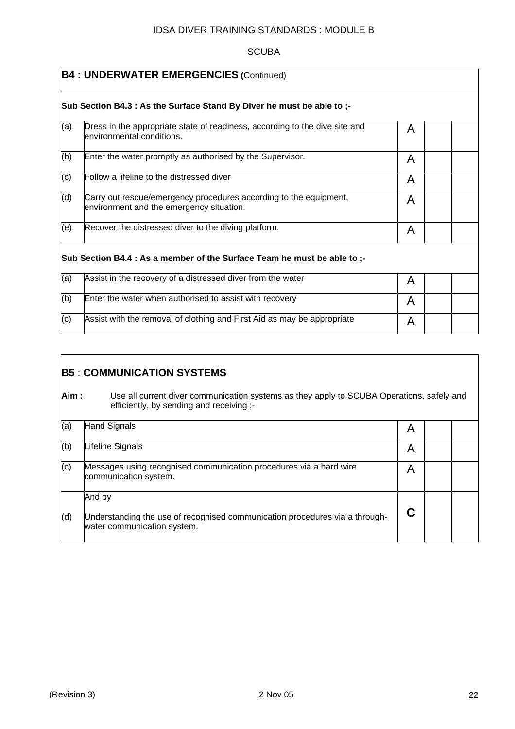| **B4 : UNDERWATER EMERGENCIES (**Continued) | | | | |
|---|---|---|---|---|
| **Sub Section B4.3 : As the Surface Stand By Diver he must be able to ;-** | | | | |
| (a) | Dress in the appropriate state of readiness, according to the dive site and environmental conditions. | A | | |
| (b) | Enter the water promptly as authorised by the Supervisor. | A | | |
| (c) | Follow a lifeline to the distressed diver | A | | |
| (d) | Carry out rescue/emergency procedures according to the equipment, environment and the emergency situation. | A | | |
| (e) | Recover the distressed diver to the diving platform. | A | | |
| **Sub Section B4.4 : As a member of the Surface Team he must be able to ;-** | | | | |
| (a) | Assist in the recovery of a distressed diver from the water | A | | |
| (b) | Enter the water when authorised to assist with recovery | A | | |
| (c) | Assist with the removal of clothing and First Aid as may be appropriate | A | | |

| **B5** : **COMMUNICATION SYSTEMS** | | | | |
|---|---|---|---|---|
| **Aim :** | Use all current diver communication systems as they apply to SCUBA Operations, safely and efficiently, by sending and receiving ;- | | | |
| (a) | Hand Signals | A | | |
| (b) | Lifeline Signals | A | | |
| (c) | Messages using recognised communication procedures via a hard wire communication system. | A | | |
| (d) | And by<br><br>Understanding the use of recognised communication procedures via a through-water communication system. | **C** | | |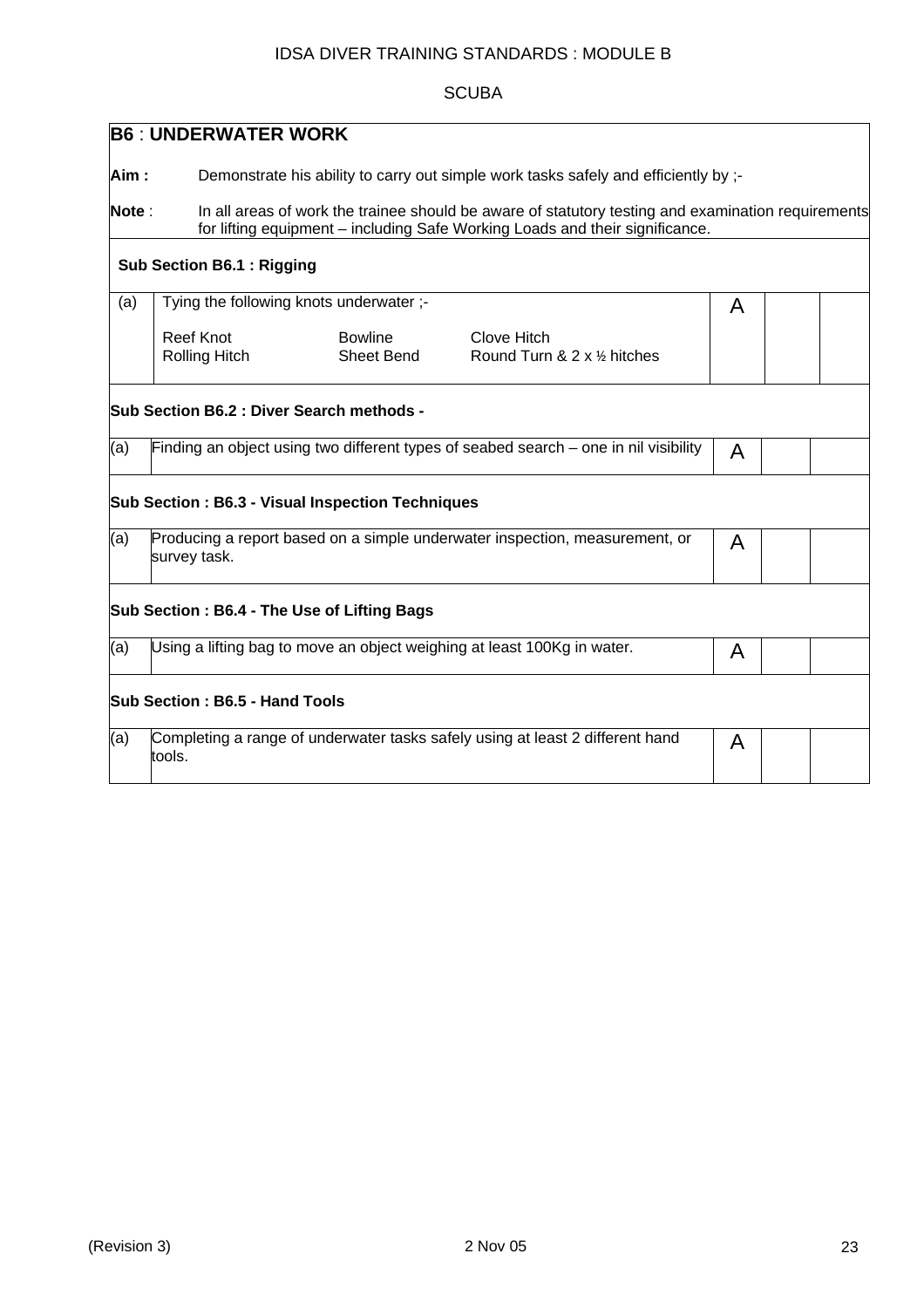## B6 : UNDERWATER WORK

**Aim :** Demonstrate his ability to carry out simple work tasks safely and efficiently by ;-

**Note** : In all areas of work the trainee should be aware of statutory testing and examination requirements for lifting equipment – including Safe Working Loads and their significance.

### Sub Section B6.1 : Rigging

| | | | | |
|---|---|---|---|---|
| (a) | Tying the following knots underwater ;-<br><br>Reef Knot / Bowline / Clove Hitch<br>Rolling Hitch / Sheet Bend / Round Turn & 2 x ½ hitches | A | | |

### Sub Section B6.2 : Diver Search methods -

| | | | | |
|---|---|---|---|---|
| (a) | Finding an object using two different types of seabed search – one in nil visibility | A | | |

### Sub Section : B6.3 - Visual Inspection Techniques

| | | | | |
|---|---|---|---|---|
| (a) | Producing a report based on a simple underwater inspection, measurement, or survey task. | A | | |

### Sub Section : B6.4 - The Use of Lifting Bags

| | | | | |
|---|---|---|---|---|
| (a) | Using a lifting bag to move an object weighing at least 100Kg in water. | A | | |

### Sub Section : B6.5 - Hand Tools

| | | | | |
|---|---|---|---|---|
| (a) | Completing a range of underwater tasks safely using at least 2 different hand tools. | A | | |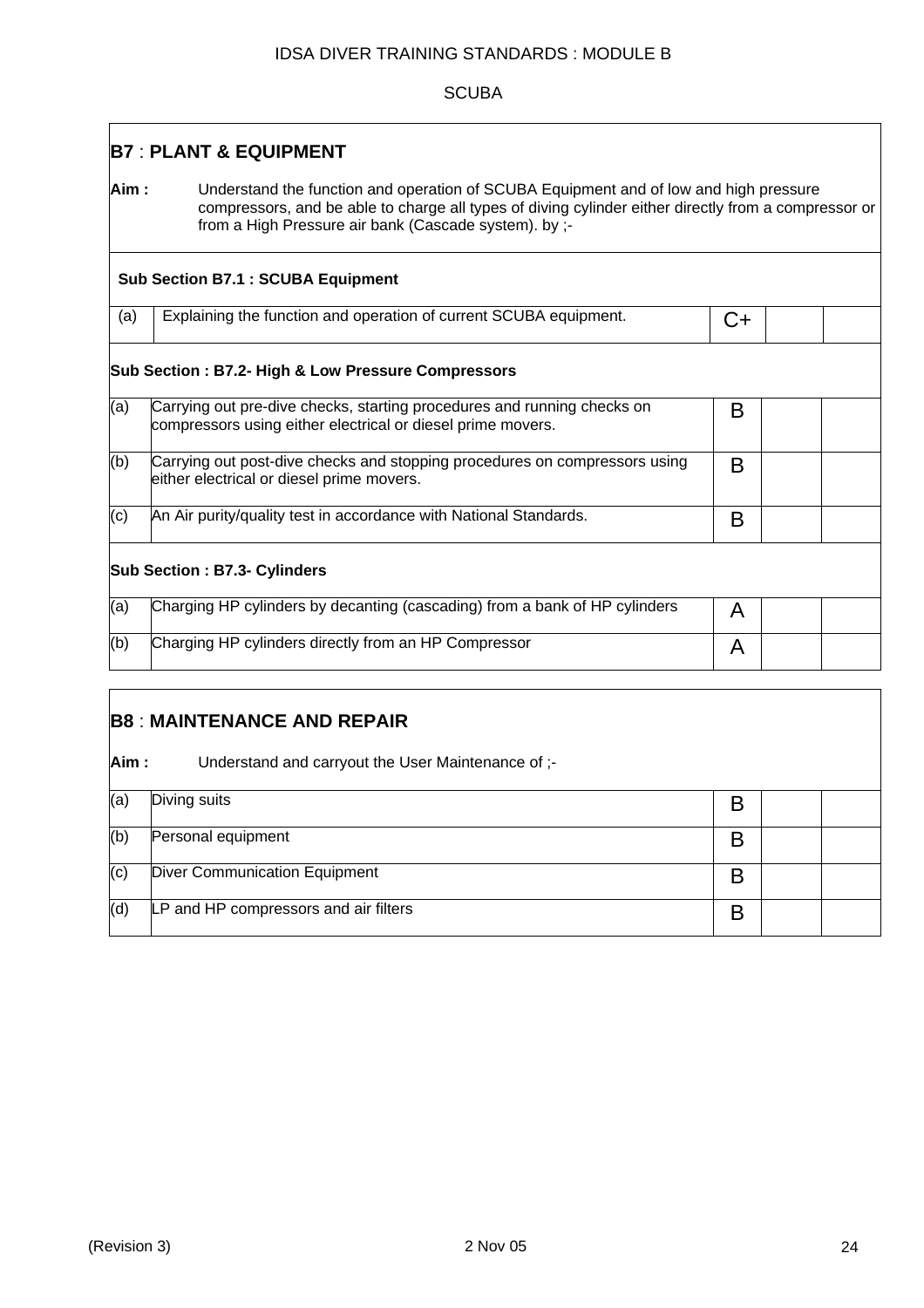## B7 : PLANT & EQUIPMENT

**Aim :** Understand the function and operation of SCUBA Equipment and of low and high pressure compressors, and be able to charge all types of diving cylinder either directly from a compressor or from a High Pressure air bank (Cascade system). by ;-

### Sub Section B7.1 : SCUBA Equipment

| | | | | |
|---|---|---|---|---|
| (a) | Explaining the function and operation of current SCUBA equipment. | C+ | | |

### Sub Section : B7.2- High & Low Pressure Compressors

| | | | | |
|---|---|---|---|---|
| (a) | Carrying out pre-dive checks, starting procedures and running checks on compressors using either electrical or diesel prime movers. | B | | |
| (b) | Carrying out post-dive checks and stopping procedures on compressors using either electrical or diesel prime movers. | B | | |
| (c) | An Air purity/quality test in accordance with National Standards. | B | | |

### Sub Section : B7.3- Cylinders

| | | | | |
|---|---|---|---|---|
| (a) | Charging HP cylinders by decanting (cascading) from a bank of HP cylinders | A | | |
| (b) | Charging HP cylinders directly from an HP Compressor | A | | |

## B8 : MAINTENANCE AND REPAIR

**Aim :** Understand and carryout the User Maintenance of ;-

| | | | | |
|---|---|---|---|---|
| (a) | Diving suits | B | | |
| (b) | Personal equipment | B | | |
| (c) | Diver Communication Equipment | B | | |
| (d) | LP and HP compressors and air filters | B | | |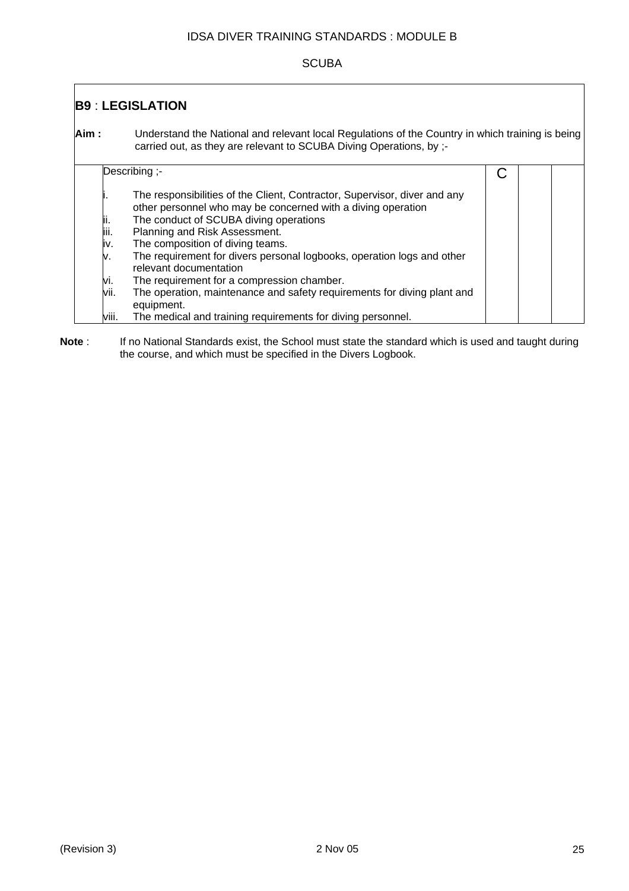## B9 : LEGISLATION

**Aim :** Understand the National and relevant local Regulations of the Country in which training is being carried out, as they are relevant to SCUBA Diving Operations, by ;-

| Describing ;- | C | | |
|---|---|---|---|
| i. The responsibilities of the Client, Contractor, Supervisor, diver and any other personnel who may be concerned with a diving operation<br>ii. The conduct of SCUBA diving operations<br>iii. Planning and Risk Assessment.<br>iv. The composition of diving teams.<br>v. The requirement for divers personal logbooks, operation logs and other relevant documentation<br>vi. The requirement for a compression chamber.<br>vii. The operation, maintenance and safety requirements for diving plant and equipment.<br>viii. The medical and training requirements for diving personnel. | | | |

**Note** : If no National Standards exist, the School must state the standard which is used and taught during the course, and which must be specified in the Divers Logbook.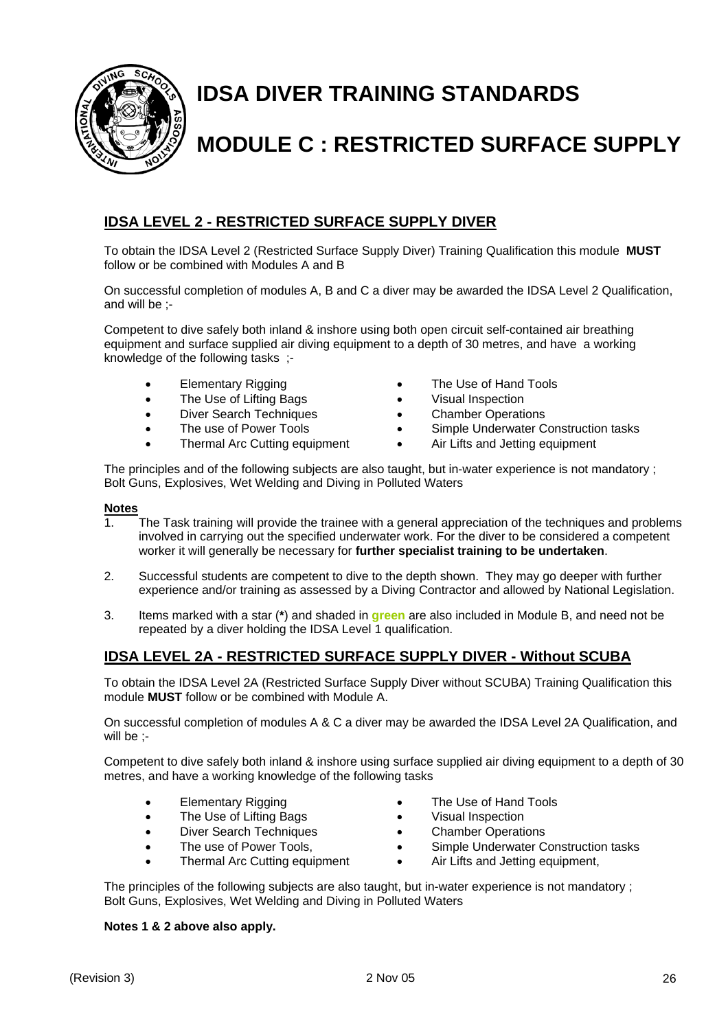# IDSA DIVER TRAINING STANDARDS

# MODULE C : RESTRICTED SURFACE SUPPLY

## IDSA LEVEL 2 - RESTRICTED SURFACE SUPPLY DIVER

To obtain the IDSA Level 2 (Restricted Surface Supply Diver) Training Qualification this module **MUST** follow or be combined with Modules A and B

On successful completion of modules A, B and C a diver may be awarded the IDSA Level 2 Qualification, and will be ;-

Competent to dive safely both inland & inshore using both open circuit self-contained air breathing equipment and surface supplied air diving equipment to a depth of 30 metres, and have a working knowledge of the following tasks ;-

- Elementary Rigging
- The Use of Lifting Bags
- Diver Search Techniques
- The use of Power Tools
- Thermal Arc Cutting equipment
- The Use of Hand Tools
- Visual Inspection
- Chamber Operations
- Simple Underwater Construction tasks
- Air Lifts and Jetting equipment

The principles and of the following subjects are also taught, but in-water experience is not mandatory ; Bolt Guns, Explosives, Wet Welding and Diving in Polluted Waters

**Notes**

1. The Task training will provide the trainee with a general appreciation of the techniques and problems involved in carrying out the specified underwater work. For the diver to be considered a competent worker it will generally be necessary for **further specialist training to be undertaken**.

2. Successful students are competent to dive to the depth shown. They may go deeper with further experience and/or training as assessed by a Diving Contractor and allowed by National Legislation.

3. Items marked with a star (**\***) and shaded in **green** are also included in Module B, and need not be repeated by a diver holding the IDSA Level 1 qualification.

## IDSA LEVEL 2A - RESTRICTED SURFACE SUPPLY DIVER - Without SCUBA

To obtain the IDSA Level 2A (Restricted Surface Supply Diver without SCUBA) Training Qualification this module **MUST** follow or be combined with Module A.

On successful completion of modules A & C a diver may be awarded the IDSA Level 2A Qualification, and will be ;-

Competent to dive safely both inland & inshore using surface supplied air diving equipment to a depth of 30 metres, and have a working knowledge of the following tasks

- Elementary Rigging
- The Use of Lifting Bags
- Diver Search Techniques
- The use of Power Tools,
- Thermal Arc Cutting equipment
- The Use of Hand Tools
- Visual Inspection
- Chamber Operations
- Simple Underwater Construction tasks
- Air Lifts and Jetting equipment,

The principles of the following subjects are also taught, but in-water experience is not mandatory ; Bolt Guns, Explosives, Wet Welding and Diving in Polluted Waters

**Notes 1 & 2 above also apply.**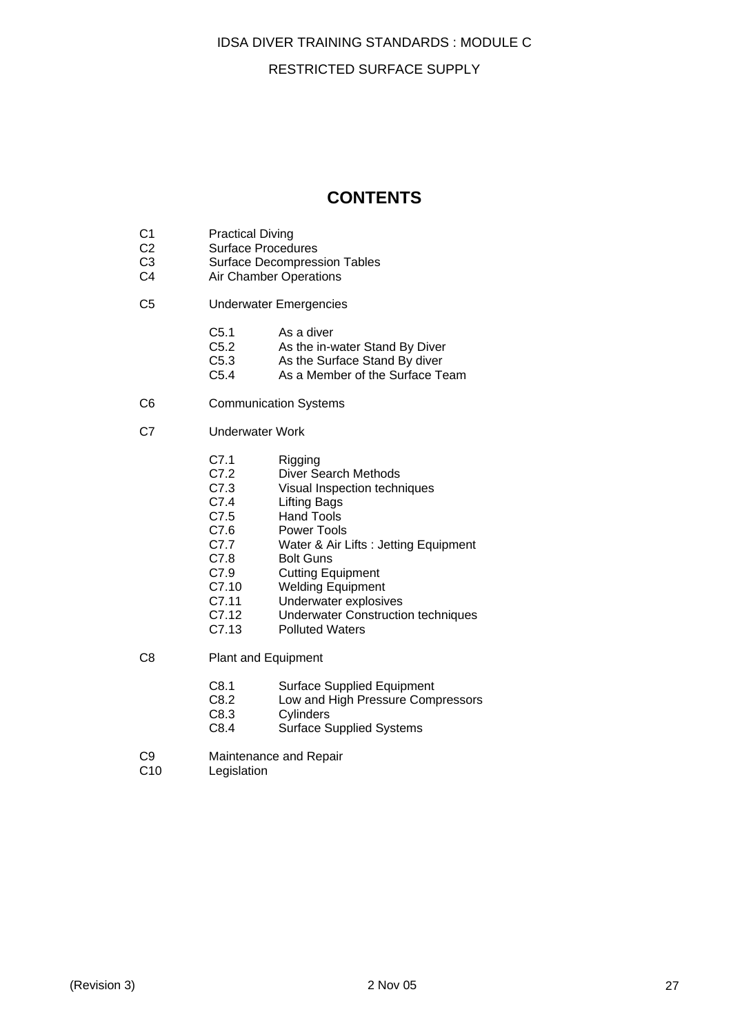IDSA DIVER TRAINING STANDARDS : MODULE C

RESTRICTED SURFACE SUPPLY

## CONTENTS

- C1 Practical Diving
- C2 Surface Procedures
- C3 Surface Decompression Tables
- C4 Air Chamber Operations
- C5 Underwater Emergencies
  - C5.1 As a diver
  - C5.2 As the in-water Stand By Diver
  - C5.3 As the Surface Stand By diver
  - C5.4 As a Member of the Surface Team
- C6 Communication Systems
- C7 Underwater Work
  - C7.1 Rigging
  - C7.2 Diver Search Methods
  - C7.3 Visual Inspection techniques
  - C7.4 Lifting Bags
  - C7.5 Hand Tools
  - C7.6 Power Tools
  - C7.7 Water & Air Lifts : Jetting Equipment
  - C7.8 Bolt Guns
  - C7.9 Cutting Equipment
  - C7.10 Welding Equipment
  - C7.11 Underwater explosives
  - C7.12 Underwater Construction techniques
  - C7.13 Polluted Waters
- C8 Plant and Equipment
  - C8.1 Surface Supplied Equipment
  - C8.2 Low and High Pressure Compressors
  - C8.3 Cylinders
  - C8.4 Surface Supplied Systems
- C9 Maintenance and Repair
- C10 Legislation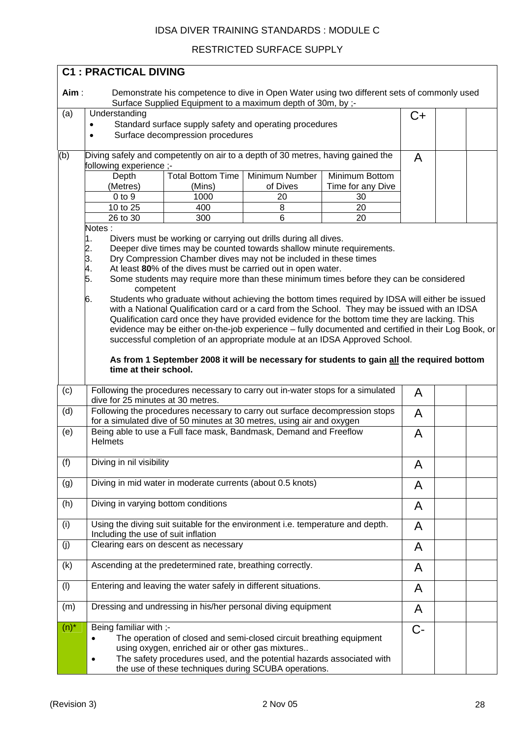IDSA DIVER TRAINING STANDARDS : MODULE C

RESTRICTED SURFACE SUPPLY

## C1 : PRACTICAL DIVING

**Aim** : Demonstrate his competence to dive in Open Water using two different sets of commonly used Surface Supplied Equipment to a maximum depth of 30m, by ;-

| | | | | |
|---|---|---|---|---|
| (a) | Understanding<br>• Standard surface supply safety and operating procedures<br>• Surface decompression procedures | C+ | | |
| (b) | Diving safely and competently on air to a depth of 30 metres, having gained the following experience ;- | A | | |

| Depth (Metres) | Total Bottom Time (Mins) | Minimum Number of Dives | Minimum Bottom Time for any Dive |
|---|---|---|---|
| 0 to 9 | 1000 | 20 | 30 |
| 10 to 25 | 400 | 8 | 20 |
| 26 to 30 | 300 | 6 | 20 |

Notes :

1. Divers must be working or carrying out drills during all dives.
2. Deeper dive times may be counted towards shallow minute requirements.
3. Dry Compression Chamber dives may not be included in these times
4. At least **80**% of the dives must be carried out in open water.
5. Some students may require more than these minimum times before they can be considered competent
6. Students who graduate without achieving the bottom times required by IDSA will either be issued with a National Qualification card or a card from the School. They may be issued with an IDSA Qualification card once they have provided evidence for the bottom time they are lacking. This evidence may be either on-the-job experience – fully documented and certified in their Log Book, or successful completion of an appropriate module at an IDSA Approved School.

**As from 1 September 2008 it will be necessary for students to gain all the required bottom time at their school.**

| | | | | |
|---|---|---|---|---|
| (c) | Following the procedures necessary to carry out in-water stops for a simulated dive for 25 minutes at 30 metres. | A | | |
| (d) | Following the procedures necessary to carry out surface decompression stops for a simulated dive of 50 minutes at 30 metres, using air and oxygen | A | | |
| (e) | Being able to use a Full face mask, Bandmask, Demand and Freeflow Helmets | A | | |
| (f) | Diving in nil visibility | A | | |
| (g) | Diving in mid water in moderate currents (about 0.5 knots) | A | | |
| (h) | Diving in varying bottom conditions | A | | |
| (i) | Using the diving suit suitable for the environment i.e. temperature and depth. Including the use of suit inflation | A | | |
| (j) | Clearing ears on descent as necessary | A | | |
| (k) | Ascending at the predetermined rate, breathing correctly. | A | | |
| (l) | Entering and leaving the water safely in different situations. | A | | |
| (m) | Dressing and undressing in his/her personal diving equipment | A | | |
| (n)* | Being familiar with ;-<br>• The operation of closed and semi-closed circuit breathing equipment using oxygen, enriched air or other gas mixtures..<br>• The safety procedures used, and the potential hazards associated with the use of these techniques during SCUBA operations. | C- | | |

(Revision 3) 2 Nov 05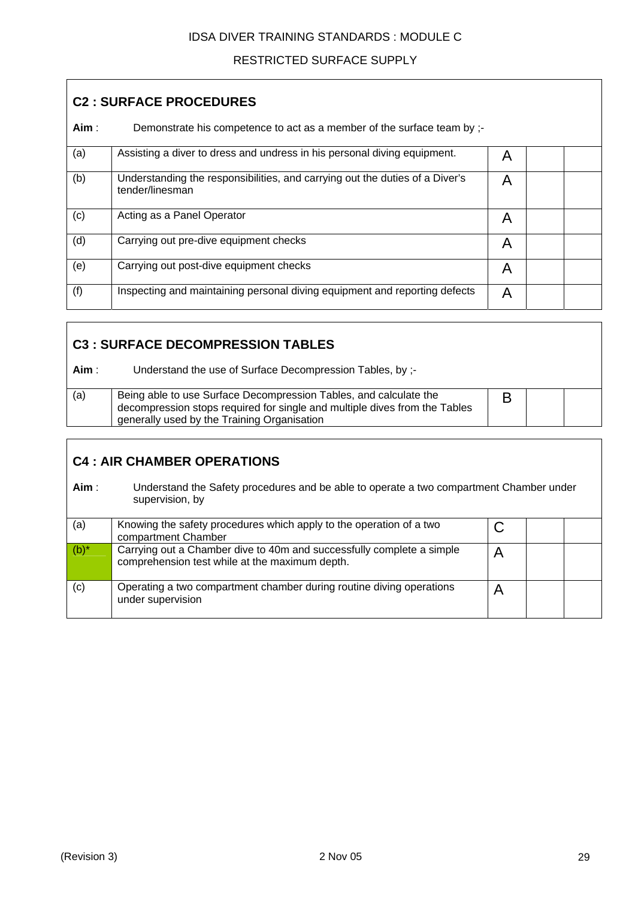## C2 : SURFACE PROCEDURES

**Aim** : Demonstrate his competence to act as a member of the surface team by ;-

| | | | | |
|---|---|---|---|---|
| (a) | Assisting a diver to dress and undress in his personal diving equipment. | A | | |
| (b) | Understanding the responsibilities, and carrying out the duties of a Diver's tender/linesman | A | | |
| (c) | Acting as a Panel Operator | A | | |
| (d) | Carrying out pre-dive equipment checks | A | | |
| (e) | Carrying out post-dive equipment checks | A | | |
| (f) | Inspecting and maintaining personal diving equipment and reporting defects | A | | |

## C3 : SURFACE DECOMPRESSION TABLES

**Aim** : Understand the use of Surface Decompression Tables, by ;-

| | | | | |
|---|---|---|---|---|
| (a) | Being able to use Surface Decompression Tables, and calculate the decompression stops required for single and multiple dives from the Tables generally used by the Training Organisation | B | | |

## C4 : AIR CHAMBER OPERATIONS

**Aim** : Understand the Safety procedures and be able to operate a two compartment Chamber under supervision, by

| | | | | |
|---|---|---|---|---|
| (a) | Knowing the safety procedures which apply to the operation of a two compartment Chamber | C | | |
| (b)* | Carrying out a Chamber dive to 40m and successfully complete a simple comprehension test while at the maximum depth. | A | | |
| (c) | Operating a two compartment chamber during routine diving operations under supervision | A | | |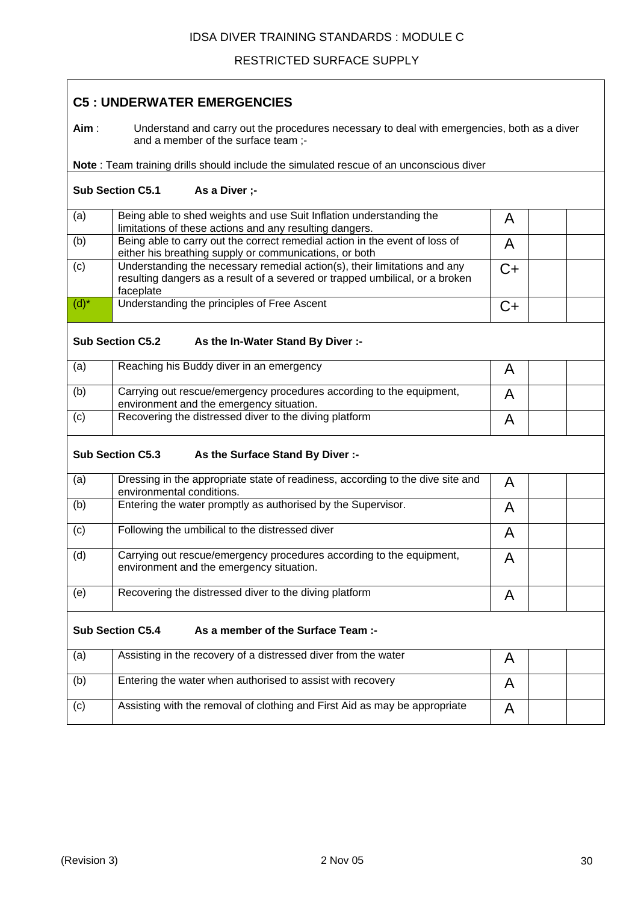## C5 : UNDERWATER EMERGENCIES

**Aim** : Understand and carry out the procedures necessary to deal with emergencies, both as a diver and a member of the surface team ;-

**Note** : Team training drills should include the simulated rescue of an unconscious diver

### Sub Section C5.1 As a Diver ;-

| | | | | |
|---|---|---|---|---|
| (a) | Being able to shed weights and use Suit Inflation understanding the limitations of these actions and any resulting dangers. | A | | |
| (b) | Being able to carry out the correct remedial action in the event of loss of either his breathing supply or communications, or both | A | | |
| (c) | Understanding the necessary remedial action(s), their limitations and any resulting dangers as a result of a severed or trapped umbilical, or a broken faceplate | C+ | | |
| (d)* | Understanding the principles of Free Ascent | C+ | | |

### Sub Section C5.2 As the In-Water Stand By Diver :-

| | | | | |
|---|---|---|---|---|
| (a) | Reaching his Buddy diver in an emergency | A | | |
| (b) | Carrying out rescue/emergency procedures according to the equipment, environment and the emergency situation. | A | | |
| (c) | Recovering the distressed diver to the diving platform | A | | |

### Sub Section C5.3 As the Surface Stand By Diver :-

| | | | | |
|---|---|---|---|---|
| (a) | Dressing in the appropriate state of readiness, according to the dive site and environmental conditions. | A | | |
| (b) | Entering the water promptly as authorised by the Supervisor. | A | | |
| (c) | Following the umbilical to the distressed diver | A | | |
| (d) | Carrying out rescue/emergency procedures according to the equipment, environment and the emergency situation. | A | | |
| (e) | Recovering the distressed diver to the diving platform | A | | |

### Sub Section C5.4 As a member of the Surface Team :-

| | | | | |
|---|---|---|---|---|
| (a) | Assisting in the recovery of a distressed diver from the water | A | | |
| (b) | Entering the water when authorised to assist with recovery | A | | |
| (c) | Assisting with the removal of clothing and First Aid as may be appropriate | A | | |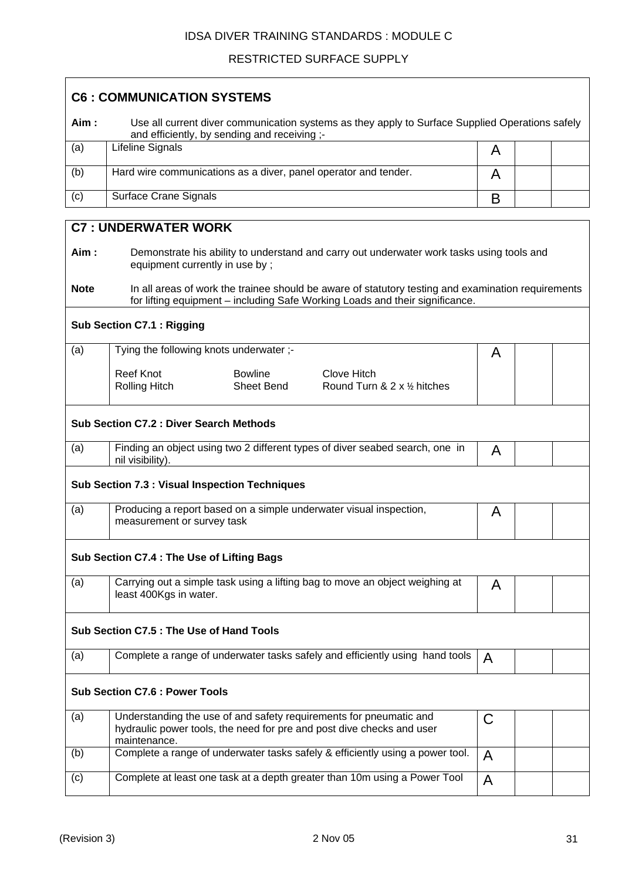## C6 : COMMUNICATION SYSTEMS

**Aim :** Use all current diver communication systems as they apply to Surface Supplied Operations safely and efficiently, by sending and receiving ;-

| | | | | |
|---|---|---|---|---|
| (a) | Lifeline Signals | A | | |
| (b) | Hard wire communications as a diver, panel operator and tender. | A | | |
| (c) | Surface Crane Signals | B | | |

## C7 : UNDERWATER WORK

**Aim :** Demonstrate his ability to understand and carry out underwater work tasks using tools and equipment currently in use by ;

**Note** In all areas of work the trainee should be aware of statutory testing and examination requirements for lifting equipment – including Safe Working Loads and their significance.

### Sub Section C7.1 : Rigging

| | | | | |
|---|---|---|---|---|
| (a) | Tying the following knots underwater ;-<br><br>Reef Knot, Bowline, Clove Hitch, Rolling Hitch, Sheet Bend, Round Turn & 2 x ½ hitches | A | | |

### Sub Section C7.2 : Diver Search Methods

| | | | | |
|---|---|---|---|---|
| (a) | Finding an object using two 2 different types of diver seabed search, one in nil visibility). | A | | |

### Sub Section 7.3 : Visual Inspection Techniques

| | | | | |
|---|---|---|---|---|
| (a) | Producing a report based on a simple underwater visual inspection, measurement or survey task | A | | |

### Sub Section C7.4 : The Use of Lifting Bags

| | | | | |
|---|---|---|---|---|
| (a) | Carrying out a simple task using a lifting bag to move an object weighing at least 400Kgs in water. | A | | |

### Sub Section C7.5 : The Use of Hand Tools

| | | | | |
|---|---|---|---|---|
| (a) | Complete a range of underwater tasks safely and efficiently using hand tools | A | | |

### Sub Section C7.6 : Power Tools

| | | | | |
|---|---|---|---|---|
| (a) | Understanding the use of and safety requirements for pneumatic and hydraulic power tools, the need for pre and post dive checks and user maintenance. | C | | |
| (b) | Complete a range of underwater tasks safely & efficiently using a power tool. | A | | |
| (c) | Complete at least one task at a depth greater than 10m using a Power Tool | A | | |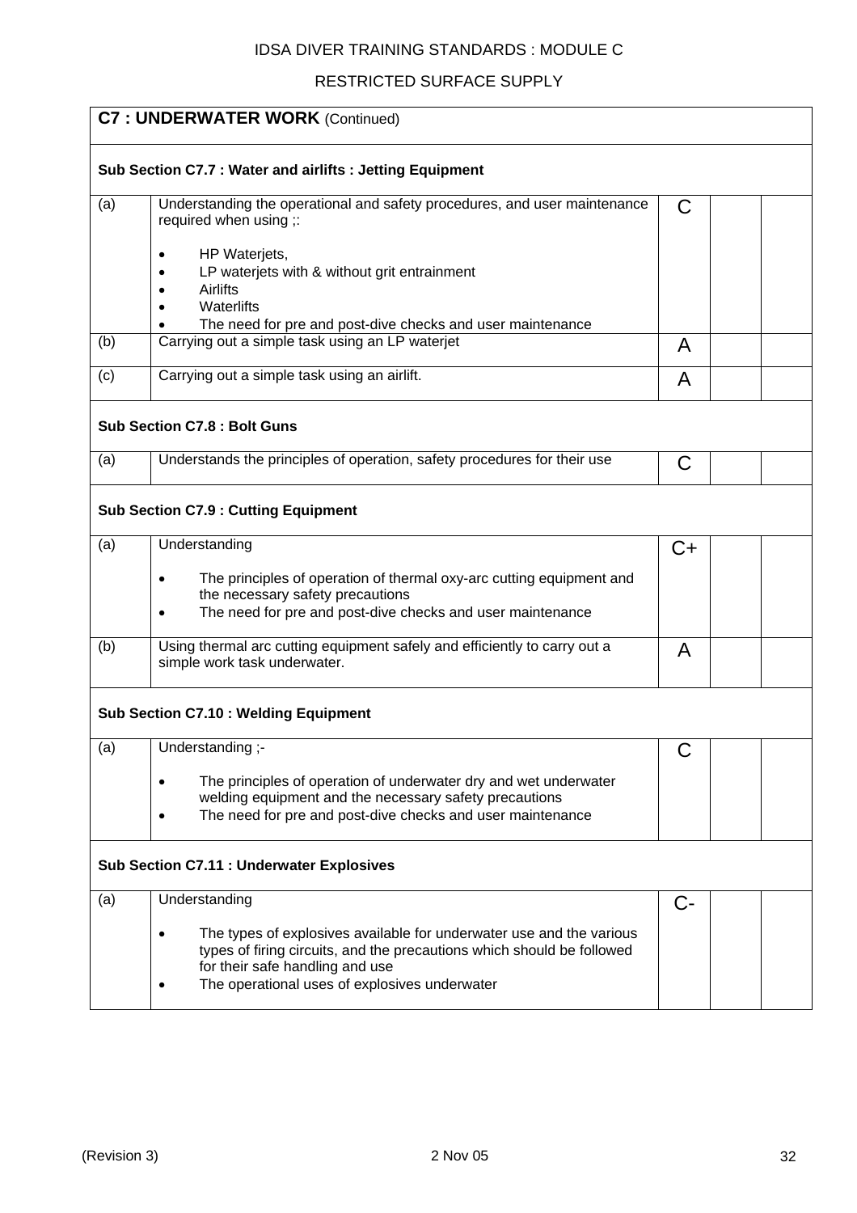## C7 : UNDERWATER WORK (Continued)

| | | | | |
|---|---|---|---|---|
| **Sub Section C7.7 : Water and airlifts : Jetting Equipment** | | | | |
| (a) | Understanding the operational and safety procedures, and user maintenance required when using ;:<br><br>• HP Waterjets,<br>• LP waterjets with & without grit entrainment<br>• Airlifts<br>• Waterlifts<br>• The need for pre and post-dive checks and user maintenance | C | | |
| (b) | Carrying out a simple task using an LP waterjet | A | | |
| (c) | Carrying out a simple task using an airlift. | A | | |
| **Sub Section C7.8 : Bolt Guns** | | | | |
| (a) | Understands the principles of operation, safety procedures for their use | C | | |
| **Sub Section C7.9 : Cutting Equipment** | | | | |
| (a) | Understanding<br><br>• The principles of operation of thermal oxy-arc cutting equipment and the necessary safety precautions<br>• The need for pre and post-dive checks and user maintenance | C+ | | |
| (b) | Using thermal arc cutting equipment safely and efficiently to carry out a simple work task underwater. | A | | |
| **Sub Section C7.10 : Welding Equipment** | | | | |
| (a) | Understanding ;-<br><br>• The principles of operation of underwater dry and wet underwater welding equipment and the necessary safety precautions<br>• The need for pre and post-dive checks and user maintenance | C | | |
| **Sub Section C7.11 : Underwater Explosives** | | | | |
| (a) | Understanding<br><br>• The types of explosives available for underwater use and the various types of firing circuits, and the precautions which should be followed for their safe handling and use<br>• The operational uses of explosives underwater | C- | | |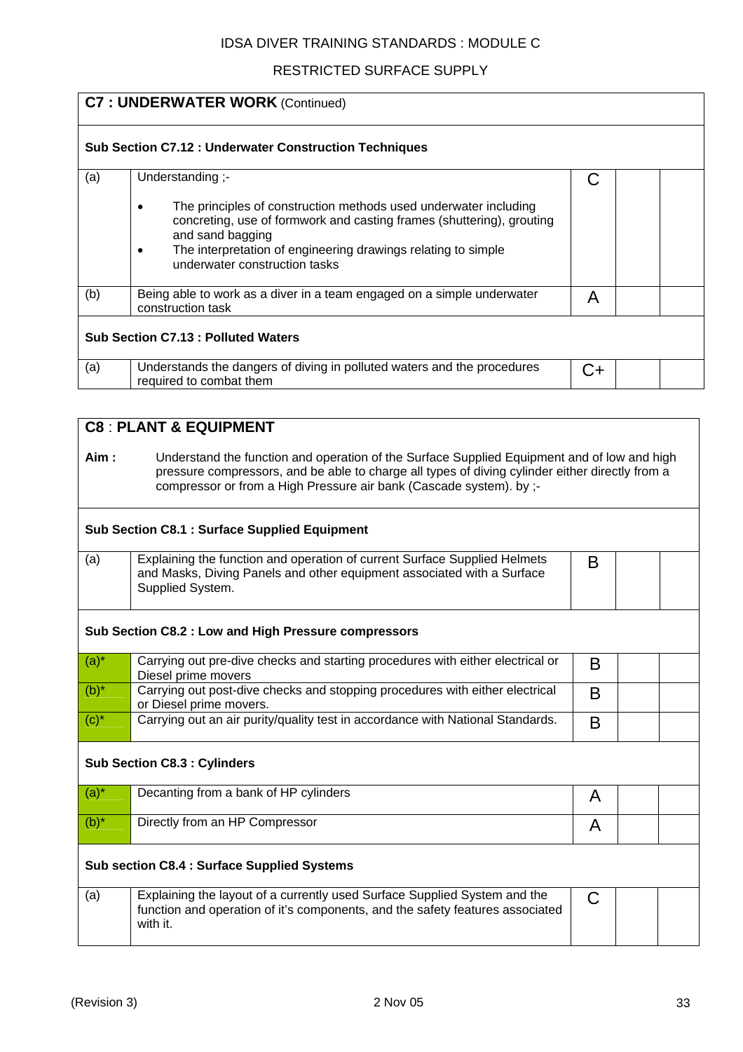## C7 : UNDERWATER WORK (Continued)

### Sub Section C7.12 : Underwater Construction Techniques

| | | | | |
|---|---|---|---|---|
| (a) | Understanding ;-<br>• The principles of construction methods used underwater including concreting, use of formwork and casting frames (shuttering), grouting and sand bagging<br>• The interpretation of engineering drawings relating to simple underwater construction tasks | C | | |
| (b) | Being able to work as a diver in a team engaged on a simple underwater construction task | A | | |

### Sub Section C7.13 : Polluted Waters

| | | | | |
|---|---|---|---|---|
| (a) | Understands the dangers of diving in polluted waters and the procedures required to combat them | C+ | | |

## C8 : PLANT & EQUIPMENT

**Aim :** Understand the function and operation of the Surface Supplied Equipment and of low and high pressure compressors, and be able to charge all types of diving cylinder either directly from a compressor or from a High Pressure air bank (Cascade system). by ;-

### Sub Section C8.1 : Surface Supplied Equipment

| | | | | |
|---|---|---|---|---|
| (a) | Explaining the function and operation of current Surface Supplied Helmets and Masks, Diving Panels and other equipment associated with a Surface Supplied System. | B | | |

### Sub Section C8.2 : Low and High Pressure compressors

| | | | | |
|---|---|---|---|---|
| (a)* | Carrying out pre-dive checks and starting procedures with either electrical or Diesel prime movers | B | | |
| (b)* | Carrying out post-dive checks and stopping procedures with either electrical or Diesel prime movers. | B | | |
| (c)* | Carrying out an air purity/quality test in accordance with National Standards. | B | | |

### Sub Section C8.3 : Cylinders

| | | | | |
|---|---|---|---|---|
| (a)* | Decanting from a bank of HP cylinders | A | | |
| (b)* | Directly from an HP Compressor | A | | |

### Sub section C8.4 : Surface Supplied Systems

| | | | | |
|---|---|---|---|---|
| (a) | Explaining the layout of a currently used Surface Supplied System and the function and operation of it's components, and the safety features associated with it. | C | | |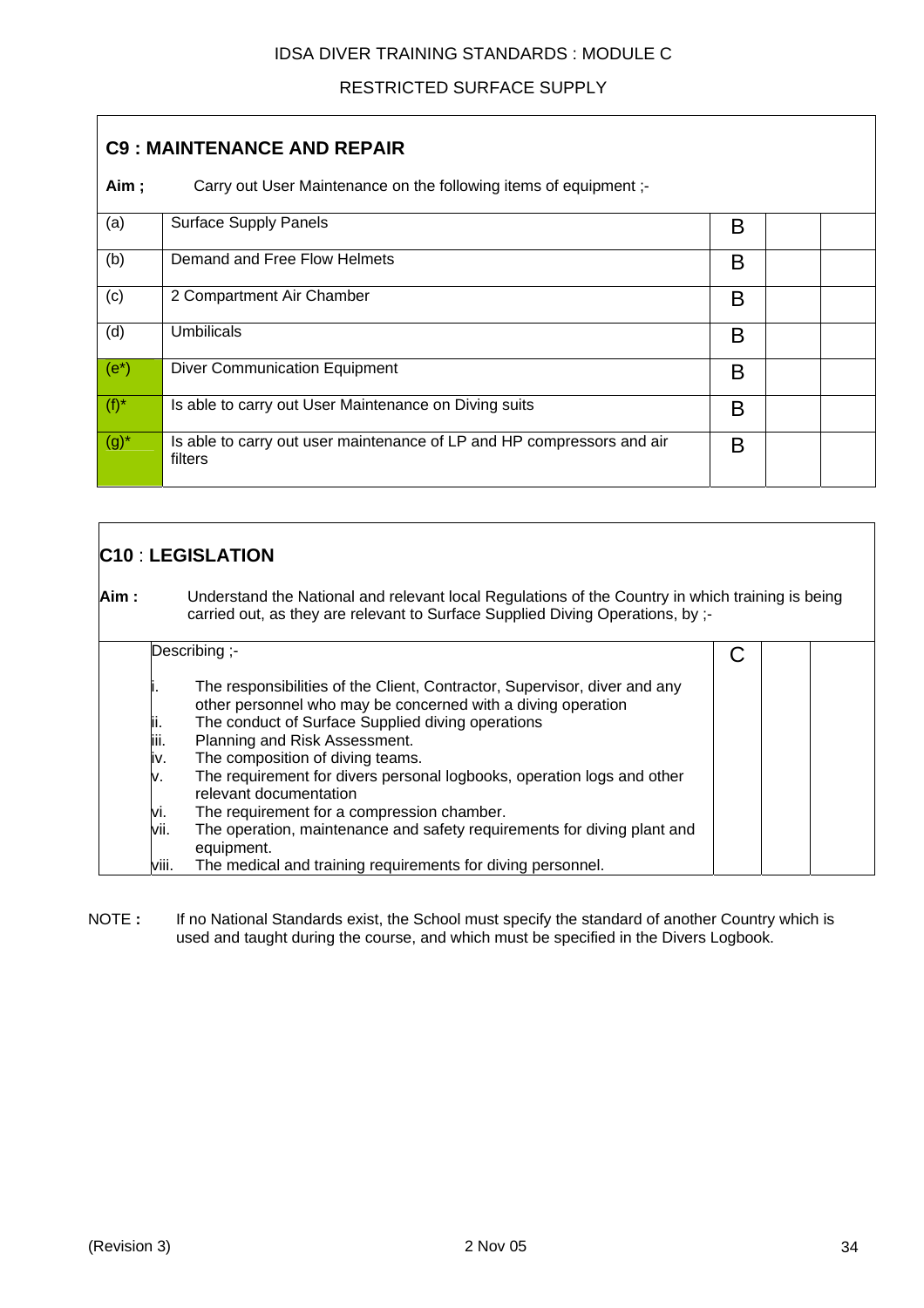## C9 : MAINTENANCE AND REPAIR

**Aim ;** Carry out User Maintenance on the following items of equipment ;-

| | | | | |
|---|---|---|---|---|
| (a) | Surface Supply Panels | B | | |
| (b) | Demand and Free Flow Helmets | B | | |
| (c) | 2 Compartment Air Chamber | B | | |
| (d) | Umbilicals | B | | |
| (e*) | Diver Communication Equipment | B | | |
| (f)* | Is able to carry out User Maintenance on Diving suits | B | | |
| (g)* | Is able to carry out user maintenance of LP and HP compressors and air filters | B | | |

## C10 : LEGISLATION

**Aim :** Understand the National and relevant local Regulations of the Country in which training is being carried out, as they are relevant to Surface Supplied Diving Operations, by ;-

| | | | | |
|---|---|---|---|---|
| | Describing ;-<br><br>i. The responsibilities of the Client, Contractor, Supervisor, diver and any other personnel who may be concerned with a diving operation<br>ii. The conduct of Surface Supplied diving operations<br>iii. Planning and Risk Assessment.<br>iv. The composition of diving teams.<br>v. The requirement for divers personal logbooks, operation logs and other relevant documentation<br>vi. The requirement for a compression chamber.<br>vii. The operation, maintenance and safety requirements for diving plant and equipment.<br>viii. The medical and training requirements for diving personnel. | C | | |

NOTE **:** If no National Standards exist, the School must specify the standard of another Country which is used and taught during the course, and which must be specified in the Divers Logbook.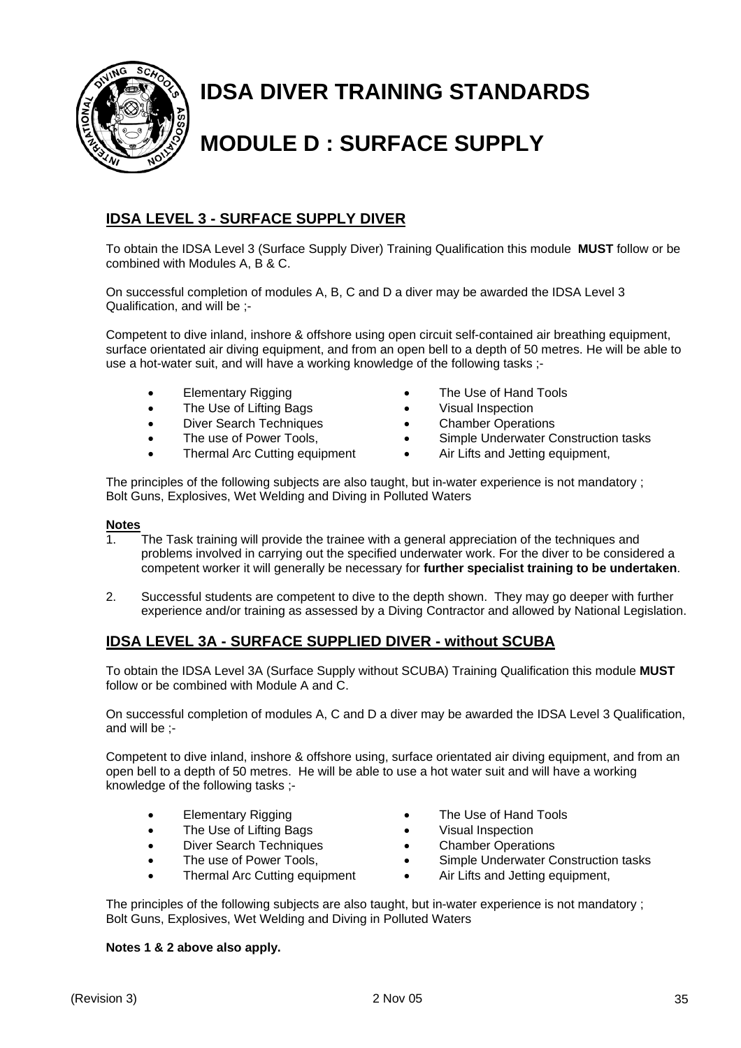# IDSA DIVER TRAINING STANDARDS

# MODULE D : SURFACE SUPPLY

## IDSA LEVEL 3 - SURFACE SUPPLY DIVER

To obtain the IDSA Level 3 (Surface Supply Diver) Training Qualification this module **MUST** follow or be combined with Modules A, B & C.

On successful completion of modules A, B, C and D a diver may be awarded the IDSA Level 3 Qualification, and will be ;-

Competent to dive inland, inshore & offshore using open circuit self-contained air breathing equipment, surface orientated air diving equipment, and from an open bell to a depth of 50 metres. He will be able to use a hot-water suit, and will have a working knowledge of the following tasks ;-

- Elementary Rigging
- The Use of Lifting Bags
- Diver Search Techniques
- The use of Power Tools,
- Thermal Arc Cutting equipment
- The Use of Hand Tools
- Visual Inspection
- Chamber Operations
- Simple Underwater Construction tasks
- Air Lifts and Jetting equipment,

The principles of the following subjects are also taught, but in-water experience is not mandatory ; Bolt Guns, Explosives, Wet Welding and Diving in Polluted Waters

**Notes**

1. The Task training will provide the trainee with a general appreciation of the techniques and problems involved in carrying out the specified underwater work. For the diver to be considered a competent worker it will generally be necessary for **further specialist training to be undertaken**.
2. Successful students are competent to dive to the depth shown. They may go deeper with further experience and/or training as assessed by a Diving Contractor and allowed by National Legislation.

## IDSA LEVEL 3A - SURFACE SUPPLIED DIVER - without SCUBA

To obtain the IDSA Level 3A (Surface Supply without SCUBA) Training Qualification this module **MUST** follow or be combined with Module A and C.

On successful completion of modules A, C and D a diver may be awarded the IDSA Level 3 Qualification, and will be ;-

Competent to dive inland, inshore & offshore using, surface orientated air diving equipment, and from an open bell to a depth of 50 metres. He will be able to use a hot water suit and will have a working knowledge of the following tasks ;-

- Elementary Rigging
- The Use of Lifting Bags
- Diver Search Techniques
- The use of Power Tools,
- Thermal Arc Cutting equipment
- The Use of Hand Tools
- Visual Inspection
- Chamber Operations
- Simple Underwater Construction tasks
- Air Lifts and Jetting equipment,

The principles of the following subjects are also taught, but in-water experience is not mandatory ; Bolt Guns, Explosives, Wet Welding and Diving in Polluted Waters

**Notes 1 & 2 above also apply.**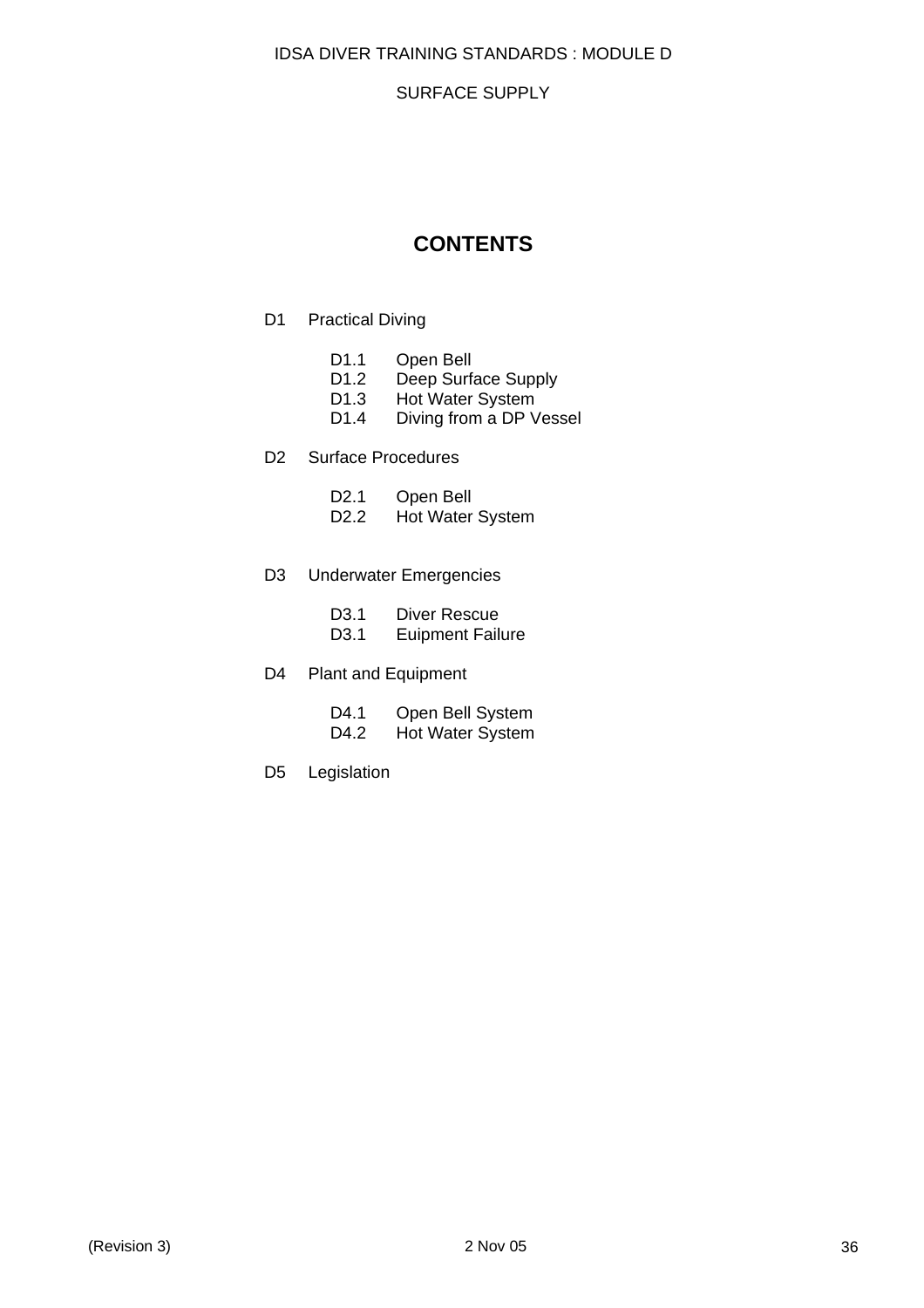# CONTENTS

D1 Practical Diving

- D1.1 Open Bell
- D1.2 Deep Surface Supply
- D1.3 Hot Water System
- D1.4 Diving from a DP Vessel

D2 Surface Procedures

- D2.1 Open Bell
- D2.2 Hot Water System

D3 Underwater Emergencies

- D3.1 Diver Rescue
- D3.1 Euipment Failure

D4 Plant and Equipment

- D4.1 Open Bell System
- D4.2 Hot Water System

D5 Legislation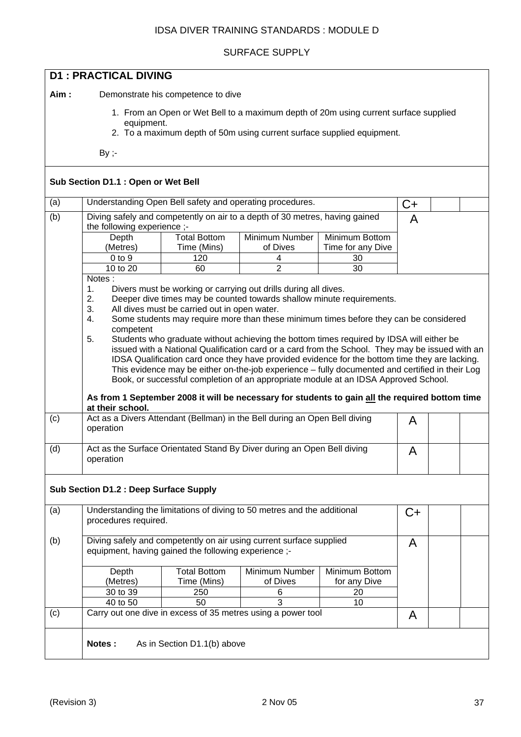IDSA DIVER TRAINING STANDARDS : MODULE D

SURFACE SUPPLY

## D1 : PRACTICAL DIVING

**Aim :** Demonstrate his competence to dive

1. From an Open or Wet Bell to a maximum depth of 20m using current surface supplied equipment.
2. To a maximum depth of 50m using current surface supplied equipment.

By ;-

### Sub Section D1.1 : Open or Wet Bell

| | | | | |
|---|---|---|---|---|
| (a) | Understanding Open Bell safety and operating procedures. | C+ | | |
| (b) | Diving safely and competently on air to a depth of 30 metres, having gained the following experience ;- | A | | |

| Depth (Metres) | Total Bottom Time (Mins) | Minimum Number of Dives | Minimum Bottom Time for any Dive |
|---|---|---|---|
| 0 to 9 | 120 | 4 | 30 |
| 10 to 20 | 60 | 2 | 30 |

Notes :

1. Divers must be working or carrying out drills during all dives.
2. Deeper dive times may be counted towards shallow minute requirements.
3. All dives must be carried out in open water.
4. Some students may require more than these minimum times before they can be considered competent
5. Students who graduate without achieving the bottom times required by IDSA will either be issued with a National Qualification card or a card from the School. They may be issued with an IDSA Qualification card once they have provided evidence for the bottom time they are lacking. This evidence may be either on-the-job experience – fully documented and certified in their Log Book, or successful completion of an appropriate module at an IDSA Approved School.

**As from 1 September 2008 it will be necessary for students to gain all the required bottom time at their school.**

| | | | | |
|---|---|---|---|---|
| (c) | Act as a Divers Attendant (Bellman) in the Bell during an Open Bell diving operation | A | | |
| (d) | Act as the Surface Orientated Stand By Diver during an Open Bell diving operation | A | | |

### Sub Section D1.2 : Deep Surface Supply

| | | | | |
|---|---|---|---|---|
| (a) | Understanding the limitations of diving to 50 metres and the additional procedures required. | C+ | | |
| (b) | Diving safely and competently on air using current surface supplied equipment, having gained the following experience ;- | A | | |

| Depth (Metres) | Total Bottom Time (Mins) | Minimum Number of Dives | Minimum Bottom for any Dive |
|---|---|---|---|
| 30 to 39 | 250 | 6 | 20 |
| 40 to 50 | 50 | 3 | 10 |

| | | | | |
|---|---|---|---|---|
| (c) | Carry out one dive in excess of 35 metres using a power tool | A | | |

**Notes :** As in Section D1.1(b) above

(Revision 3) 2 Nov 05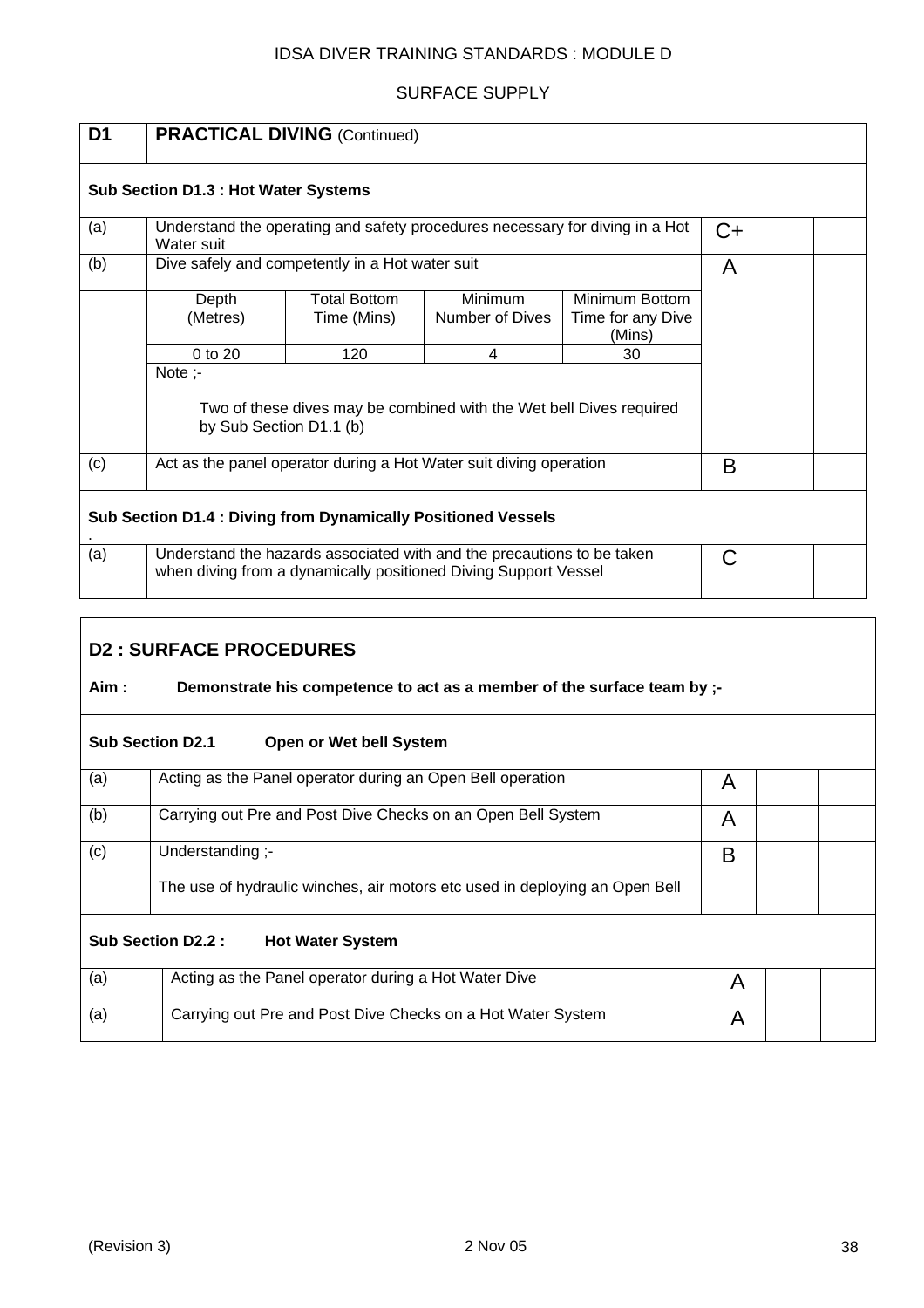IDSA DIVER TRAINING STANDARDS : MODULE D

SURFACE SUPPLY

| D1 | **PRACTICAL DIVING** (Continued) | | | |
|---|---|---|---|---|
| **Sub Section D1.3 : Hot Water Systems** | | | | |
| (a) | Understand the operating and safety procedures necessary for diving in a Hot Water suit | C+ | | |
| (b) | Dive safely and competently in a Hot water suit | A | | |

| Depth (Metres) | Total Bottom Time (Mins) | Minimum Number of Dives | Minimum Bottom Time for any Dive (Mins) |
|---|---|---|---|
| 0 to 20 | 120 | 4 | 30 |

Note ;-

Two of these dives may be combined with the Wet bell Dives required by Sub Section D1.1 (b)

| | | | | |
|---|---|---|---|---|
| (c) | Act as the panel operator during a Hot Water suit diving operation | B | | |
| **Sub Section D1.4 : Diving from Dynamically Positioned Vessels** | | | | |
| (a) | Understand the hazards associated with and the precautions to be taken when diving from a dynamically positioned Diving Support Vessel | C | | |

## D2 : SURFACE PROCEDURES

**Aim : Demonstrate his competence to act as a member of the surface team by ;-**

| **Sub Section D2.1** | **Open or Wet bell System** | | | |
|---|---|---|---|---|
| (a) | Acting as the Panel operator during an Open Bell operation | A | | |
| (b) | Carrying out Pre and Post Dive Checks on an Open Bell System | A | | |
| (c) | Understanding ;-<br><br>The use of hydraulic winches, air motors etc used in deploying an Open Bell | B | | |
| **Sub Section D2.2 :** | **Hot Water System** | | | |
| (a) | Acting as the Panel operator during a Hot Water Dive | A | | |
| (a) | Carrying out Pre and Post Dive Checks on a Hot Water System | A | | |

(Revision 3) 2 Nov 05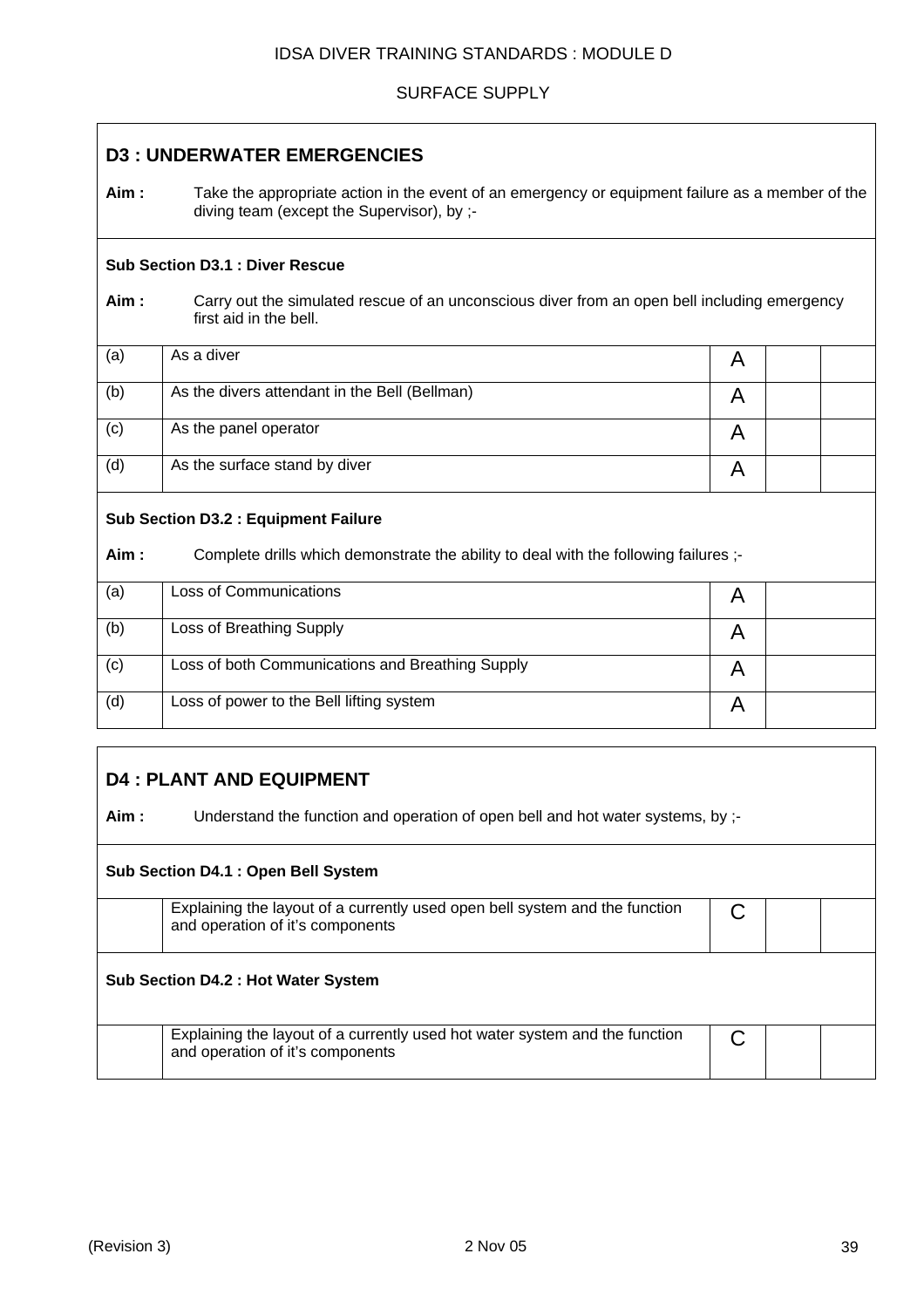## D3 : UNDERWATER EMERGENCIES

**Aim :** Take the appropriate action in the event of an emergency or equipment failure as a member of the diving team (except the Supervisor), by ;-

### Sub Section D3.1 : Diver Rescue

**Aim :** Carry out the simulated rescue of an unconscious diver from an open bell including emergency first aid in the bell.

| | | | | |
|---|---|---|---|---|
| (a) | As a diver | A | | |
| (b) | As the divers attendant in the Bell (Bellman) | A | | |
| (c) | As the panel operator | A | | |
| (d) | As the surface stand by diver | A | | |

### Sub Section D3.2 : Equipment Failure

**Aim :** Complete drills which demonstrate the ability to deal with the following failures ;-

| | | | |
|---|---|---|---|
| (a) | Loss of Communications | A | |
| (b) | Loss of Breathing Supply | A | |
| (c) | Loss of both Communications and Breathing Supply | A | |
| (d) | Loss of power to the Bell lifting system | A | |

## D4 : PLANT AND EQUIPMENT

**Aim :** Understand the function and operation of open bell and hot water systems, by ;-

### Sub Section D4.1 : Open Bell System

| | | | | |
|---|---|---|---|---|
| | Explaining the layout of a currently used open bell system and the function and operation of it's components | C | | |

### Sub Section D4.2 : Hot Water System

| | | | | |
|---|---|---|---|---|
| | Explaining the layout of a currently used hot water system and the function and operation of it's components | C | | |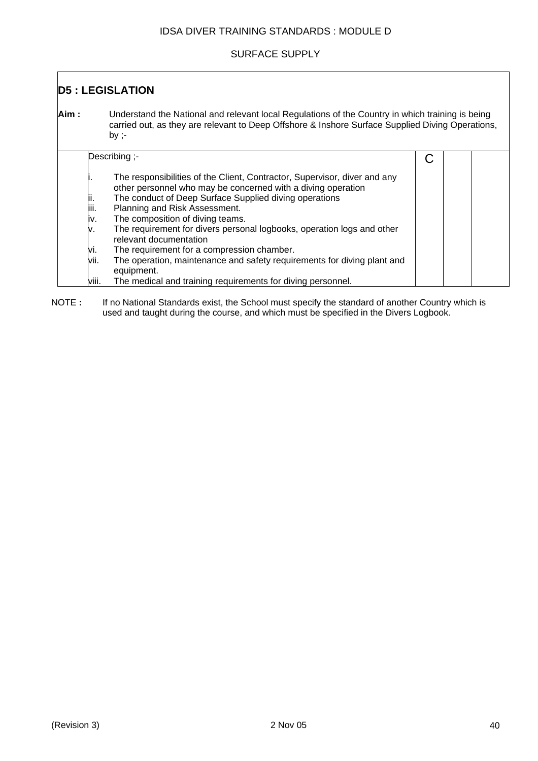## D5 : LEGISLATION

**Aim :** Understand the National and relevant local Regulations of the Country in which training is being carried out, as they are relevant to Deep Offshore & Inshore Surface Supplied Diving Operations, by ;-

| Describing ;- | | | |
|---|---|---|---|
| i. The responsibilities of the Client, Contractor, Supervisor, diver and any other personnel who may be concerned with a diving operation<br>ii. The conduct of Deep Surface Supplied diving operations<br>iii. Planning and Risk Assessment.<br>iv. The composition of diving teams.<br>v. The requirement for divers personal logbooks, operation logs and other relevant documentation<br>vi. The requirement for a compression chamber.<br>vii. The operation, maintenance and safety requirements for diving plant and equipment.<br>viii. The medical and training requirements for diving personnel. | C | | |

NOTE **:** If no National Standards exist, the School must specify the standard of another Country which is used and taught during the course, and which must be specified in the Divers Logbook.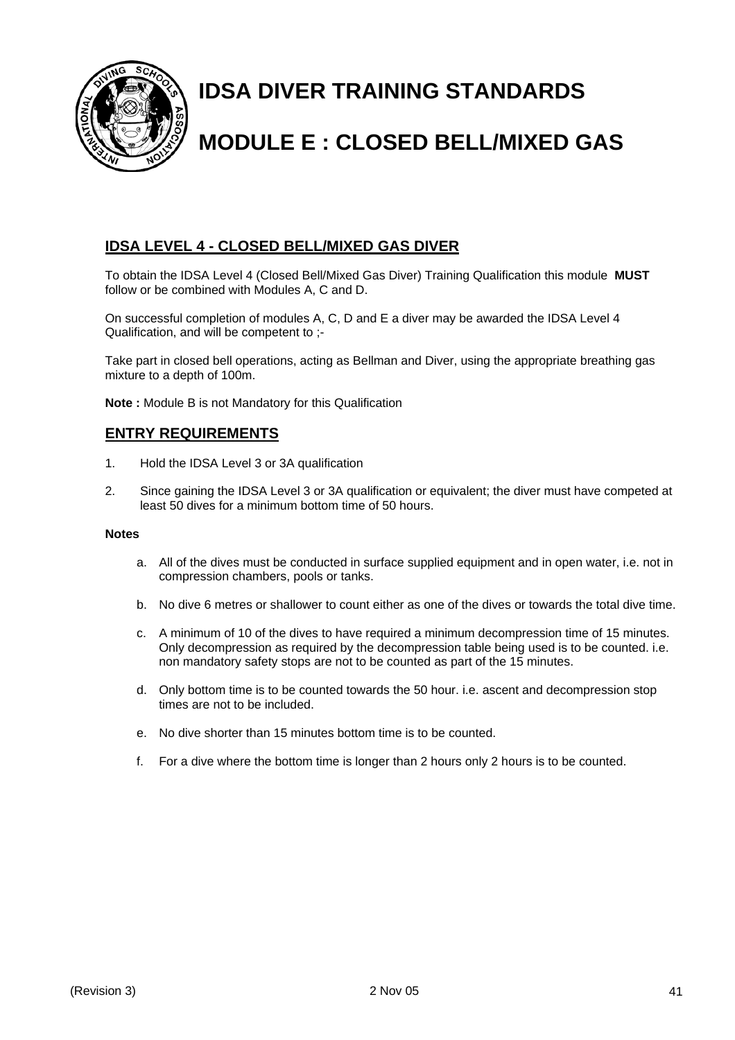# IDSA DIVER TRAINING STANDARDS

# MODULE E : CLOSED BELL/MIXED GAS

## IDSA LEVEL 4 - CLOSED BELL/MIXED GAS DIVER

To obtain the IDSA Level 4 (Closed Bell/Mixed Gas Diver) Training Qualification this module **MUST** follow or be combined with Modules A, C and D.

On successful completion of modules A, C, D and E a diver may be awarded the IDSA Level 4 Qualification, and will be competent to ;-

Take part in closed bell operations, acting as Bellman and Diver, using the appropriate breathing gas mixture to a depth of 100m.

**Note :** Module B is not Mandatory for this Qualification

## ENTRY REQUIREMENTS

1. Hold the IDSA Level 3 or 3A qualification
2. Since gaining the IDSA Level 3 or 3A qualification or equivalent; the diver must have competed at least 50 dives for a minimum bottom time of 50 hours.

**Notes**

a. All of the dives must be conducted in surface supplied equipment and in open water, i.e. not in compression chambers, pools or tanks.

b. No dive 6 metres or shallower to count either as one of the dives or towards the total dive time.

c. A minimum of 10 of the dives to have required a minimum decompression time of 15 minutes. Only decompression as required by the decompression table being used is to be counted. i.e. non mandatory safety stops are not to be counted as part of the 15 minutes.

d. Only bottom time is to be counted towards the 50 hour. i.e. ascent and decompression stop times are not to be included.

e. No dive shorter than 15 minutes bottom time is to be counted.

f. For a dive where the bottom time is longer than 2 hours only 2 hours is to be counted.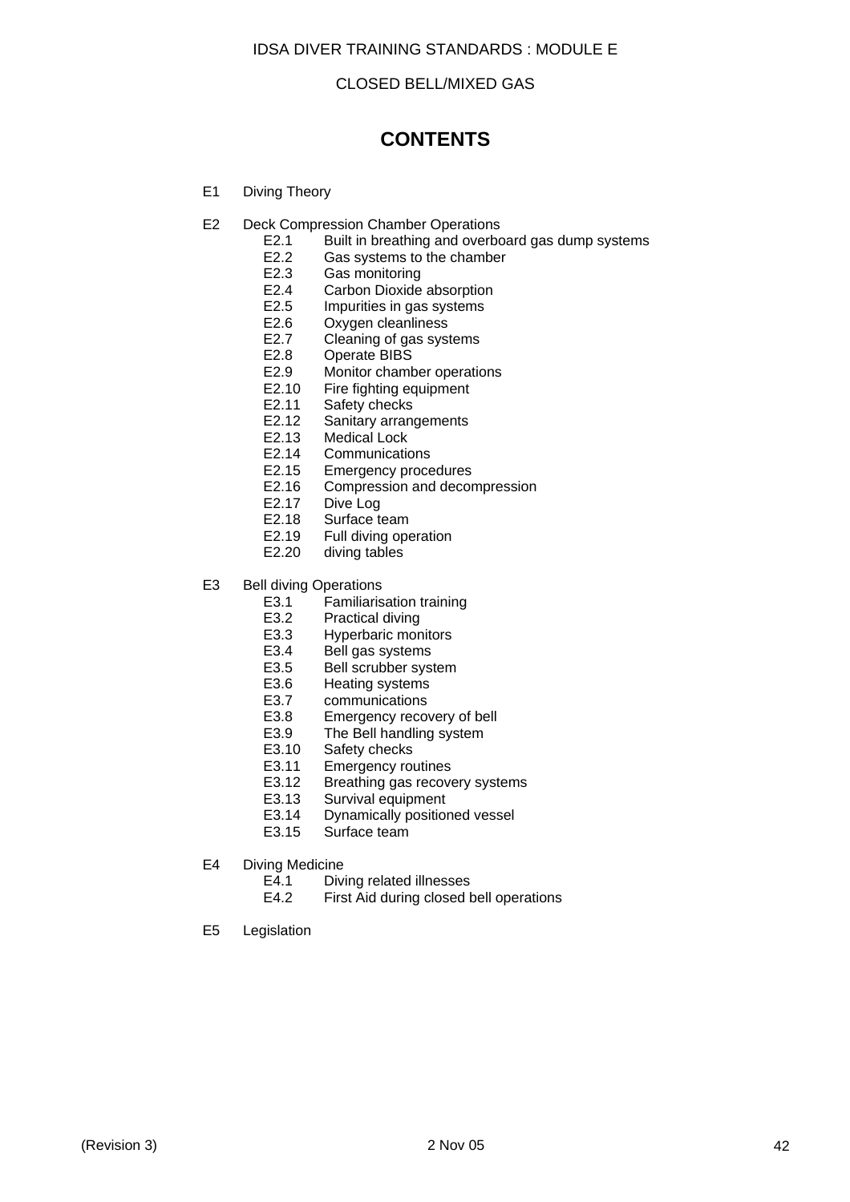IDSA DIVER TRAINING STANDARDS : MODULE E

CLOSED BELL/MIXED GAS

# CONTENTS

- E1 Diving Theory

- E2 Deck Compression Chamber Operations
  - E2.1 Built in breathing and overboard gas dump systems
  - E2.2 Gas systems to the chamber
  - E2.3 Gas monitoring
  - E2.4 Carbon Dioxide absorption
  - E2.5 Impurities in gas systems
  - E2.6 Oxygen cleanliness
  - E2.7 Cleaning of gas systems
  - E2.8 Operate BIBS
  - E2.9 Monitor chamber operations
  - E2.10 Fire fighting equipment
  - E2.11 Safety checks
  - E2.12 Sanitary arrangements
  - E2.13 Medical Lock
  - E2.14 Communications
  - E2.15 Emergency procedures
  - E2.16 Compression and decompression
  - E2.17 Dive Log
  - E2.18 Surface team
  - E2.19 Full diving operation
  - E2.20 diving tables

- E3 Bell diving Operations
  - E3.1 Familiarisation training
  - E3.2 Practical diving
  - E3.3 Hyperbaric monitors
  - E3.4 Bell gas systems
  - E3.5 Bell scrubber system
  - E3.6 Heating systems
  - E3.7 communications
  - E3.8 Emergency recovery of bell
  - E3.9 The Bell handling system
  - E3.10 Safety checks
  - E3.11 Emergency routines
  - E3.12 Breathing gas recovery systems
  - E3.13 Survival equipment
  - E3.14 Dynamically positioned vessel
  - E3.15 Surface team

- E4 Diving Medicine
  - E4.1 Diving related illnesses
  - E4.2 First Aid during closed bell operations

- E5 Legislation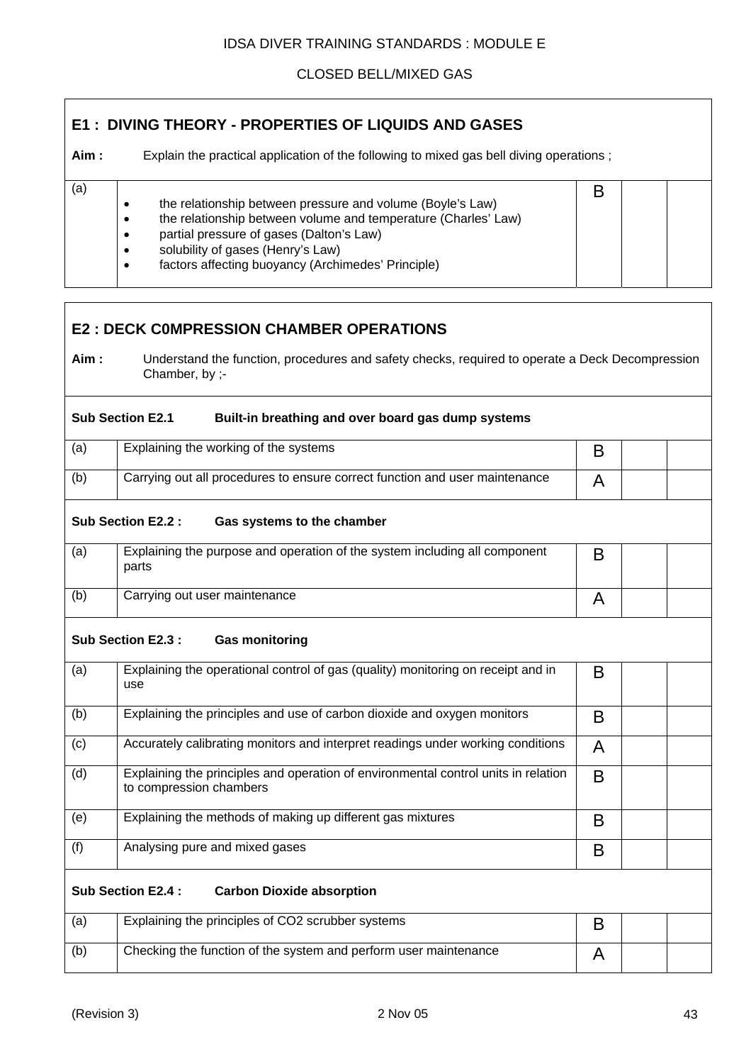IDSA DIVER TRAINING STANDARDS : MODULE E

CLOSED BELL/MIXED GAS

## E1 : DIVING THEORY - PROPERTIES OF LIQUIDS AND GASES

**Aim :** Explain the practical application of the following to mixed gas bell diving operations ;

| | | | | |
|---|---|---|---|---|
| (a) | • the relationship between pressure and volume (Boyle's Law)<br>• the relationship between volume and temperature (Charles' Law)<br>• partial pressure of gases (Dalton's Law)<br>• solubility of gases (Henry's Law)<br>• factors affecting buoyancy (Archimedes' Principle) | B | | |

## E2 : DECK C0MPRESSION CHAMBER OPERATIONS

**Aim :** Understand the function, procedures and safety checks, required to operate a Deck Decompression Chamber, by ;-

| | | | | |
|---|---|---|---|---|
| **Sub Section E2.1** | **Built-in breathing and over board gas dump systems** | | | |
| (a) | Explaining the working of the systems | B | | |
| (b) | Carrying out all procedures to ensure correct function and user maintenance | A | | |
| **Sub Section E2.2 :** | **Gas systems to the chamber** | | | |
| (a) | Explaining the purpose and operation of the system including all component parts | B | | |
| (b) | Carrying out user maintenance | A | | |
| **Sub Section E2.3 :** | **Gas monitoring** | | | |
| (a) | Explaining the operational control of gas (quality) monitoring on receipt and in use | B | | |
| (b) | Explaining the principles and use of carbon dioxide and oxygen monitors | B | | |
| (c) | Accurately calibrating monitors and interpret readings under working conditions | A | | |
| (d) | Explaining the principles and operation of environmental control units in relation to compression chambers | B | | |
| (e) | Explaining the methods of making up different gas mixtures | B | | |
| (f) | Analysing pure and mixed gases | B | | |
| **Sub Section E2.4 :** | **Carbon Dioxide absorption** | | | |
| (a) | Explaining the principles of CO2 scrubber systems | B | | |
| (b) | Checking the function of the system and perform user maintenance | A | | |

(Revision 3) 2 Nov 05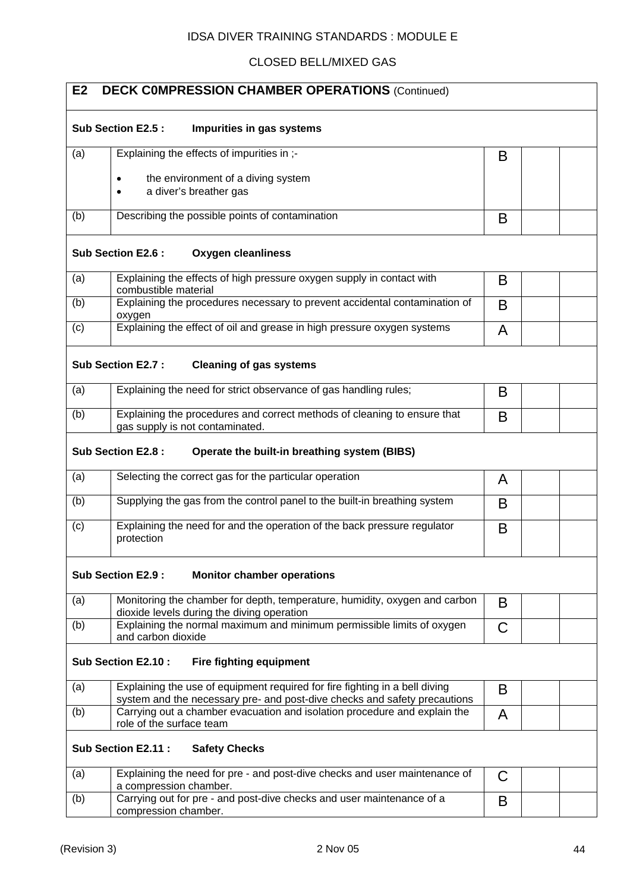IDSA DIVER TRAINING STANDARDS : MODULE E

CLOSED BELL/MIXED GAS

| **E2 DECK C0MPRESSION CHAMBER OPERATIONS** (Continued) | | | | |
|---|---|---|---|---|
| **Sub Section E2.5 : Impurities in gas systems** | | | | |
| (a) | Explaining the effects of impurities in ;-<br>• the environment of a diving system<br>• a diver's breather gas | B | | |
| (b) | Describing the possible points of contamination | B | | |
| **Sub Section E2.6 : Oxygen cleanliness** | | | | |
| (a) | Explaining the effects of high pressure oxygen supply in contact with combustible material | B | | |
| (b) | Explaining the procedures necessary to prevent accidental contamination of oxygen | B | | |
| (c) | Explaining the effect of oil and grease in high pressure oxygen systems | A | | |
| **Sub Section E2.7 : Cleaning of gas systems** | | | | |
| (a) | Explaining the need for strict observance of gas handling rules; | B | | |
| (b) | Explaining the procedures and correct methods of cleaning to ensure that gas supply is not contaminated. | B | | |
| **Sub Section E2.8 : Operate the built-in breathing system (BIBS)** | | | | |
| (a) | Selecting the correct gas for the particular operation | A | | |
| (b) | Supplying the gas from the control panel to the built-in breathing system | B | | |
| (c) | Explaining the need for and the operation of the back pressure regulator protection | B | | |
| **Sub Section E2.9 : Monitor chamber operations** | | | | |
| (a) | Monitoring the chamber for depth, temperature, humidity, oxygen and carbon dioxide levels during the diving operation | B | | |
| (b) | Explaining the normal maximum and minimum permissible limits of oxygen and carbon dioxide | C | | |
| **Sub Section E2.10 : Fire fighting equipment** | | | | |
| (a) | Explaining the use of equipment required for fire fighting in a bell diving system and the necessary pre- and post-dive checks and safety precautions | B | | |
| (b) | Carrying out a chamber evacuation and isolation procedure and explain the role of the surface team | A | | |
| **Sub Section E2.11 : Safety Checks** | | | | |
| (a) | Explaining the need for pre - and post-dive checks and user maintenance of a compression chamber. | C | | |
| (b) | Carrying out for pre - and post-dive checks and user maintenance of a compression chamber. | B | | |

(Revision 3) 2 Nov 05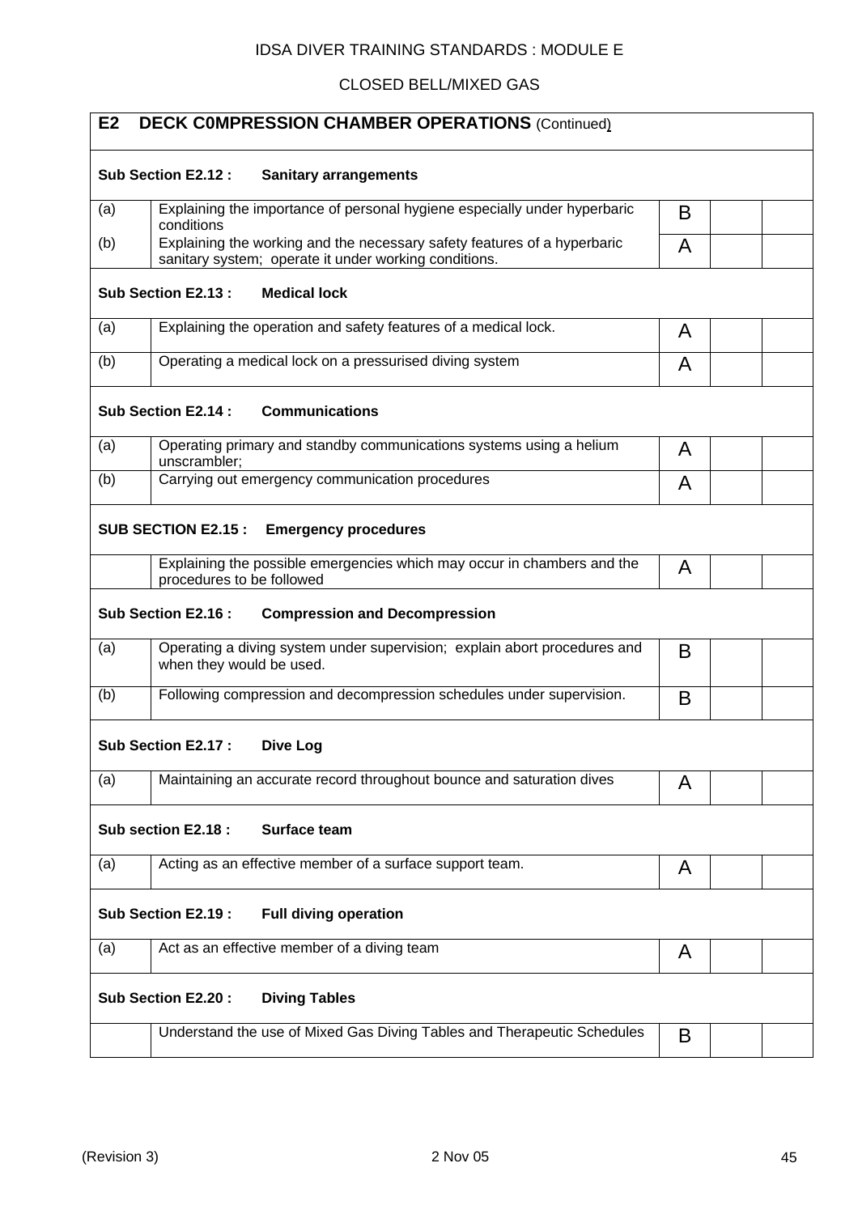IDSA DIVER TRAINING STANDARDS : MODULE E

CLOSED BELL/MIXED GAS

| **E2 DECK C0MPRESSION CHAMBER OPERATIONS** (Continued) | | | | |
|---|---|---|---|---|
| **Sub Section E2.12 : Sanitary arrangements** | | | | |
| (a) | Explaining the importance of personal hygiene especially under hyperbaric conditions | B | | |
| (b) | Explaining the working and the necessary safety features of a hyperbaric sanitary system; operate it under working conditions. | A | | |
| **Sub Section E2.13 : Medical lock** | | | | |
| (a) | Explaining the operation and safety features of a medical lock. | A | | |
| (b) | Operating a medical lock on a pressurised diving system | A | | |
| **Sub Section E2.14 : Communications** | | | | |
| (a) | Operating primary and standby communications systems using a helium unscrambler; | A | | |
| (b) | Carrying out emergency communication procedures | A | | |
| **SUB SECTION E2.15 : Emergency procedures** | | | | |
| | Explaining the possible emergencies which may occur in chambers and the procedures to be followed | A | | |
| **Sub Section E2.16 : Compression and Decompression** | | | | |
| (a) | Operating a diving system under supervision; explain abort procedures and when they would be used. | B | | |
| (b) | Following compression and decompression schedules under supervision. | B | | |
| **Sub Section E2.17 : Dive Log** | | | | |
| (a) | Maintaining an accurate record throughout bounce and saturation dives | A | | |
| **Sub section E2.18 : Surface team** | | | | |
| (a) | Acting as an effective member of a surface support team. | A | | |
| **Sub Section E2.19 : Full diving operation** | | | | |
| (a) | Act as an effective member of a diving team | A | | |
| **Sub Section E2.20 : Diving Tables** | | | | |
| | Understand the use of Mixed Gas Diving Tables and Therapeutic Schedules | B | | |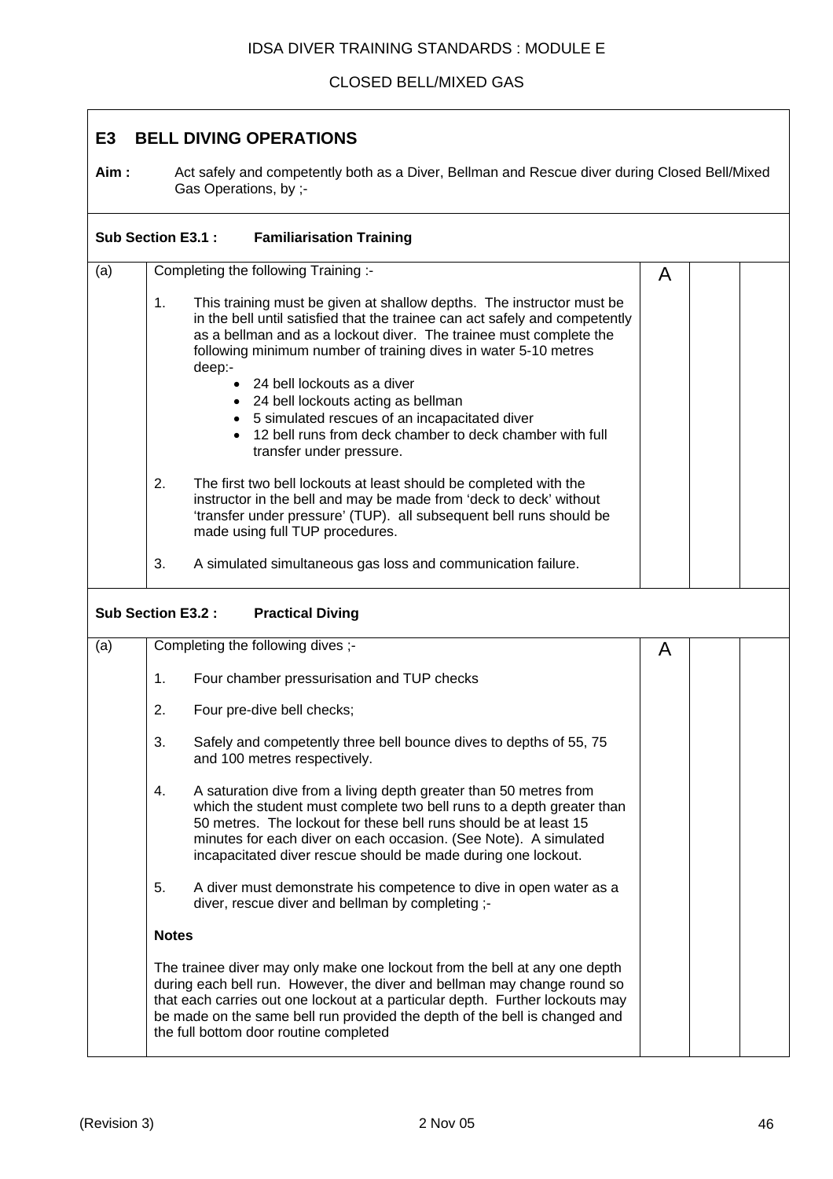## E3 BELL DIVING OPERATIONS

**Aim :** Act safely and competently both as a Diver, Bellman and Rescue diver during Closed Bell/Mixed Gas Operations, by ;-

### Sub Section E3.1 : Familiarisation Training

| | | | | |
|---|---|---|---|---|
| (a) | Completing the following Training :-<br><br>1. This training must be given at shallow depths. The instructor must be in the bell until satisfied that the trainee can act safely and competently as a bellman and as a lockout diver. The trainee must complete the following minimum number of training dives in water 5-10 metres deep:-<br>• 24 bell lockouts as a diver<br>• 24 bell lockouts acting as bellman<br>• 5 simulated rescues of an incapacitated diver<br>• 12 bell runs from deck chamber to deck chamber with full transfer under pressure.<br><br>2. The first two bell lockouts at least should be completed with the instructor in the bell and may be made from 'deck to deck' without 'transfer under pressure' (TUP). all subsequent bell runs should be made using full TUP procedures.<br><br>3. A simulated simultaneous gas loss and communication failure. | A | | |

### Sub Section E3.2 : Practical Diving

| | | | | |
|---|---|---|---|---|
| (a) | Completing the following dives ;-<br><br>1. Four chamber pressurisation and TUP checks<br><br>2. Four pre-dive bell checks;<br><br>3. Safely and competently three bell bounce dives to depths of 55, 75 and 100 metres respectively.<br><br>4. A saturation dive from a living depth greater than 50 metres from which the student must complete two bell runs to a depth greater than 50 metres. The lockout for these bell runs should be at least 15 minutes for each diver on each occasion. (See Note). A simulated incapacitated diver rescue should be made during one lockout.<br><br>5. A diver must demonstrate his competence to dive in open water as a diver, rescue diver and bellman by completing ;-<br><br>**Notes**<br><br>The trainee diver may only make one lockout from the bell at any one depth during each bell run. However, the diver and bellman may change round so that each carries out one lockout at a particular depth. Further lockouts may be made on the same bell run provided the depth of the bell is changed and the full bottom door routine completed | A | | |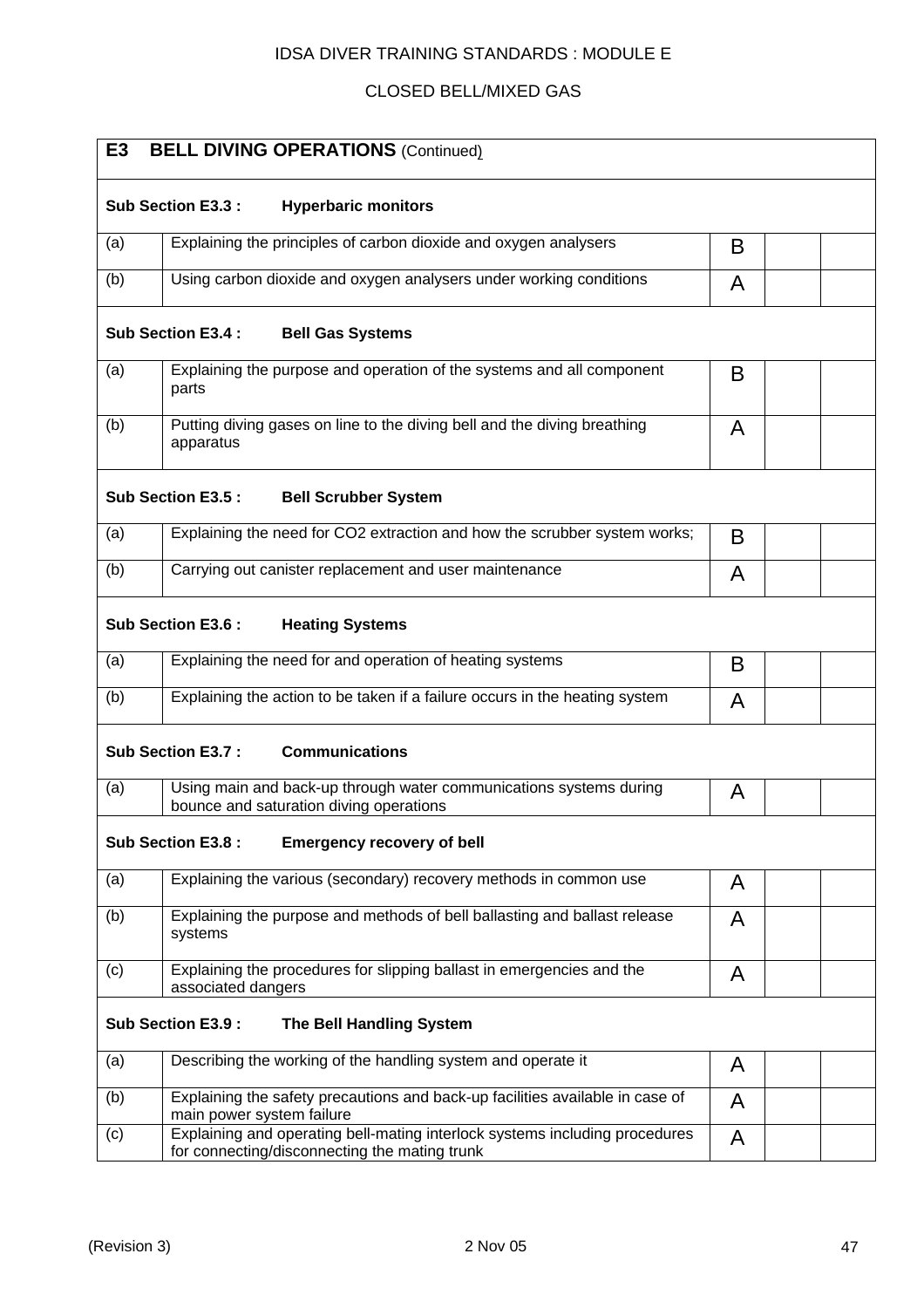| E3 | **BELL DIVING OPERATIONS** (Continued) | | | |
|---|---|---|---|---|
| **Sub Section E3.3 :** | **Hyperbaric monitors** | | | |
| (a) | Explaining the principles of carbon dioxide and oxygen analysers | B | | |
| (b) | Using carbon dioxide and oxygen analysers under working conditions | A | | |
| **Sub Section E3.4 :** | **Bell Gas Systems** | | | |
| (a) | Explaining the purpose and operation of the systems and all component parts | B | | |
| (b) | Putting diving gases on line to the diving bell and the diving breathing apparatus | A | | |
| **Sub Section E3.5 :** | **Bell Scrubber System** | | | |
| (a) | Explaining the need for CO2 extraction and how the scrubber system works; | B | | |
| (b) | Carrying out canister replacement and user maintenance | A | | |
| **Sub Section E3.6 :** | **Heating Systems** | | | |
| (a) | Explaining the need for and operation of heating systems | B | | |
| (b) | Explaining the action to be taken if a failure occurs in the heating system | A | | |
| **Sub Section E3.7 :** | **Communications** | | | |
| (a) | Using main and back-up through water communications systems during bounce and saturation diving operations | A | | |
| **Sub Section E3.8 :** | **Emergency recovery of bell** | | | |
| (a) | Explaining the various (secondary) recovery methods in common use | A | | |
| (b) | Explaining the purpose and methods of bell ballasting and ballast release systems | A | | |
| (c) | Explaining the procedures for slipping ballast in emergencies and the associated dangers | A | | |
| **Sub Section E3.9 :** | **The Bell Handling System** | | | |
| (a) | Describing the working of the handling system and operate it | A | | |
| (b) | Explaining the safety precautions and back-up facilities available in case of main power system failure | A | | |
| (c) | Explaining and operating bell-mating interlock systems including procedures for connecting/disconnecting the mating trunk | A | | |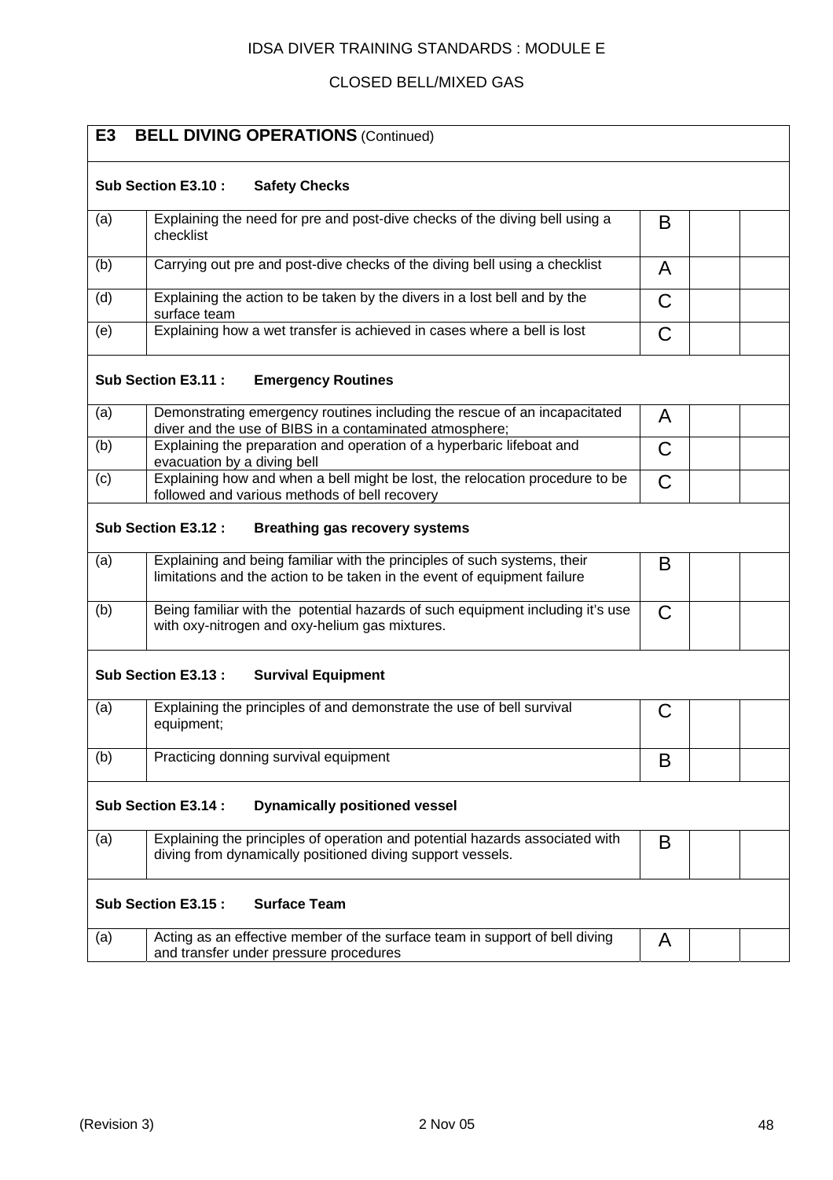IDSA DIVER TRAINING STANDARDS : MODULE E

CLOSED BELL/MIXED GAS

| **E3 BELL DIVING OPERATIONS** (Continued) | | | | |
|---|---|---|---|---|
| **Sub Section E3.10 : Safety Checks** | | | | |
| (a) | Explaining the need for pre and post-dive checks of the diving bell using a checklist | B | | |
| (b) | Carrying out pre and post-dive checks of the diving bell using a checklist | A | | |
| (d) | Explaining the action to be taken by the divers in a lost bell and by the surface team | C | | |
| (e) | Explaining how a wet transfer is achieved in cases where a bell is lost | C | | |
| **Sub Section E3.11 : Emergency Routines** | | | | |
| (a) | Demonstrating emergency routines including the rescue of an incapacitated diver and the use of BIBS in a contaminated atmosphere; | A | | |
| (b) | Explaining the preparation and operation of a hyperbaric lifeboat and evacuation by a diving bell | C | | |
| (c) | Explaining how and when a bell might be lost, the relocation procedure to be followed and various methods of bell recovery | C | | |
| **Sub Section E3.12 : Breathing gas recovery systems** | | | | |
| (a) | Explaining and being familiar with the principles of such systems, their limitations and the action to be taken in the event of equipment failure | B | | |
| (b) | Being familiar with the potential hazards of such equipment including it's use with oxy-nitrogen and oxy-helium gas mixtures. | C | | |
| **Sub Section E3.13 : Survival Equipment** | | | | |
| (a) | Explaining the principles of and demonstrate the use of bell survival equipment; | C | | |
| (b) | Practicing donning survival equipment | B | | |
| **Sub Section E3.14 : Dynamically positioned vessel** | | | | |
| (a) | Explaining the principles of operation and potential hazards associated with diving from dynamically positioned diving support vessels. | B | | |
| **Sub Section E3.15 : Surface Team** | | | | |
| (a) | Acting as an effective member of the surface team in support of bell diving and transfer under pressure procedures | A | | |

(Revision 3) 2 Nov 05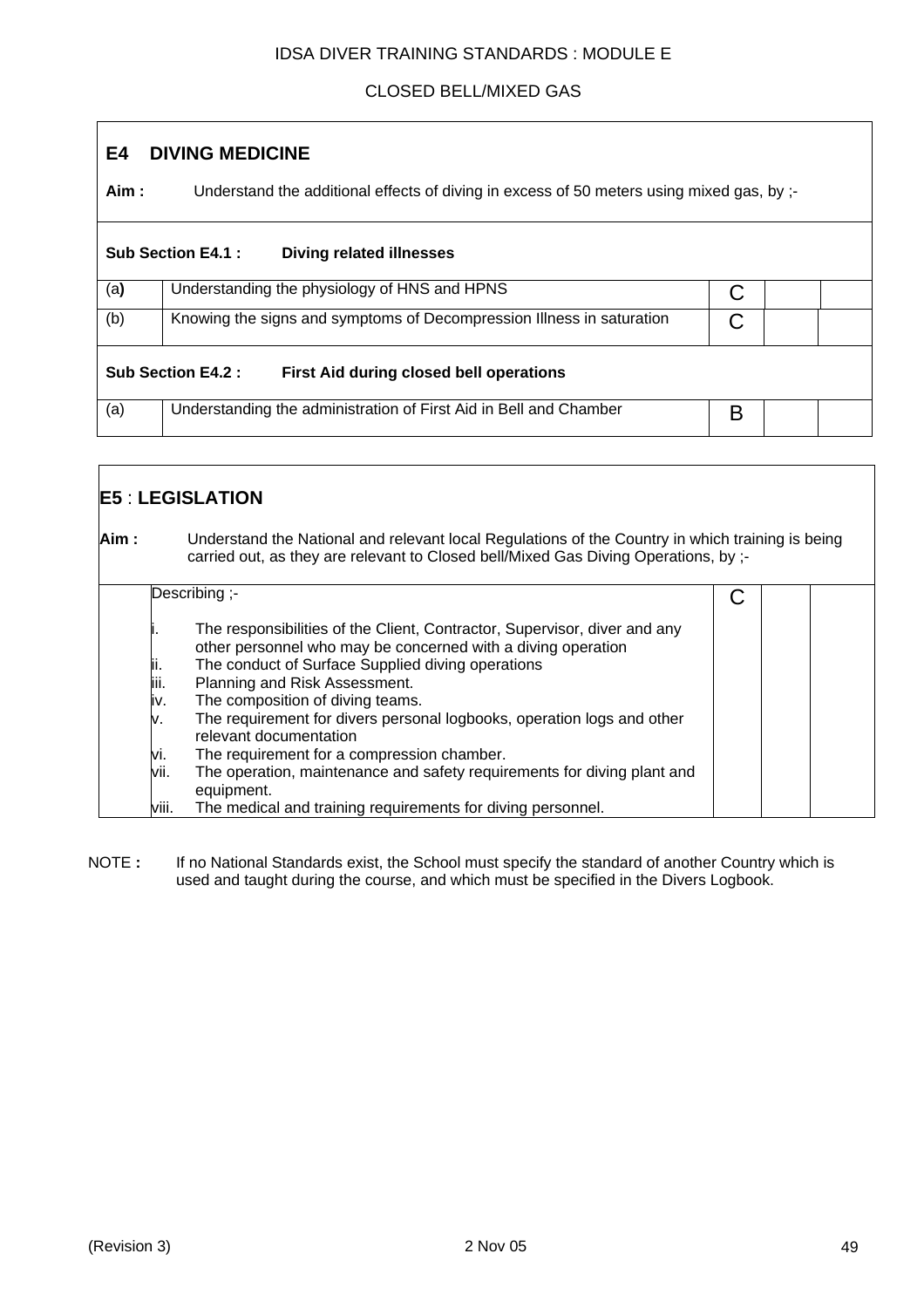IDSA DIVER TRAINING STANDARDS : MODULE E

CLOSED BELL/MIXED GAS

## E4 DIVING MEDICINE

**Aim :** Understand the additional effects of diving in excess of 50 meters using mixed gas, by ;-

**Sub Section E4.1 : Diving related illnesses**

| | | | | |
|---|---|---|---|---|
| (a) | Understanding the physiology of HNS and HPNS | C | | |
| (b) | Knowing the signs and symptoms of Decompression Illness in saturation | C | | |

**Sub Section E4.2 : First Aid during closed bell operations**

| | | | | |
|---|---|---|---|---|
| (a) | Understanding the administration of First Aid in Bell and Chamber | B | | |

## E5 : LEGISLATION

**Aim :** Understand the National and relevant local Regulations of the Country in which training is being carried out, as they are relevant to Closed bell/Mixed Gas Diving Operations, by ;-

| | | | | |
|---|---|---|---|---|
| | Describing ;-<br><br>i. The responsibilities of the Client, Contractor, Supervisor, diver and any other personnel who may be concerned with a diving operation<br>ii. The conduct of Surface Supplied diving operations<br>iii. Planning and Risk Assessment.<br>iv. The composition of diving teams.<br>v. The requirement for divers personal logbooks, operation logs and other relevant documentation<br>vi. The requirement for a compression chamber.<br>vii. The operation, maintenance and safety requirements for diving plant and equipment.<br>viii. The medical and training requirements for diving personnel. | C | | |

NOTE **:** If no National Standards exist, the School must specify the standard of another Country which is used and taught during the course, and which must be specified in the Divers Logbook.

(Revision 3) 2 Nov 05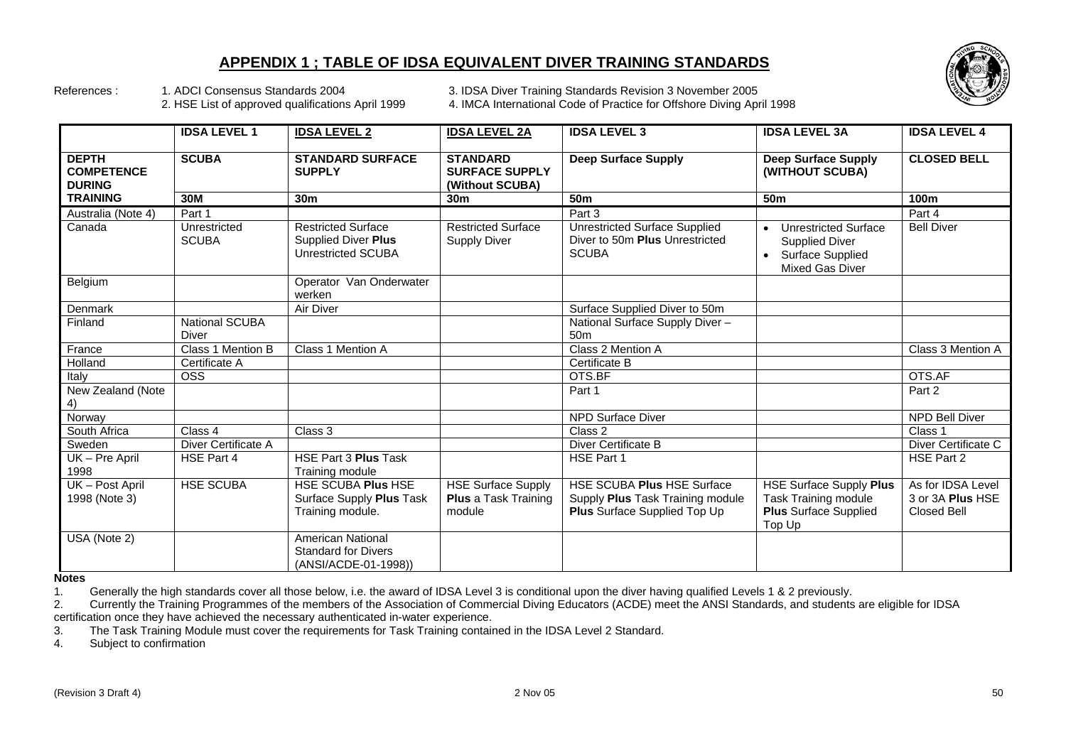# APPENDIX 1 ; TABLE OF IDSA EQUIVALENT DIVER TRAINING STANDARDS

References :
1. ADCI Consensus Standards 2004
2. HSE List of approved qualifications April 1999
3. IDSA Diver Training Standards Revision 3 November 2005
4. IMCA International Code of Practice for Offshore Diving April 1998

| | **IDSA LEVEL 1** | **IDSA LEVEL 2** | **IDSA LEVEL 2A** | **IDSA LEVEL 3** | **IDSA LEVEL 3A** | **IDSA LEVEL 4** |
|---|---|---|---|---|---|---|
| **DEPTH COMPETENCE DURING** | **SCUBA** | **STANDARD SURFACE SUPPLY** | **STANDARD SURFACE SUPPLY (Without SCUBA)** | **Deep Surface Supply** | **Deep Surface Supply (WITHOUT SCUBA)** | **CLOSED BELL** |
| **TRAINING** | **30M** | **30m** | **30m** | **50m** | **50m** | **100m** |
| Australia (Note 4) | Part 1 | | | Part 3 | | Part 4 |
| Canada | Unrestricted SCUBA | Restricted Surface Supplied Diver **Plus** Unrestricted SCUBA | Restricted Surface Supply Diver | Unrestricted Surface Supplied Diver to 50m **Plus** Unrestricted SCUBA | • Unrestricted Surface Supplied Diver<br>• Surface Supplied Mixed Gas Diver | Bell Diver |
| Belgium | | Operator Van Onderwater werken | | | | |
| Denmark | | Air Diver | | Surface Supplied Diver to 50m | | |
| Finland | National SCUBA Diver | | | National Surface Supply Diver – 50m | | |
| France | Class 1 Mention B | Class 1 Mention A | | Class 2 Mention A | | Class 3 Mention A |
| Holland | Certificate A | | | Certificate B | | |
| Italy | OSS | | | OTS.BF | | OTS.AF |
| New Zealand (Note 4) | | | | Part 1 | | Part 2 |
| Norway | | | | NPD Surface Diver | | NPD Bell Diver |
| South Africa | Class 4 | Class 3 | | Class 2 | | Class 1 |
| Sweden | Diver Certificate A | | | Diver Certificate B | | Diver Certificate C |
| UK – Pre April 1998 | HSE Part 4 | HSE Part 3 **Plus** Task Training module | | HSE Part 1 | | HSE Part 2 |
| UK – Post April 1998 (Note 3) | HSE SCUBA | HSE SCUBA **Plus** HSE Surface Supply **Plus** Task Training module. | HSE Surface Supply **Plus** a Task Training module | HSE SCUBA **Plus** HSE Surface Supply **Plus** Task Training module **Plus** Surface Supplied Top Up | HSE Surface Supply **Plus** Task Training module **Plus** Surface Supplied Top Up | As for IDSA Level 3 or 3A **Plus** HSE Closed Bell |
| USA (Note 2) | | American National Standard for Divers (ANSI/ACDE-01-1998)) | | | | |

**Notes**

1. Generally the high standards cover all those below, i.e. the award of IDSA Level 3 is conditional upon the diver having qualified Levels 1 & 2 previously.
2. Currently the Training Programmes of the members of the Association of Commercial Diving Educators (ACDE) meet the ANSI Standards, and students are eligible for IDSA certification once they have achieved the necessary authenticated in-water experience.
3. The Task Training Module must cover the requirements for Task Training contained in the IDSA Level 2 Standard.
4. Subject to confirmation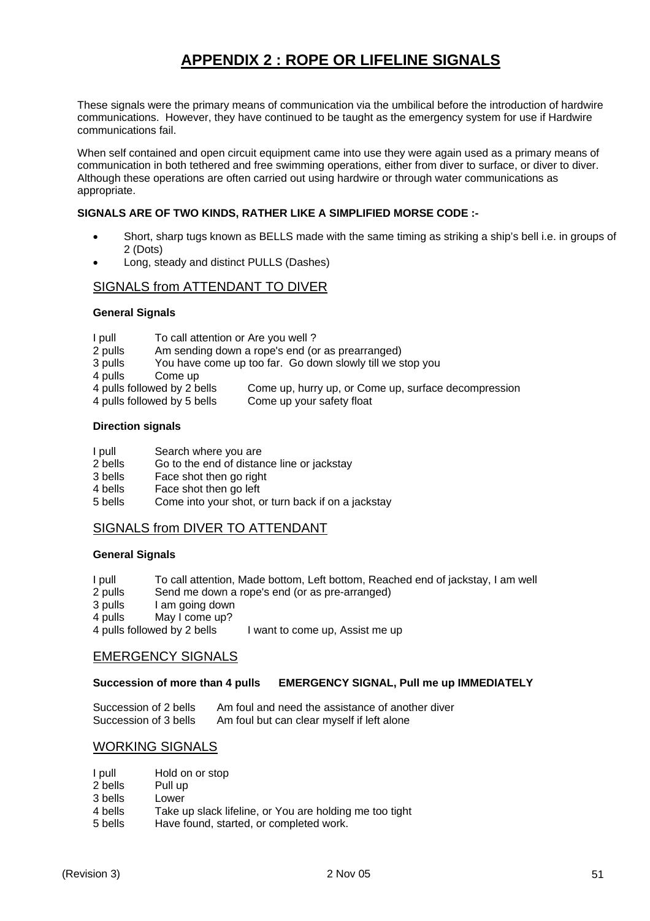# APPENDIX 2 : ROPE OR LIFELINE SIGNALS

These signals were the primary means of communication via the umbilical before the introduction of hardwire communications. However, they have continued to be taught as the emergency system for use if Hardwire communications fail.

When self contained and open circuit equipment came into use they were again used as a primary means of communication in both tethered and free swimming operations, either from diver to surface, or diver to diver. Although these operations are often carried out using hardwire or through water communications as appropriate.

**SIGNALS ARE OF TWO KINDS, RATHER LIKE A SIMPLIFIED MORSE CODE :-**

- Short, sharp tugs known as BELLS made with the same timing as striking a ship's bell i.e. in groups of 2 (Dots)
- Long, steady and distinct PULLS (Dashes)

## SIGNALS from ATTENDANT TO DIVER

**General Signals**

| | |
|---|---|
| I pull | To call attention or Are you well ? |
| 2 pulls | Am sending down a rope's end (or as prearranged) |
| 3 pulls | You have come up too far. Go down slowly till we stop you |
| 4 pulls | Come up |
| 4 pulls followed by 2 bells | Come up, hurry up, or Come up, surface decompression |
| 4 pulls followed by 5 bells | Come up your safety float |

**Direction signals**

| | |
|---|---|
| I pull | Search where you are |
| 2 bells | Go to the end of distance line or jackstay |
| 3 bells | Face shot then go right |
| 4 bells | Face shot then go left |
| 5 bells | Come into your shot, or turn back if on a jackstay |

## SIGNALS from DIVER TO ATTENDANT

**General Signals**

| | |
|---|---|
| I pull | To call attention, Made bottom, Left bottom, Reached end of jackstay, I am well |
| 2 pulls | Send me down a rope's end (or as pre-arranged) |
| 3 pulls | I am going down |
| 4 pulls | May I come up? |
| 4 pulls followed by 2 bells | I want to come up, Assist me up |

## EMERGENCY SIGNALS

**Succession of more than 4 pulls EMERGENCY SIGNAL, Pull me up IMMEDIATELY**

| | |
|---|---|
| Succession of 2 bells | Am foul and need the assistance of another diver |
| Succession of 3 bells | Am foul but can clear myself if left alone |

## WORKING SIGNALS

| | |
|---|---|
| I pull | Hold on or stop |
| 2 bells | Pull up |
| 3 bells | Lower |
| 4 bells | Take up slack lifeline, or You are holding me too tight |
| 5 bells | Have found, started, or completed work. |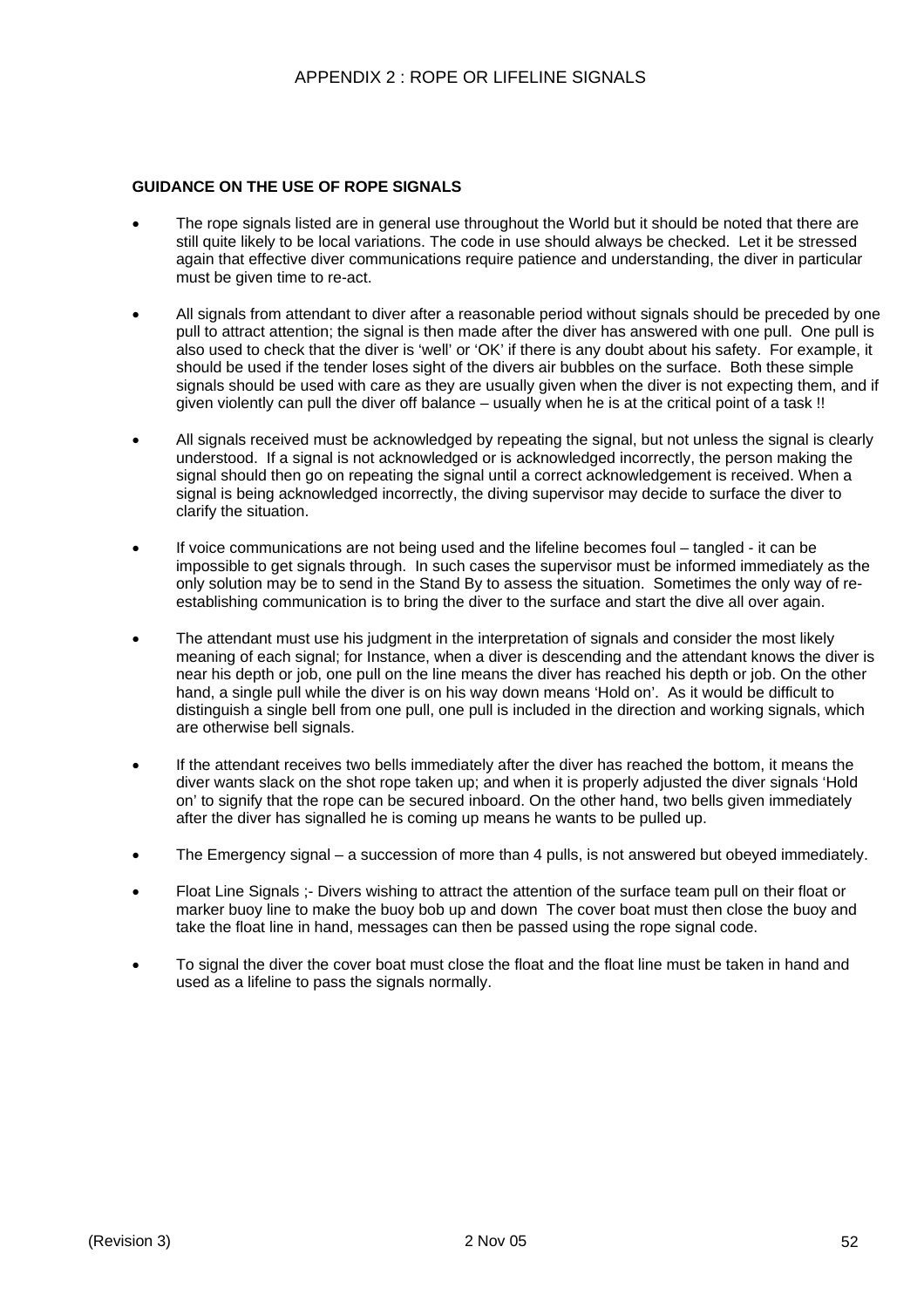# APPENDIX 2 : ROPE OR LIFELINE SIGNALS

**GUIDANCE ON THE USE OF ROPE SIGNALS**

- The rope signals listed are in general use throughout the World but it should be noted that there are still quite likely to be local variations. The code in use should always be checked. Let it be stressed again that effective diver communications require patience and understanding, the diver in particular must be given time to re-act.

- All signals from attendant to diver after a reasonable period without signals should be preceded by one pull to attract attention; the signal is then made after the diver has answered with one pull. One pull is also used to check that the diver is 'well' or 'OK' if there is any doubt about his safety. For example, it should be used if the tender loses sight of the divers air bubbles on the surface. Both these simple signals should be used with care as they are usually given when the diver is not expecting them, and if given violently can pull the diver off balance – usually when he is at the critical point of a task !!

- All signals received must be acknowledged by repeating the signal, but not unless the signal is clearly understood. If a signal is not acknowledged or is acknowledged incorrectly, the person making the signal should then go on repeating the signal until a correct acknowledgement is received. When a signal is being acknowledged incorrectly, the diving supervisor may decide to surface the diver to clarify the situation.

- If voice communications are not being used and the lifeline becomes foul – tangled - it can be impossible to get signals through. In such cases the supervisor must be informed immediately as the only solution may be to send in the Stand By to assess the situation. Sometimes the only way of re-establishing communication is to bring the diver to the surface and start the dive all over again.

- The attendant must use his judgment in the interpretation of signals and consider the most likely meaning of each signal; for Instance, when a diver is descending and the attendant knows the diver is near his depth or job, one pull on the line means the diver has reached his depth or job. On the other hand, a single pull while the diver is on his way down means 'Hold on'. As it would be difficult to distinguish a single bell from one pull, one pull is included in the direction and working signals, which are otherwise bell signals.

- If the attendant receives two bells immediately after the diver has reached the bottom, it means the diver wants slack on the shot rope taken up; and when it is properly adjusted the diver signals 'Hold on' to signify that the rope can be secured inboard. On the other hand, two bells given immediately after the diver has signalled he is coming up means he wants to be pulled up.

- The Emergency signal – a succession of more than 4 pulls, is not answered but obeyed immediately.

- Float Line Signals ;- Divers wishing to attract the attention of the surface team pull on their float or marker buoy line to make the buoy bob up and down The cover boat must then close the buoy and take the float line in hand, messages can then be passed using the rope signal code.

- To signal the diver the cover boat must close the float and the float line must be taken in hand and used as a lifeline to pass the signals normally.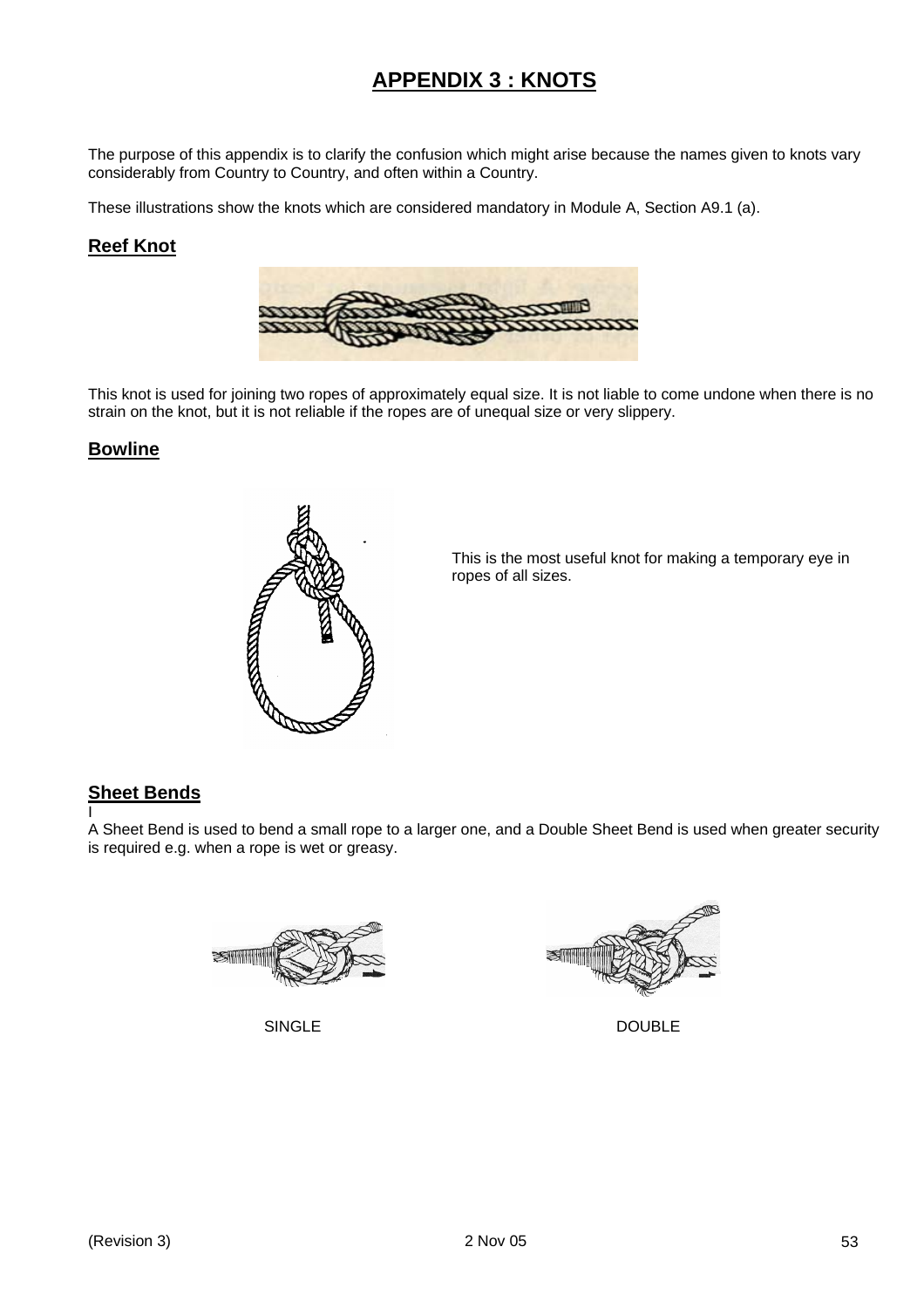# APPENDIX 3 : KNOTS

The purpose of this appendix is to clarify the confusion which might arise because the names given to knots vary considerably from Country to Country, and often within a Country.

These illustrations show the knots which are considered mandatory in Module A, Section A9.1 (a).

## Reef Knot

This knot is used for joining two ropes of approximately equal size. It is not liable to come undone when there is no strain on the knot, but it is not reliable if the ropes are of unequal size or very slippery.

## Bowline

This is the most useful knot for making a temporary eye in ropes of all sizes.

## Sheet Bends

A Sheet Bend is used to bend a small rope to a larger one, and a Double Sheet Bend is used when greater security is required e.g. when a rope is wet or greasy.

SINGLE

DOUBLE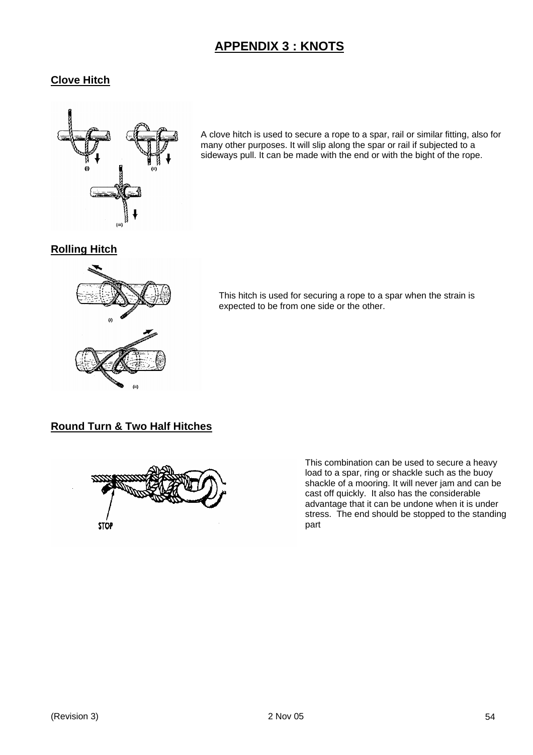# APPENDIX 3 : KNOTS

## Clove Hitch

A clove hitch is used to secure a rope to a spar, rail or similar fitting, also for many other purposes. It will slip along the spar or rail if subjected to a sideways pull. It can be made with the end or with the bight of the rope.

## Rolling Hitch

This hitch is used for securing a rope to a spar when the strain is expected to be from one side or the other.

## Round Turn & Two Half Hitches

This combination can be used to secure a heavy load to a spar, ring or shackle such as the buoy shackle of a mooring. It will never jam and can be cast off quickly. It also has the considerable advantage that it can be undone when it is under stress. The end should be stopped to the standing part